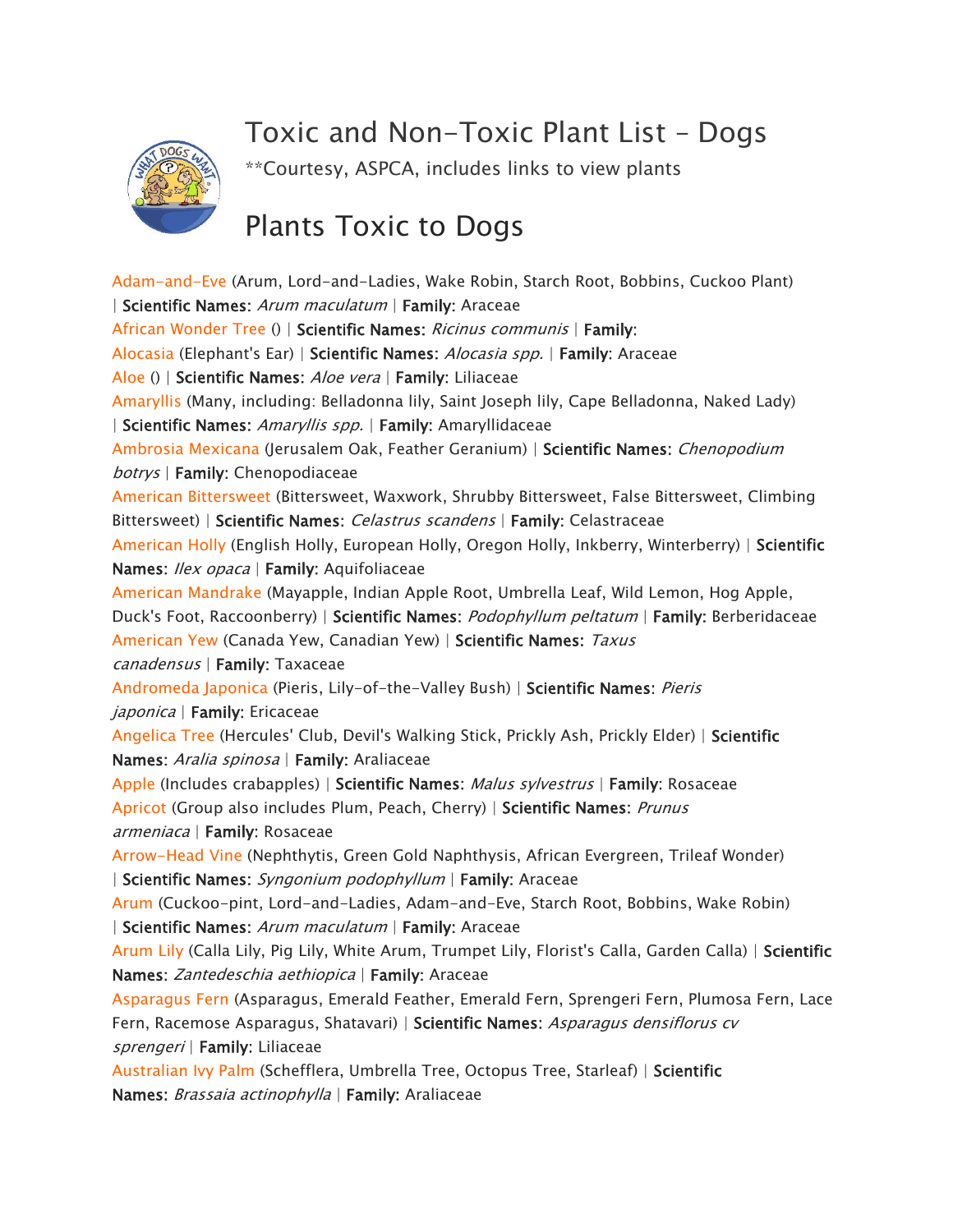# Toxic and Non-Toxic Plant List - Dogs

**Courtesy, ASPCA, includes links to view plants

## Plants Toxic to Dogs

Adam-and-Eve (Arum, Lord-and-Ladies, Wake Robin, Starch Root, Bobbins, Cuckoo Plant) | **Scientific Names**: *Arum maculatum* | **Family**: Araceae
African Wonder Tree () | **Scientific Names**: *Ricinus communis* | **Family**:
Alocasia (Elephant's Ear) | **Scientific Names**: *Alocasia spp.* | **Family**: Araceae
Aloe () | **Scientific Names**: *Aloe vera* | **Family**: Liliaceae
Amaryllis (Many, including: Belladonna lily, Saint Joseph lily, Cape Belladonna, Naked Lady) | **Scientific Names**: *Amaryllis spp.* | **Family**: Amaryllidaceae
Ambrosia Mexicana (Jerusalem Oak, Feather Geranium) | **Scientific Names**: *Chenopodium botrys* | **Family**: Chenopodiaceae
American Bittersweet (Bittersweet, Waxwork, Shrubby Bittersweet, False Bittersweet, Climbing Bittersweet) | **Scientific Names**: *Celastrus scandens* | **Family**: Celastraceae
American Holly (English Holly, European Holly, Oregon Holly, Inkberry, Winterberry) | **Scientific Names**: *Ilex opaca* | **Family**: Aquifoliaceae
American Mandrake (Mayapple, Indian Apple Root, Umbrella Leaf, Wild Lemon, Hog Apple, Duck's Foot, Raccoonberry) | **Scientific Names**: *Podophyllum peltatum* | **Family**: Berberidaceae
American Yew (Canada Yew, Canadian Yew) | **Scientific Names**: *Taxus canadensus* | **Family**: Taxaceae
Andromeda Japonica (Pieris, Lily-of-the-Valley Bush) | **Scientific Names**: *Pieris japonica* | **Family**: Ericaceae
Angelica Tree (Hercules' Club, Devil's Walking Stick, Prickly Ash, Prickly Elder) | **Scientific Names**: *Aralia spinosa* | **Family**: Araliaceae
Apple (Includes crabapples) | **Scientific Names**: *Malus sylvestrus* | **Family**: Rosaceae
Apricot (Group also includes Plum, Peach, Cherry) | **Scientific Names**: *Prunus armeniaca* | **Family**: Rosaceae
Arrow-Head Vine (Nephthytis, Green Gold Naphthysis, African Evergreen, Trileaf Wonder) | **Scientific Names**: *Syngonium podophyllum* | **Family**: Araceae
Arum (Cuckoo-pint, Lord-and-Ladies, Adam-and-Eve, Starch Root, Bobbins, Wake Robin) | **Scientific Names**: *Arum maculatum* | **Family**: Araceae
Arum Lily (Calla Lily, Pig Lily, White Arum, Trumpet Lily, Florist's Calla, Garden Calla) | **Scientific Names**: *Zantedeschia aethiopica* | **Family**: Araceae
Asparagus Fern (Asparagus, Emerald Feather, Emerald Fern, Sprengeri Fern, Plumosa Fern, Lace Fern, Racemose Asparagus, Shatavari) | **Scientific Names**: *Asparagus densiflorus cv sprengeri* | **Family**: Liliaceae
Australian Ivy Palm (Schefflera, Umbrella Tree, Octopus Tree, Starleaf) | **Scientific Names**: *Brassaia actinophylla* | **Family**: Araliaceae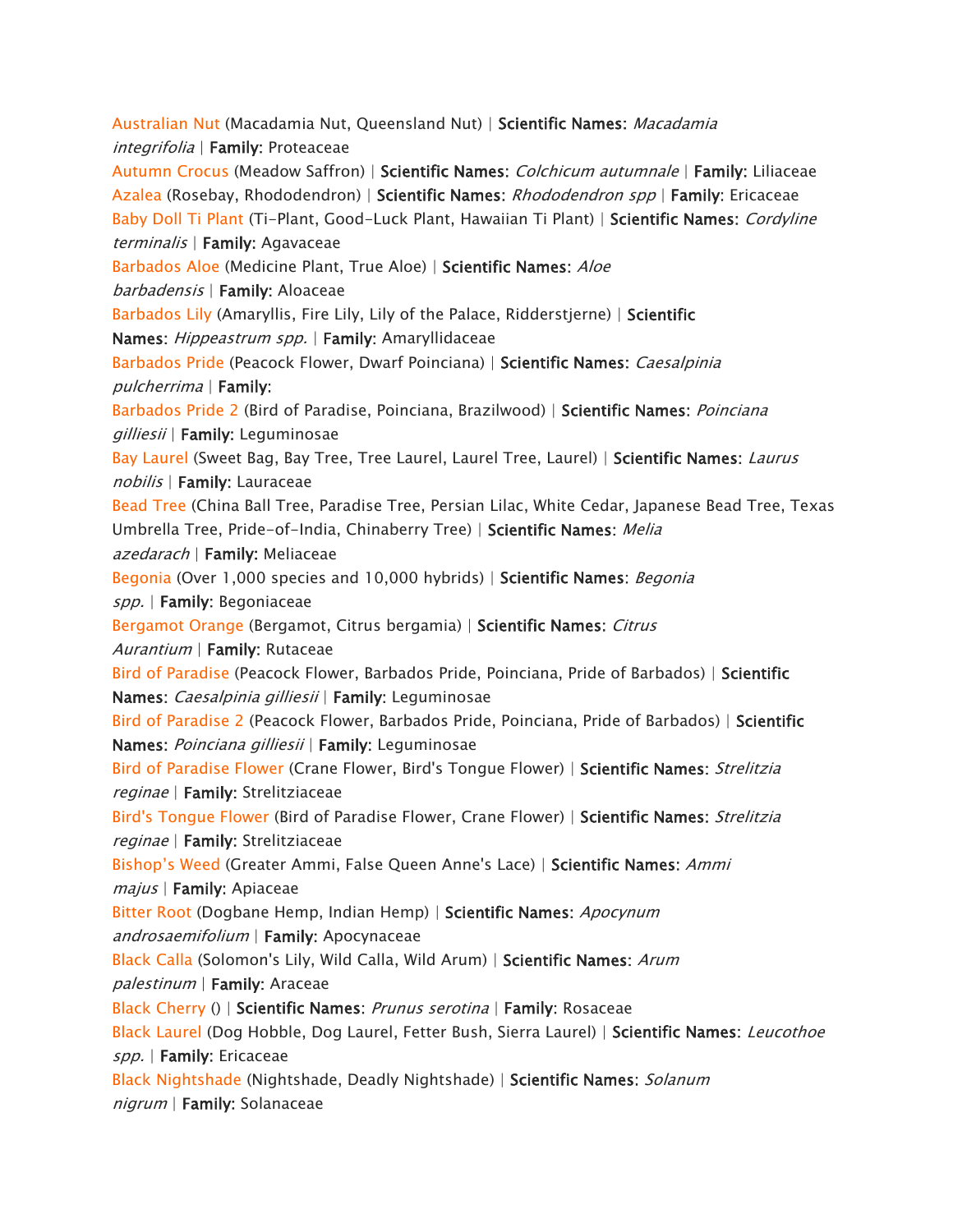Australian Nut (Macadamia Nut, Queensland Nut) | **Scientific Names**: *Macadamia integrifolia* | **Family**: Proteaceae

Autumn Crocus (Meadow Saffron) | **Scientific Names**: *Colchicum autumnale* | **Family**: Liliaceae

Azalea (Rosebay, Rhododendron) | **Scientific Names**: *Rhododendron spp* | **Family**: Ericaceae

Baby Doll Ti Plant (Ti-Plant, Good-Luck Plant, Hawaiian Ti Plant) | **Scientific Names**: *Cordyline terminalis* | **Family**: Agavaceae

Barbados Aloe (Medicine Plant, True Aloe) | **Scientific Names**: *Aloe barbadensis* | **Family**: Aloaceae

Barbados Lily (Amaryllis, Fire Lily, Lily of the Palace, Ridderstjerne) | **Scientific Names**: *Hippeastrum spp.* | **Family**: Amaryllidaceae

Barbados Pride (Peacock Flower, Dwarf Poinciana) | **Scientific Names**: *Caesalpinia pulcherrima* | **Family**:

Barbados Pride 2 (Bird of Paradise, Poinciana, Brazilwood) | **Scientific Names**: *Poinciana gilliesii* | **Family**: Leguminosae

Bay Laurel (Sweet Bag, Bay Tree, Tree Laurel, Laurel Tree, Laurel) | **Scientific Names**: *Laurus nobilis* | **Family**: Lauraceae

Bead Tree (China Ball Tree, Paradise Tree, Persian Lilac, White Cedar, Japanese Bead Tree, Texas Umbrella Tree, Pride-of-India, Chinaberry Tree) | **Scientific Names**: *Melia azedarach* | **Family**: Meliaceae

Begonia (Over 1,000 species and 10,000 hybrids) | **Scientific Names**: *Begonia spp.* | **Family**: Begoniaceae

Bergamot Orange (Bergamot, Citrus bergamia) | **Scientific Names**: *Citrus Aurantium* | **Family**: Rutaceae

Bird of Paradise (Peacock Flower, Barbados Pride, Poinciana, Pride of Barbados) | **Scientific Names**: *Caesalpinia gilliesii* | **Family**: Leguminosae

Bird of Paradise 2 (Peacock Flower, Barbados Pride, Poinciana, Pride of Barbados) | **Scientific Names**: *Poinciana gilliesii* | **Family**: Leguminosae

Bird of Paradise Flower (Crane Flower, Bird's Tongue Flower) | **Scientific Names**: *Strelitzia reginae* | **Family**: Strelitziaceae

Bird's Tongue Flower (Bird of Paradise Flower, Crane Flower) | **Scientific Names**: *Strelitzia reginae* | **Family**: Strelitziaceae

Bishop's Weed (Greater Ammi, False Queen Anne's Lace) | **Scientific Names**: *Ammi majus* | **Family**: Apiaceae

Bitter Root (Dogbane Hemp, Indian Hemp) | **Scientific Names**: *Apocynum androsaemifolium* | **Family**: Apocynaceae

Black Calla (Solomon's Lily, Wild Calla, Wild Arum) | **Scientific Names**: *Arum palestinum* | **Family**: Araceae

Black Cherry () | **Scientific Names**: *Prunus serotina* | **Family**: Rosaceae

Black Laurel (Dog Hobble, Dog Laurel, Fetter Bush, Sierra Laurel) | **Scientific Names**: *Leucothoe spp.* | **Family**: Ericaceae

Black Nightshade (Nightshade, Deadly Nightshade) | **Scientific Names**: *Solanum nigrum* | **Family**: Solanaceae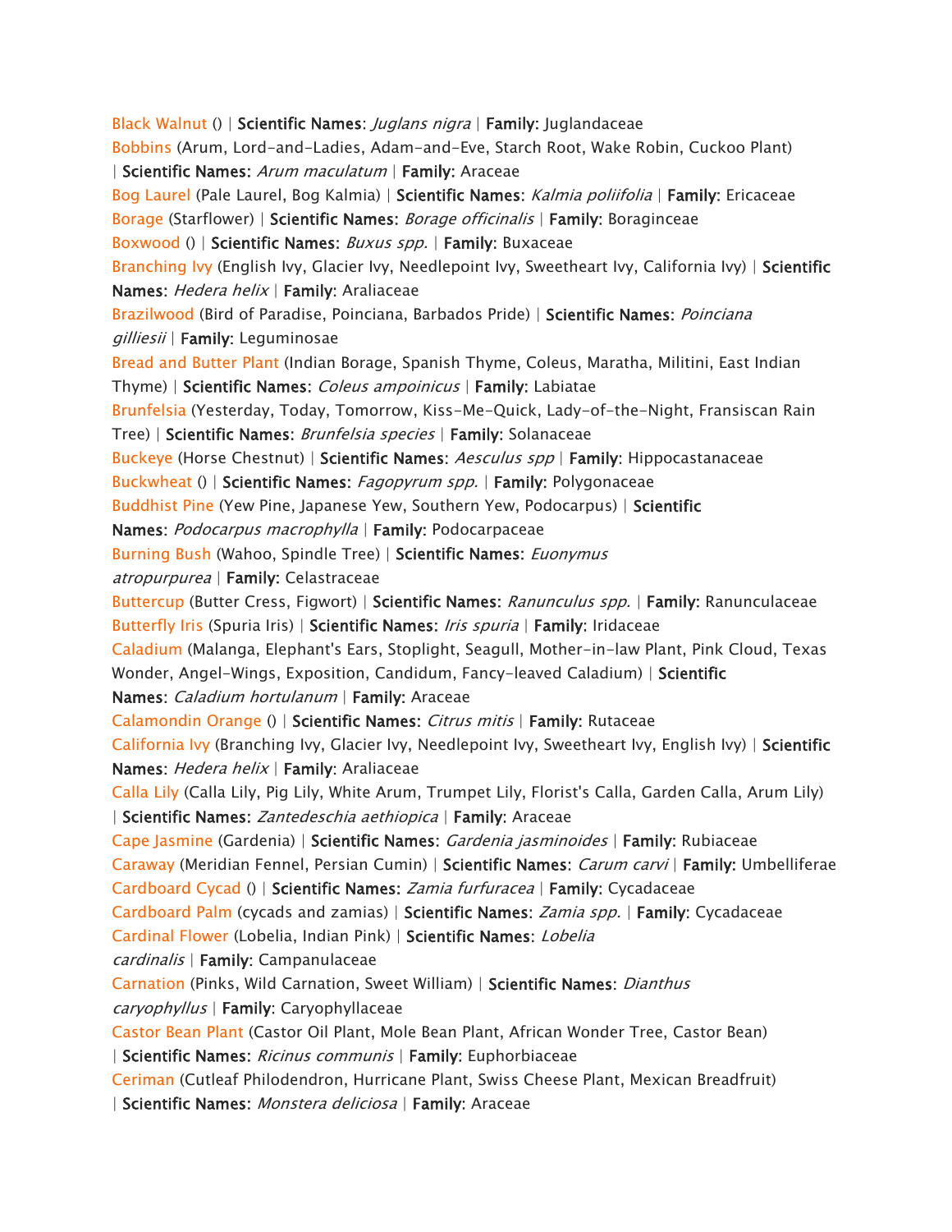Black Walnut () | **Scientific Names**: *Juglans nigra* | **Family**: Juglandaceae
Bobbins (Arum, Lord-and-Ladies, Adam-and-Eve, Starch Root, Wake Robin, Cuckoo Plant) | **Scientific Names**: *Arum maculatum* | **Family**: Araceae
Bog Laurel (Pale Laurel, Bog Kalmia) | **Scientific Names**: *Kalmia poliifolia* | **Family**: Ericaceae
Borage (Starflower) | **Scientific Names**: *Borage officinalis* | **Family**: Boraginceae
Boxwood () | **Scientific Names**: *Buxus spp.* | **Family**: Buxaceae
Branching Ivy (English Ivy, Glacier Ivy, Needlepoint Ivy, Sweetheart Ivy, California Ivy) | **Scientific Names**: *Hedera helix* | **Family**: Araliaceae
Brazilwood (Bird of Paradise, Poinciana, Barbados Pride) | **Scientific Names**: *Poinciana gilliesii* | **Family**: Leguminosae
Bread and Butter Plant (Indian Borage, Spanish Thyme, Coleus, Maratha, Militini, East Indian Thyme) | **Scientific Names**: *Coleus ampoinicus* | **Family**: Labiatae
Brunfelsia (Yesterday, Today, Tomorrow, Kiss-Me-Quick, Lady-of-the-Night, Fransiscan Rain Tree) | **Scientific Names**: *Brunfelsia species* | **Family**: Solanaceae
Buckeye (Horse Chestnut) | **Scientific Names**: *Aesculus spp* | **Family**: Hippocastanaceae
Buckwheat () | **Scientific Names**: *Fagopyrum spp.* | **Family**: Polygonaceae
Buddhist Pine (Yew Pine, Japanese Yew, Southern Yew, Podocarpus) | **Scientific Names**: *Podocarpus macrophylla* | **Family**: Podocarpaceae
Burning Bush (Wahoo, Spindle Tree) | **Scientific Names**: *Euonymus atropurpurea* | **Family**: Celastraceae
Buttercup (Butter Cress, Figwort) | **Scientific Names**: *Ranunculus spp.* | **Family**: Ranunculaceae
Butterfly Iris (Spuria Iris) | **Scientific Names**: *Iris spuria* | **Family**: Iridaceae
Caladium (Malanga, Elephant's Ears, Stoplight, Seagull, Mother-in-law Plant, Pink Cloud, Texas Wonder, Angel-Wings, Exposition, Candidum, Fancy-leaved Caladium) | **Scientific Names**: *Caladium hortulanum* | **Family**: Araceae
Calamondin Orange () | **Scientific Names**: *Citrus mitis* | **Family**: Rutaceae
California Ivy (Branching Ivy, Glacier Ivy, Needlepoint Ivy, Sweetheart Ivy, English Ivy) | **Scientific Names**: *Hedera helix* | **Family**: Araliaceae
Calla Lily (Calla Lily, Pig Lily, White Arum, Trumpet Lily, Florist's Calla, Garden Calla, Arum Lily) | **Scientific Names**: *Zantedeschia aethiopica* | **Family**: Araceae
Cape Jasmine (Gardenia) | **Scientific Names**: *Gardenia jasminoides* | **Family**: Rubiaceae
Caraway (Meridian Fennel, Persian Cumin) | **Scientific Names**: *Carum carvi* | **Family**: Umbelliferae
Cardboard Cycad () | **Scientific Names**: *Zamia furfuracea* | **Family**: Cycadaceae
Cardboard Palm (cycads and zamias) | **Scientific Names**: *Zamia spp.* | **Family**: Cycadaceae
Cardinal Flower (Lobelia, Indian Pink) | **Scientific Names**: *Lobelia cardinalis* | **Family**: Campanulaceae
Carnation (Pinks, Wild Carnation, Sweet William) | **Scientific Names**: *Dianthus caryophyllus* | **Family**: Caryophyllaceae
Castor Bean Plant (Castor Oil Plant, Mole Bean Plant, African Wonder Tree, Castor Bean) | **Scientific Names**: *Ricinus communis* | **Family**: Euphorbiaceae
Ceriman (Cutleaf Philodendron, Hurricane Plant, Swiss Cheese Plant, Mexican Breadfruit) | **Scientific Names**: *Monstera deliciosa* | **Family**: Araceae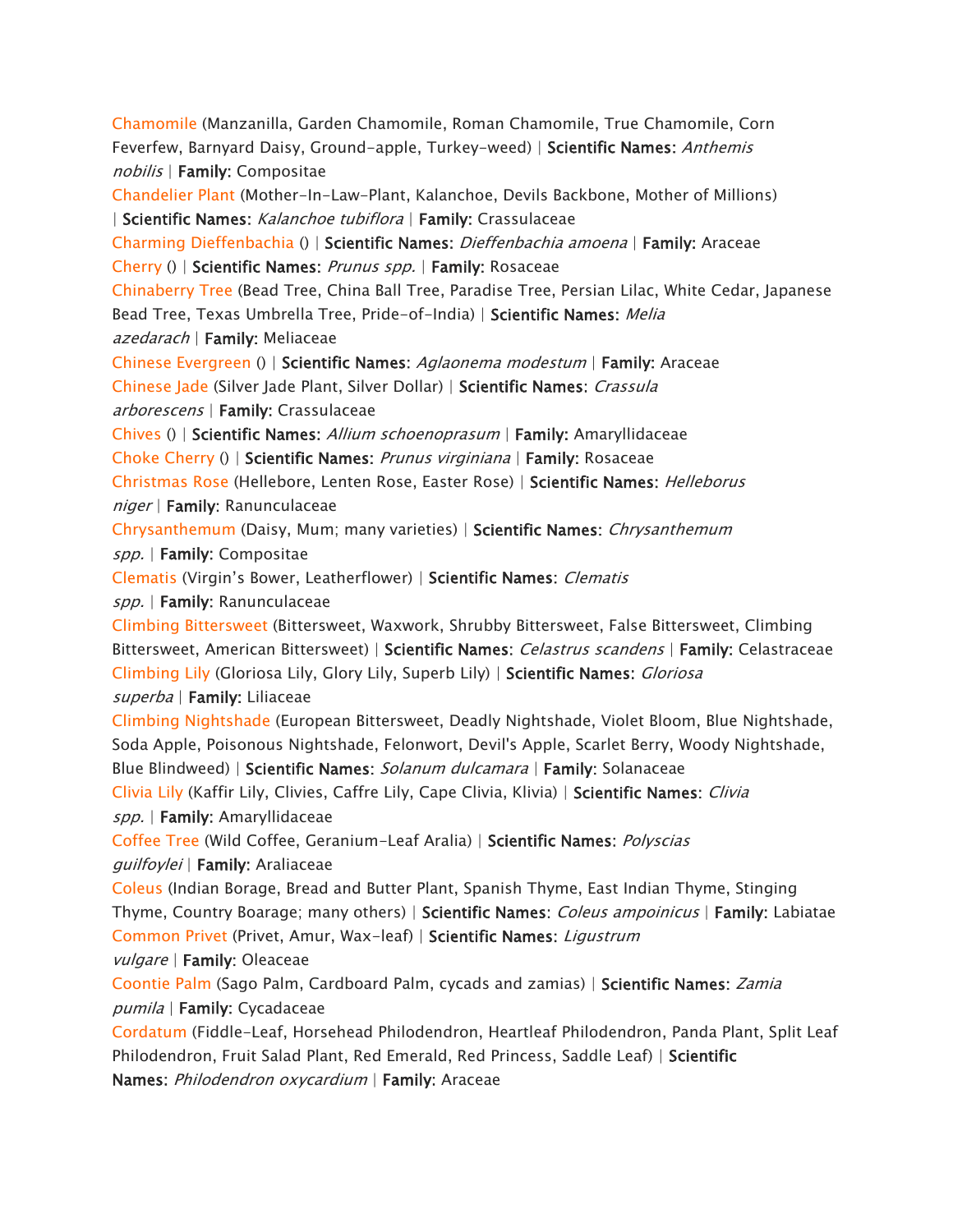Chamomile (Manzanilla, Garden Chamomile, Roman Chamomile, True Chamomile, Corn Feverfew, Barnyard Daisy, Ground-apple, Turkey-weed) | **Scientific Names**: *Anthemis nobilis* | **Family**: Compositae

Chandelier Plant (Mother-In-Law-Plant, Kalanchoe, Devils Backbone, Mother of Millions) | **Scientific Names**: *Kalanchoe tubiflora* | **Family**: Crassulaceae

Charming Dieffenbachia () | **Scientific Names**: *Dieffenbachia amoena* | **Family**: Araceae

Cherry () | **Scientific Names**: *Prunus spp.* | **Family**: Rosaceae

Chinaberry Tree (Bead Tree, China Ball Tree, Paradise Tree, Persian Lilac, White Cedar, Japanese Bead Tree, Texas Umbrella Tree, Pride-of-India) | **Scientific Names**: *Melia azedarach* | **Family**: Meliaceae

Chinese Evergreen () | **Scientific Names**: *Aglaonema modestum* | **Family**: Araceae

Chinese Jade (Silver Jade Plant, Silver Dollar) | **Scientific Names**: *Crassula arborescens* | **Family**: Crassulaceae

Chives () | **Scientific Names**: *Allium schoenoprasum* | **Family**: Amaryllidaceae

Choke Cherry () | **Scientific Names**: *Prunus virginiana* | **Family**: Rosaceae

Christmas Rose (Hellebore, Lenten Rose, Easter Rose) | **Scientific Names**: *Helleborus niger* | **Family**: Ranunculaceae

Chrysanthemum (Daisy, Mum; many varieties) | **Scientific Names**: *Chrysanthemum spp.* | **Family**: Compositae

Clematis (Virgin's Bower, Leatherflower) | **Scientific Names**: *Clematis spp.* | **Family**: Ranunculaceae

Climbing Bittersweet (Bittersweet, Waxwork, Shrubby Bittersweet, False Bittersweet, Climbing Bittersweet, American Bittersweet) | **Scientific Names**: *Celastrus scandens* | **Family**: Celastraceae

Climbing Lily (Gloriosa Lily, Glory Lily, Superb Lily) | **Scientific Names**: *Gloriosa superba* | **Family**: Liliaceae

Climbing Nightshade (European Bittersweet, Deadly Nightshade, Violet Bloom, Blue Nightshade, Soda Apple, Poisonous Nightshade, Felonwort, Devil's Apple, Scarlet Berry, Woody Nightshade, Blue Blindweed) | **Scientific Names**: *Solanum dulcamara* | **Family**: Solanaceae

Clivia Lily (Kaffir Lily, Clivies, Caffre Lily, Cape Clivia, Klivia) | **Scientific Names**: *Clivia spp.* | **Family**: Amaryllidaceae

Coffee Tree (Wild Coffee, Geranium-Leaf Aralia) | **Scientific Names**: *Polyscias guilfoylei* | **Family**: Araliaceae

Coleus (Indian Borage, Bread and Butter Plant, Spanish Thyme, East Indian Thyme, Stinging Thyme, Country Boarage; many others) | **Scientific Names**: *Coleus ampoinicus* | **Family**: Labiatae

Common Privet (Privet, Amur, Wax-leaf) | **Scientific Names**: *Ligustrum vulgare* | **Family**: Oleaceae

Coontie Palm (Sago Palm, Cardboard Palm, cycads and zamias) | **Scientific Names**: *Zamia pumila* | **Family**: Cycadaceae

Cordatum (Fiddle-Leaf, Horsehead Philodendron, Heartleaf Philodendron, Panda Plant, Split Leaf Philodendron, Fruit Salad Plant, Red Emerald, Red Princess, Saddle Leaf) | **Scientific Names**: *Philodendron oxycardium* | **Family**: Araceae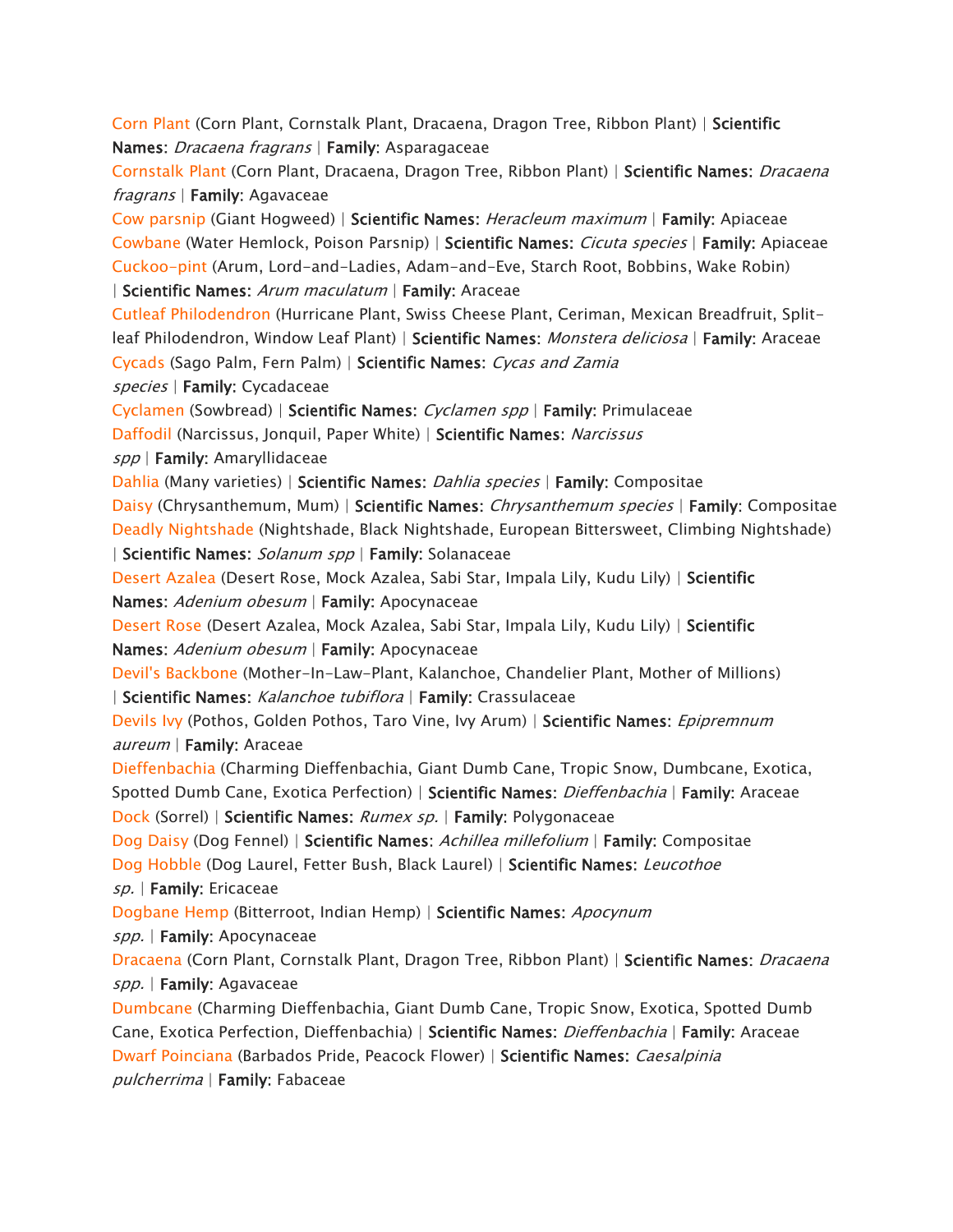Corn Plant (Corn Plant, Cornstalk Plant, Dracaena, Dragon Tree, Ribbon Plant) | **Scientific Names**: *Dracaena fragrans* | **Family**: Asparagaceae

Cornstalk Plant (Corn Plant, Dracaena, Dragon Tree, Ribbon Plant) | **Scientific Names**: *Dracaena fragrans* | **Family**: Agavaceae

Cow parsnip (Giant Hogweed) | **Scientific Names**: *Heracleum maximum* | **Family**: Apiaceae

Cowbane (Water Hemlock, Poison Parsnip) | **Scientific Names**: *Cicuta species* | **Family**: Apiaceae

Cuckoo-pint (Arum, Lord-and-Ladies, Adam-and-Eve, Starch Root, Bobbins, Wake Robin) | **Scientific Names**: *Arum maculatum* | **Family**: Araceae

Cutleaf Philodendron (Hurricane Plant, Swiss Cheese Plant, Ceriman, Mexican Breadfruit, Split-leaf Philodendron, Window Leaf Plant) | **Scientific Names**: *Monstera deliciosa* | **Family**: Araceae

Cycads (Sago Palm, Fern Palm) | **Scientific Names**: *Cycas and Zamia species* | **Family**: Cycadaceae

Cyclamen (Sowbread) | **Scientific Names**: *Cyclamen spp* | **Family**: Primulaceae

Daffodil (Narcissus, Jonquil, Paper White) | **Scientific Names**: *Narcissus spp* | **Family**: Amaryllidaceae

Dahlia (Many varieties) | **Scientific Names**: *Dahlia species* | **Family**: Compositae

Daisy (Chrysanthemum, Mum) | **Scientific Names**: *Chrysanthemum species* | **Family**: Compositae

Deadly Nightshade (Nightshade, Black Nightshade, European Bittersweet, Climbing Nightshade) | **Scientific Names**: *Solanum spp* | **Family**: Solanaceae

Desert Azalea (Desert Rose, Mock Azalea, Sabi Star, Impala Lily, Kudu Lily) | **Scientific Names**: *Adenium obesum* | **Family**: Apocynaceae

Desert Rose (Desert Azalea, Mock Azalea, Sabi Star, Impala Lily, Kudu Lily) | **Scientific Names**: *Adenium obesum* | **Family**: Apocynaceae

Devil's Backbone (Mother-In-Law-Plant, Kalanchoe, Chandelier Plant, Mother of Millions) | **Scientific Names**: *Kalanchoe tubiflora* | **Family**: Crassulaceae

Devils Ivy (Pothos, Golden Pothos, Taro Vine, Ivy Arum) | **Scientific Names**: *Epipremnum aureum* | **Family**: Araceae

Dieffenbachia (Charming Dieffenbachia, Giant Dumb Cane, Tropic Snow, Dumbcane, Exotica, Spotted Dumb Cane, Exotica Perfection) | **Scientific Names**: *Dieffenbachia* | **Family**: Araceae

Dock (Sorrel) | **Scientific Names**: *Rumex sp.* | **Family**: Polygonaceae

Dog Daisy (Dog Fennel) | **Scientific Names**: *Achillea millefolium* | **Family**: Compositae

Dog Hobble (Dog Laurel, Fetter Bush, Black Laurel) | **Scientific Names**: *Leucothoe sp.* | **Family**: Ericaceae

Dogbane Hemp (Bitterroot, Indian Hemp) | **Scientific Names**: *Apocynum spp.* | **Family**: Apocynaceae

Dracaena (Corn Plant, Cornstalk Plant, Dragon Tree, Ribbon Plant) | **Scientific Names**: *Dracaena spp.* | **Family**: Agavaceae

Dumbcane (Charming Dieffenbachia, Giant Dumb Cane, Tropic Snow, Exotica, Spotted Dumb Cane, Exotica Perfection, Dieffenbachia) | **Scientific Names**: *Dieffenbachia* | **Family**: Araceae

Dwarf Poinciana (Barbados Pride, Peacock Flower) | **Scientific Names**: *Caesalpinia pulcherrima* | **Family**: Fabaceae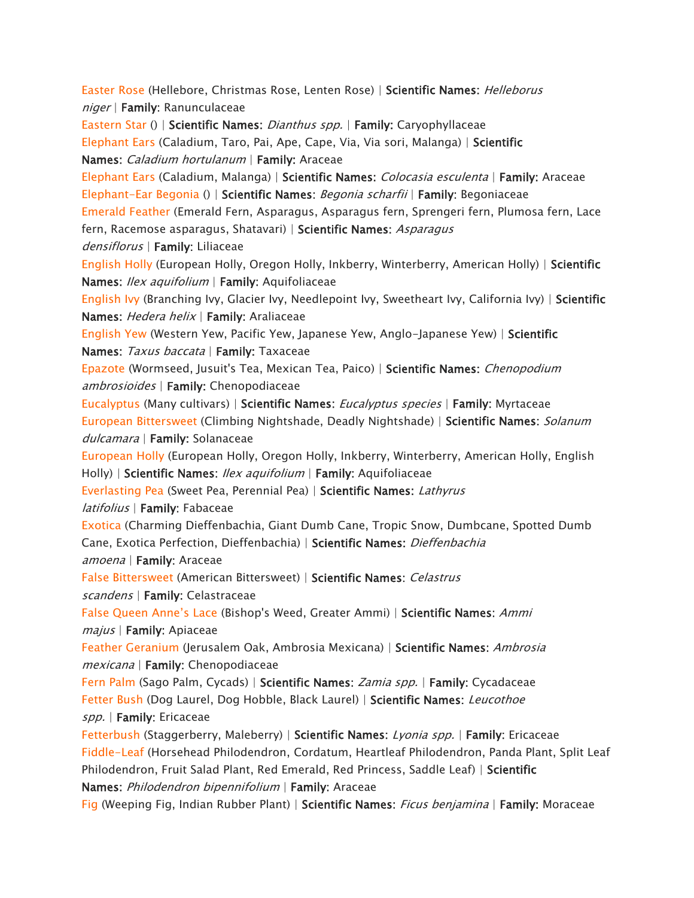Easter Rose (Hellebore, Christmas Rose, Lenten Rose) | **Scientific Names**: *Helleborus niger* | **Family**: Ranunculaceae

Eastern Star () | **Scientific Names**: *Dianthus spp.* | **Family:** Caryophyllaceae

Elephant Ears (Caladium, Taro, Pai, Ape, Cape, Via, Via sori, Malanga) | **Scientific Names**: *Caladium hortulanum* | **Family:** Araceae

Elephant Ears (Caladium, Malanga) | **Scientific Names**: *Colocasia esculenta* | **Family:** Araceae

Elephant-Ear Begonia () | **Scientific Names**: *Begonia scharfii* | **Family**: Begoniaceae

Emerald Feather (Emerald Fern, Asparagus, Asparagus fern, Sprengeri fern, Plumosa fern, Lace fern, Racemose asparagus, Shatavari) | **Scientific Names**: *Asparagus densiflorus* | **Family**: Liliaceae

English Holly (European Holly, Oregon Holly, Inkberry, Winterberry, American Holly) | **Scientific Names**: *Ilex aquifolium* | **Family**: Aquifoliaceae

English Ivy (Branching Ivy, Glacier Ivy, Needlepoint Ivy, Sweetheart Ivy, California Ivy) | **Scientific Names**: *Hedera helix* | **Family**: Araliaceae

English Yew (Western Yew, Pacific Yew, Japanese Yew, Anglo-Japanese Yew) | **Scientific Names**: *Taxus baccata* | **Family:** Taxaceae

Epazote (Wormseed, Jusuit's Tea, Mexican Tea, Paico) | **Scientific Names:** *Chenopodium ambrosioides* | **Family:** Chenopodiaceae

Eucalyptus (Many cultivars) | **Scientific Names**: *Eucalyptus species* | **Family**: Myrtaceae

European Bittersweet (Climbing Nightshade, Deadly Nightshade) | **Scientific Names**: *Solanum dulcamara* | **Family:** Solanaceae

European Holly (European Holly, Oregon Holly, Inkberry, Winterberry, American Holly, English Holly) | **Scientific Names**: *Ilex aquifolium* | **Family**: Aquifoliaceae

Everlasting Pea (Sweet Pea, Perennial Pea) | **Scientific Names:** *Lathyrus latifolius* | **Family**: Fabaceae

Exotica (Charming Dieffenbachia, Giant Dumb Cane, Tropic Snow, Dumbcane, Spotted Dumb Cane, Exotica Perfection, Dieffenbachia) | **Scientific Names:** *Dieffenbachia amoena* | **Family**: Araceae

False Bittersweet (American Bittersweet) | **Scientific Names**: *Celastrus scandens* | **Family**: Celastraceae

False Queen Anne's Lace (Bishop's Weed, Greater Ammi) | **Scientific Names**: *Ammi majus* | **Family**: Apiaceae

Feather Geranium (Jerusalem Oak, Ambrosia Mexicana) | **Scientific Names**: *Ambrosia mexicana* | **Family**: Chenopodiaceae

Fern Palm (Sago Palm, Cycads) | **Scientific Names**: *Zamia spp.* | **Family**: Cycadaceae

Fetter Bush (Dog Laurel, Dog Hobble, Black Laurel) | **Scientific Names**: *Leucothoe spp.* | **Family**: Ericaceae

Fetterbush (Staggerberry, Maleberry) | **Scientific Names**: *Lyonia spp.* | **Family**: Ericaceae

Fiddle-Leaf (Horsehead Philodendron, Cordatum, Heartleaf Philodendron, Panda Plant, Split Leaf Philodendron, Fruit Salad Plant, Red Emerald, Red Princess, Saddle Leaf) | **Scientific Names**: *Philodendron bipennifolium* | **Family**: Araceae

Fig (Weeping Fig, Indian Rubber Plant) | **Scientific Names**: *Ficus benjamina* | **Family:** Moraceae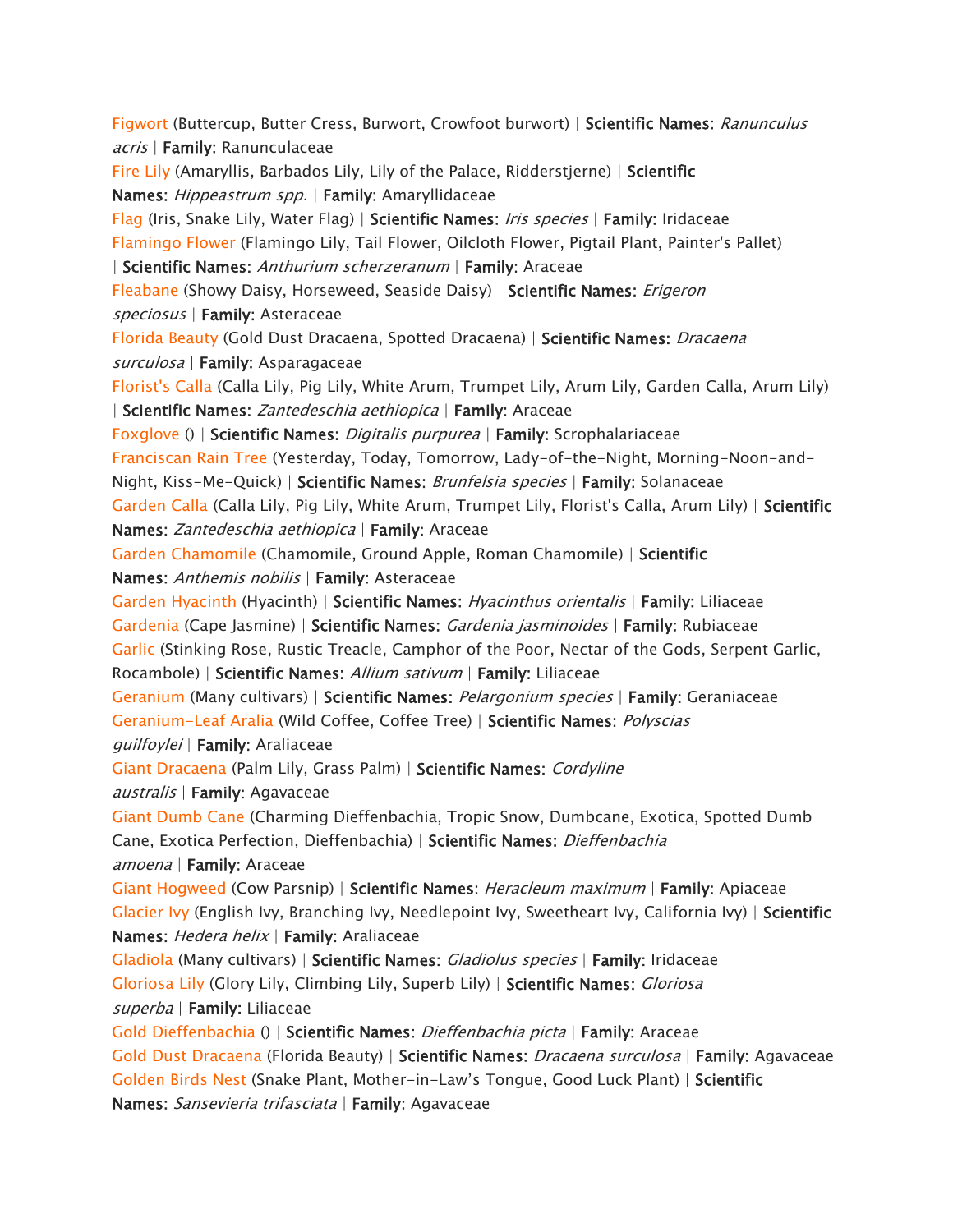Figwort (Buttercup, Butter Cress, Burwort, Crowfoot burwort) | **Scientific Names**: *Ranunculus acris* | **Family**: Ranunculaceae

Fire Lily (Amaryllis, Barbados Lily, Lily of the Palace, Ridderstjerne) | **Scientific Names**: *Hippeastrum spp.* | **Family**: Amaryllidaceae

Flag (Iris, Snake Lily, Water Flag) | **Scientific Names**: *Iris species* | **Family**: Iridaceae

Flamingo Flower (Flamingo Lily, Tail Flower, Oilcloth Flower, Pigtail Plant, Painter's Pallet) | **Scientific Names**: *Anthurium scherzeranum* | **Family**: Araceae

Fleabane (Showy Daisy, Horseweed, Seaside Daisy) | **Scientific Names**: *Erigeron speciosus* | **Family**: Asteraceae

Florida Beauty (Gold Dust Dracaena, Spotted Dracaena) | **Scientific Names**: *Dracaena surculosa* | **Family**: Asparagaceae

Florist's Calla (Calla Lily, Pig Lily, White Arum, Trumpet Lily, Arum Lily, Garden Calla, Arum Lily) | **Scientific Names**: *Zantedeschia aethiopica* | **Family**: Araceae

Foxglove () | **Scientific Names**: *Digitalis purpurea* | **Family**: Scrophalariaceae

Franciscan Rain Tree (Yesterday, Today, Tomorrow, Lady-of-the-Night, Morning-Noon-and-Night, Kiss-Me-Quick) | **Scientific Names**: *Brunfelsia species* | **Family**: Solanaceae

Garden Calla (Calla Lily, Pig Lily, White Arum, Trumpet Lily, Florist's Calla, Arum Lily) | **Scientific Names**: *Zantedeschia aethiopica* | **Family**: Araceae

Garden Chamomile (Chamomile, Ground Apple, Roman Chamomile) | **Scientific Names**: *Anthemis nobilis* | **Family**: Asteraceae

Garden Hyacinth (Hyacinth) | **Scientific Names**: *Hyacinthus orientalis* | **Family**: Liliaceae

Gardenia (Cape Jasmine) | **Scientific Names**: *Gardenia jasminoides* | **Family**: Rubiaceae

Garlic (Stinking Rose, Rustic Treacle, Camphor of the Poor, Nectar of the Gods, Serpent Garlic, Rocambole) | **Scientific Names**: *Allium sativum* | **Family**: Liliaceae

Geranium (Many cultivars) | **Scientific Names**: *Pelargonium species* | **Family**: Geraniaceae

Geranium-Leaf Aralia (Wild Coffee, Coffee Tree) | **Scientific Names**: *Polyscias guilfoylei* | **Family**: Araliaceae

Giant Dracaena (Palm Lily, Grass Palm) | **Scientific Names**: *Cordyline australis* | **Family**: Agavaceae

Giant Dumb Cane (Charming Dieffenbachia, Tropic Snow, Dumbcane, Exotica, Spotted Dumb Cane, Exotica Perfection, Dieffenbachia) | **Scientific Names**: *Dieffenbachia amoena* | **Family**: Araceae

Giant Hogweed (Cow Parsnip) | **Scientific Names**: *Heracleum maximum* | **Family**: Apiaceae

Glacier Ivy (English Ivy, Branching Ivy, Needlepoint Ivy, Sweetheart Ivy, California Ivy) | **Scientific Names**: *Hedera helix* | **Family**: Araliaceae

Gladiola (Many cultivars) | **Scientific Names**: *Gladiolus species* | **Family**: Iridaceae

Gloriosa Lily (Glory Lily, Climbing Lily, Superb Lily) | **Scientific Names**: *Gloriosa superba* | **Family**: Liliaceae

Gold Dieffenbachia () | **Scientific Names**: *Dieffenbachia picta* | **Family**: Araceae

Gold Dust Dracaena (Florida Beauty) | **Scientific Names**: *Dracaena surculosa* | **Family**: Agavaceae

Golden Birds Nest (Snake Plant, Mother-in-Law's Tongue, Good Luck Plant) | **Scientific Names**: *Sansevieria trifasciata* | **Family**: Agavaceae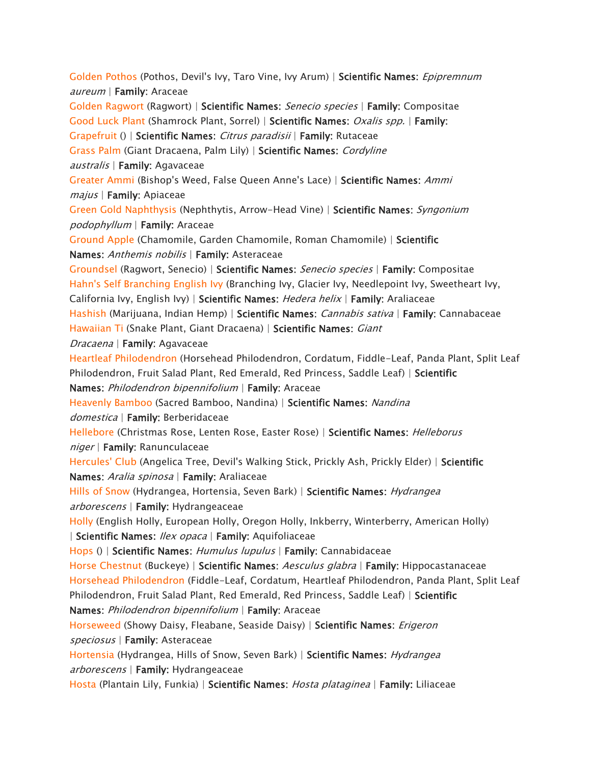Golden Pothos (Pothos, Devil's Ivy, Taro Vine, Ivy Arum) | **Scientific Names**: *Epipremnum aureum* | **Family**: Araceae

Golden Ragwort (Ragwort) | **Scientific Names**: *Senecio species* | **Family**: Compositae

Good Luck Plant (Shamrock Plant, Sorrel) | **Scientific Names**: *Oxalis spp.* | **Family**:

Grapefruit () | **Scientific Names**: *Citrus paradisii* | **Family**: Rutaceae

Grass Palm (Giant Dracaena, Palm Lily) | **Scientific Names**: *Cordyline australis* | **Family**: Agavaceae

Greater Ammi (Bishop's Weed, False Queen Anne's Lace) | **Scientific Names**: *Ammi majus* | **Family**: Apiaceae

Green Gold Naphthysis (Nephthytis, Arrow-Head Vine) | **Scientific Names**: *Syngonium podophyllum* | **Family**: Araceae

Ground Apple (Chamomile, Garden Chamomile, Roman Chamomile) | **Scientific Names**: *Anthemis nobilis* | **Family**: Asteraceae

Groundsel (Ragwort, Senecio) | **Scientific Names**: *Senecio species* | **Family**: Compositae

Hahn's Self Branching English Ivy (Branching Ivy, Glacier Ivy, Needlepoint Ivy, Sweetheart Ivy, California Ivy, English Ivy) | **Scientific Names**: *Hedera helix* | **Family**: Araliaceae

Hashish (Marijuana, Indian Hemp) | **Scientific Names**: *Cannabis sativa* | **Family**: Cannabaceae

Hawaiian Ti (Snake Plant, Giant Dracaena) | **Scientific Names**: *Giant Dracaena* | **Family**: Agavaceae

Heartleaf Philodendron (Horsehead Philodendron, Cordatum, Fiddle-Leaf, Panda Plant, Split Leaf Philodendron, Fruit Salad Plant, Red Emerald, Red Princess, Saddle Leaf) | **Scientific Names**: *Philodendron bipennifolium* | **Family**: Araceae

Heavenly Bamboo (Sacred Bamboo, Nandina) | **Scientific Names**: *Nandina domestica* | **Family**: Berberidaceae

Hellebore (Christmas Rose, Lenten Rose, Easter Rose) | **Scientific Names**: *Helleborus niger* | **Family**: Ranunculaceae

Hercules' Club (Angelica Tree, Devil's Walking Stick, Prickly Ash, Prickly Elder) | **Scientific Names**: *Aralia spinosa* | **Family**: Araliaceae

Hills of Snow (Hydrangea, Hortensia, Seven Bark) | **Scientific Names**: *Hydrangea arborescens* | **Family**: Hydrangeaceae

Holly (English Holly, European Holly, Oregon Holly, Inkberry, Winterberry, American Holly) | **Scientific Names**: *Ilex opaca* | **Family**: Aquifoliaceae

Hops () | **Scientific Names**: *Humulus lupulus* | **Family**: Cannabidaceae

Horse Chestnut (Buckeye) | **Scientific Names**: *Aesculus glabra* | **Family**: Hippocastanaceae

Horsehead Philodendron (Fiddle-Leaf, Cordatum, Heartleaf Philodendron, Panda Plant, Split Leaf Philodendron, Fruit Salad Plant, Red Emerald, Red Princess, Saddle Leaf) | **Scientific Names**: *Philodendron bipennifolium* | **Family**: Araceae

Horseweed (Showy Daisy, Fleabane, Seaside Daisy) | **Scientific Names**: *Erigeron speciosus* | **Family**: Asteraceae

Hortensia (Hydrangea, Hills of Snow, Seven Bark) | **Scientific Names**: *Hydrangea arborescens* | **Family**: Hydrangeaceae

Hosta (Plantain Lily, Funkia) | **Scientific Names**: *Hosta plataginea* | **Family**: Liliaceae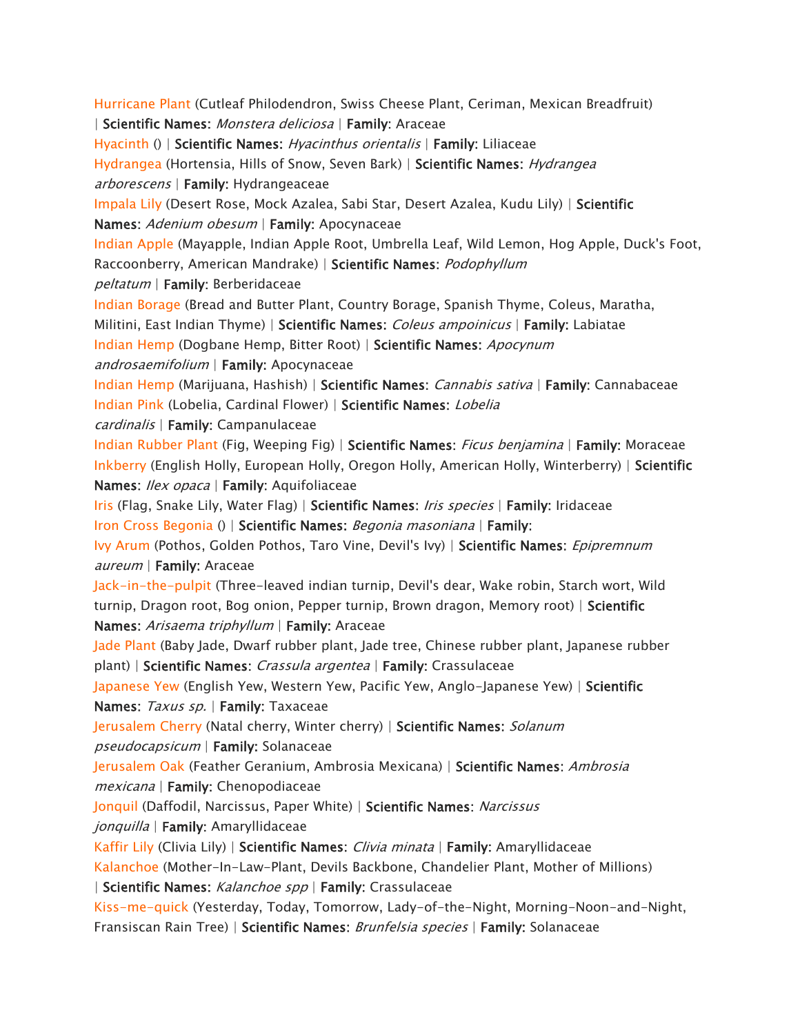Hurricane Plant (Cutleaf Philodendron, Swiss Cheese Plant, Ceriman, Mexican Breadfruit) | **Scientific Names**: *Monstera deliciosa* | **Family**: Araceae

Hyacinth () | **Scientific Names**: *Hyacinthus orientalis* | **Family**: Liliaceae

Hydrangea (Hortensia, Hills of Snow, Seven Bark) | **Scientific Names**: *Hydrangea arborescens* | **Family**: Hydrangeaceae

Impala Lily (Desert Rose, Mock Azalea, Sabi Star, Desert Azalea, Kudu Lily) | **Scientific Names**: *Adenium obesum* | **Family**: Apocynaceae

Indian Apple (Mayapple, Indian Apple Root, Umbrella Leaf, Wild Lemon, Hog Apple, Duck's Foot, Raccoonberry, American Mandrake) | **Scientific Names**: *Podophyllum peltatum* | **Family**: Berberidaceae

Indian Borage (Bread and Butter Plant, Country Borage, Spanish Thyme, Coleus, Maratha, Militini, East Indian Thyme) | **Scientific Names**: *Coleus ampoinicus* | **Family**: Labiatae

Indian Hemp (Dogbane Hemp, Bitter Root) | **Scientific Names**: *Apocynum androsaemifolium* | **Family**: Apocynaceae

Indian Hemp (Marijuana, Hashish) | **Scientific Names**: *Cannabis sativa* | **Family**: Cannabaceae

Indian Pink (Lobelia, Cardinal Flower) | **Scientific Names**: *Lobelia cardinalis* | **Family**: Campanulaceae

Indian Rubber Plant (Fig, Weeping Fig) | **Scientific Names**: *Ficus benjamina* | **Family**: Moraceae

Inkberry (English Holly, European Holly, Oregon Holly, American Holly, Winterberry) | **Scientific Names**: *Ilex opaca* | **Family**: Aquifoliaceae

Iris (Flag, Snake Lily, Water Flag) | **Scientific Names**: *Iris species* | **Family**: Iridaceae

Iron Cross Begonia () | **Scientific Names**: *Begonia masoniana* | **Family**:

Ivy Arum (Pothos, Golden Pothos, Taro Vine, Devil's Ivy) | **Scientific Names**: *Epipremnum aureum* | **Family**: Araceae

Jack-in-the-pulpit (Three-leaved indian turnip, Devil's dear, Wake robin, Starch wort, Wild turnip, Dragon root, Bog onion, Pepper turnip, Brown dragon, Memory root) | **Scientific Names**: *Arisaema triphyllum* | **Family**: Araceae

Jade Plant (Baby Jade, Dwarf rubber plant, Jade tree, Chinese rubber plant, Japanese rubber plant) | **Scientific Names**: *Crassula argentea* | **Family**: Crassulaceae

Japanese Yew (English Yew, Western Yew, Pacific Yew, Anglo-Japanese Yew) | **Scientific Names**: *Taxus sp.* | **Family**: Taxaceae

Jerusalem Cherry (Natal cherry, Winter cherry) | **Scientific Names**: *Solanum pseudocapsicum* | **Family**: Solanaceae

Jerusalem Oak (Feather Geranium, Ambrosia Mexicana) | **Scientific Names**: *Ambrosia mexicana* | **Family**: Chenopodiaceae

Jonquil (Daffodil, Narcissus, Paper White) | **Scientific Names**: *Narcissus jonquilla* | **Family**: Amaryllidaceae

Kaffir Lily (Clivia Lily) | **Scientific Names**: *Clivia minata* | **Family**: Amaryllidaceae

Kalanchoe (Mother-In-Law-Plant, Devils Backbone, Chandelier Plant, Mother of Millions) | **Scientific Names**: *Kalanchoe spp* | **Family**: Crassulaceae

Kiss-me-quick (Yesterday, Today, Tomorrow, Lady-of-the-Night, Morning-Noon-and-Night, Fransiscan Rain Tree) | **Scientific Names**: *Brunfelsia species* | **Family**: Solanaceae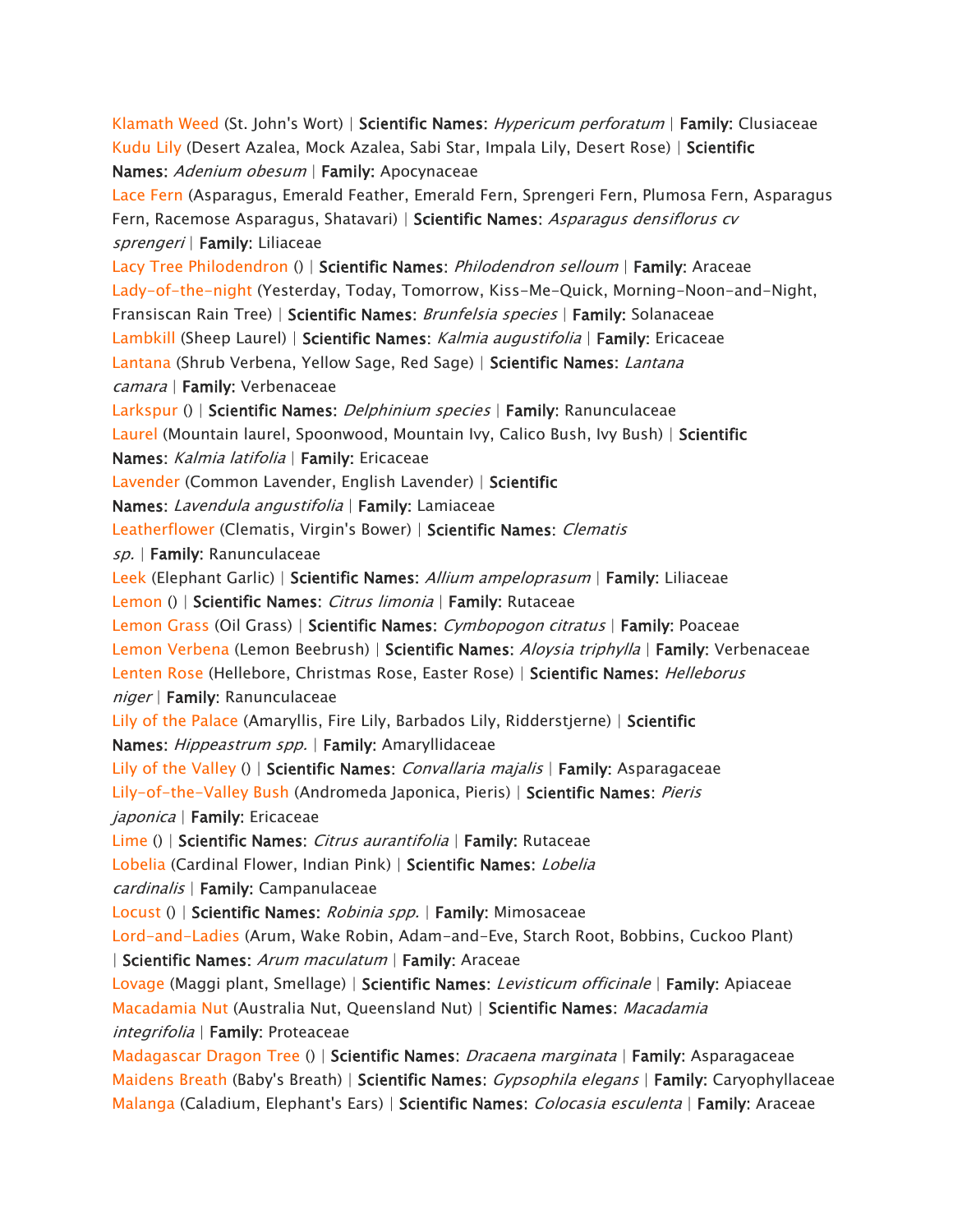Klamath Weed (St. John's Wort) | **Scientific Names**: *Hypericum perforatum* | **Family**: Clusiaceae
Kudu Lily (Desert Azalea, Mock Azalea, Sabi Star, Impala Lily, Desert Rose) | **Scientific Names**: *Adenium obesum* | **Family**: Apocynaceae
Lace Fern (Asparagus, Emerald Feather, Emerald Fern, Sprengeri Fern, Plumosa Fern, Asparagus Fern, Racemose Asparagus, Shatavari) | **Scientific Names**: *Asparagus densiflorus cv sprengeri* | **Family**: Liliaceae
Lacy Tree Philodendron () | **Scientific Names**: *Philodendron selloum* | **Family**: Araceae
Lady-of-the-night (Yesterday, Today, Tomorrow, Kiss-Me-Quick, Morning-Noon-and-Night, Fransiscan Rain Tree) | **Scientific Names**: *Brunfelsia species* | **Family**: Solanaceae
Lambkill (Sheep Laurel) | **Scientific Names**: *Kalmia augustifolia* | **Family**: Ericaceae
Lantana (Shrub Verbena, Yellow Sage, Red Sage) | **Scientific Names**: *Lantana camara* | **Family**: Verbenaceae
Larkspur () | **Scientific Names**: *Delphinium species* | **Family**: Ranunculaceae
Laurel (Mountain laurel, Spoonwood, Mountain Ivy, Calico Bush, Ivy Bush) | **Scientific Names**: *Kalmia latifolia* | **Family**: Ericaceae
Lavender (Common Lavender, English Lavender) | **Scientific Names**: *Lavendula angustifolia* | **Family**: Lamiaceae
Leatherflower (Clematis, Virgin's Bower) | **Scientific Names**: *Clematis sp.* | **Family**: Ranunculaceae
Leek (Elephant Garlic) | **Scientific Names**: *Allium ampeloprasum* | **Family**: Liliaceae
Lemon () | **Scientific Names**: *Citrus limonia* | **Family**: Rutaceae
Lemon Grass (Oil Grass) | **Scientific Names**: *Cymbopogon citratus* | **Family**: Poaceae
Lemon Verbena (Lemon Beebrush) | **Scientific Names**: *Aloysia triphylla* | **Family**: Verbenaceae
Lenten Rose (Hellebore, Christmas Rose, Easter Rose) | **Scientific Names**: *Helleborus niger* | **Family**: Ranunculaceae
Lily of the Palace (Amaryllis, Fire Lily, Barbados Lily, Ridderstjerne) | **Scientific Names**: *Hippeastrum spp.* | **Family**: Amaryllidaceae
Lily of the Valley () | **Scientific Names**: *Convallaria majalis* | **Family**: Asparagaceae
Lily-of-the-Valley Bush (Andromeda Japonica, Pieris) | **Scientific Names**: *Pieris japonica* | **Family**: Ericaceae
Lime () | **Scientific Names**: *Citrus aurantifolia* | **Family**: Rutaceae
Lobelia (Cardinal Flower, Indian Pink) | **Scientific Names**: *Lobelia cardinalis* | **Family**: Campanulaceae
Locust () | **Scientific Names**: *Robinia spp.* | **Family**: Mimosaceae
Lord-and-Ladies (Arum, Wake Robin, Adam-and-Eve, Starch Root, Bobbins, Cuckoo Plant) | **Scientific Names**: *Arum maculatum* | **Family**: Araceae
Lovage (Maggi plant, Smellage) | **Scientific Names**: *Levisticum officinale* | **Family**: Apiaceae
Macadamia Nut (Australia Nut, Queensland Nut) | **Scientific Names**: *Macadamia integrifolia* | **Family**: Proteaceae
Madagascar Dragon Tree () | **Scientific Names**: *Dracaena marginata* | **Family**: Asparagaceae
Maidens Breath (Baby's Breath) | **Scientific Names**: *Gypsophila elegans* | **Family**: Caryophyllaceae
Malanga (Caladium, Elephant's Ears) | **Scientific Names**: *Colocasia esculenta* | **Family**: Araceae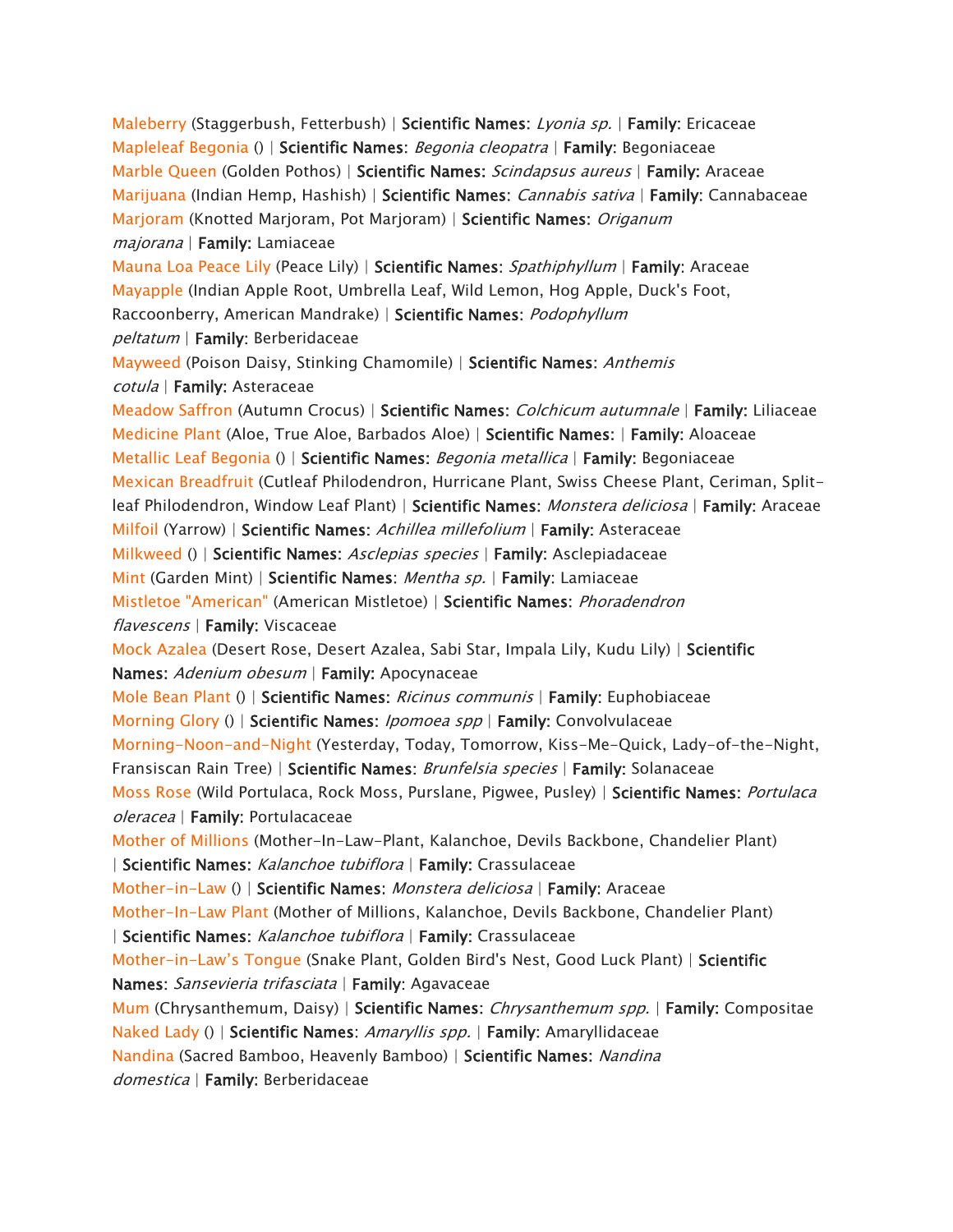Maleberry (Staggerbush, Fetterbush) | **Scientific Names**: *Lyonia sp.* | **Family**: Ericaceae

Mapleleaf Begonia () | **Scientific Names**: *Begonia cleopatra* | **Family**: Begoniaceae

Marble Queen (Golden Pothos) | **Scientific Names**: *Scindapsus aureus* | **Family**: Araceae

Marijuana (Indian Hemp, Hashish) | **Scientific Names**: *Cannabis sativa* | **Family**: Cannabaceae

Marjoram (Knotted Marjoram, Pot Marjoram) | **Scientific Names**: *Origanum majorana* | **Family**: Lamiaceae

Mauna Loa Peace Lily (Peace Lily) | **Scientific Names**: *Spathiphyllum* | **Family**: Araceae

Mayapple (Indian Apple Root, Umbrella Leaf, Wild Lemon, Hog Apple, Duck's Foot, Raccoonberry, American Mandrake) | **Scientific Names**: *Podophyllum peltatum* | **Family**: Berberidaceae

Mayweed (Poison Daisy, Stinking Chamomile) | **Scientific Names**: *Anthemis cotula* | **Family**: Asteraceae

Meadow Saffron (Autumn Crocus) | **Scientific Names**: *Colchicum autumnale* | **Family**: Liliaceae

Medicine Plant (Aloe, True Aloe, Barbados Aloe) | **Scientific Names**: | **Family**: Aloaceae

Metallic Leaf Begonia () | **Scientific Names**: *Begonia metallica* | **Family**: Begoniaceae

Mexican Breadfruit (Cutleaf Philodendron, Hurricane Plant, Swiss Cheese Plant, Ceriman, Split-leaf Philodendron, Window Leaf Plant) | **Scientific Names**: *Monstera deliciosa* | **Family**: Araceae

Milfoil (Yarrow) | **Scientific Names**: *Achillea millefolium* | **Family**: Asteraceae

Milkweed () | **Scientific Names**: *Asclepias species* | **Family**: Asclepiadaceae

Mint (Garden Mint) | **Scientific Names**: *Mentha sp.* | **Family**: Lamiaceae

Mistletoe "American" (American Mistletoe) | **Scientific Names**: *Phoradendron flavescens* | **Family**: Viscaceae

Mock Azalea (Desert Rose, Desert Azalea, Sabi Star, Impala Lily, Kudu Lily) | **Scientific Names**: *Adenium obesum* | **Family**: Apocynaceae

Mole Bean Plant () | **Scientific Names**: *Ricinus communis* | **Family**: Euphobiaceae

Morning Glory () | **Scientific Names**: *Ipomoea spp* | **Family**: Convolvulaceae

Morning-Noon-and-Night (Yesterday, Today, Tomorrow, Kiss-Me-Quick, Lady-of-the-Night, Fransiscan Rain Tree) | **Scientific Names**: *Brunfelsia species* | **Family**: Solanaceae

Moss Rose (Wild Portulaca, Rock Moss, Purslane, Pigwee, Pusley) | **Scientific Names**: *Portulaca oleracea* | **Family**: Portulacaceae

Mother of Millions (Mother-In-Law-Plant, Kalanchoe, Devils Backbone, Chandelier Plant) | **Scientific Names**: *Kalanchoe tubiflora* | **Family**: Crassulaceae

Mother-in-Law () | **Scientific Names**: *Monstera deliciosa* | **Family**: Araceae

Mother-In-Law Plant (Mother of Millions, Kalanchoe, Devils Backbone, Chandelier Plant) | **Scientific Names**: *Kalanchoe tubiflora* | **Family**: Crassulaceae

Mother-in-Law's Tongue (Snake Plant, Golden Bird's Nest, Good Luck Plant) | **Scientific Names**: *Sansevieria trifasciata* | **Family**: Agavaceae

Mum (Chrysanthemum, Daisy) | **Scientific Names**: *Chrysanthemum spp.* | **Family**: Compositae

Naked Lady () | **Scientific Names**: *Amaryllis spp.* | **Family**: Amaryllidaceae

Nandina (Sacred Bamboo, Heavenly Bamboo) | **Scientific Names**: *Nandina domestica* | **Family**: Berberidaceae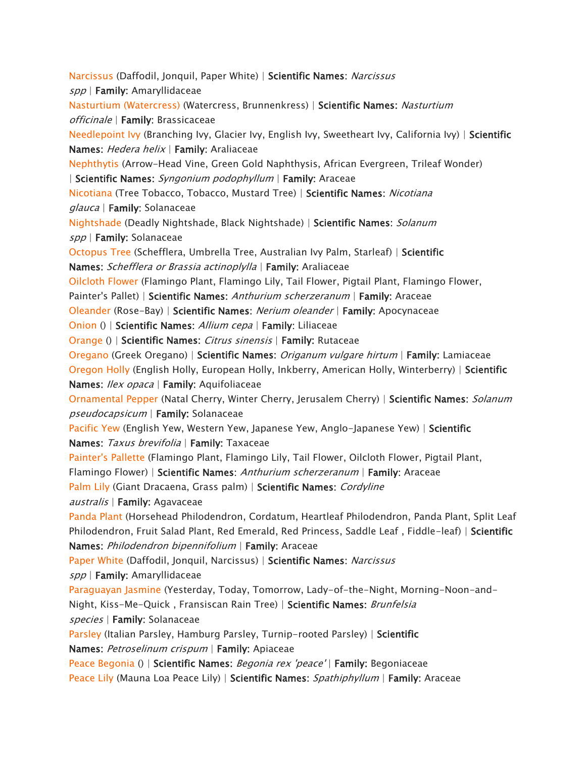Narcissus (Daffodil, Jonquil, Paper White) | **Scientific Names**: *Narcissus spp* | **Family**: Amaryllidaceae

Nasturtium (Watercress) (Watercress, Brunnenkress) | **Scientific Names**: *Nasturtium officinale* | **Family**: Brassicaceae

Needlepoint Ivy (Branching Ivy, Glacier Ivy, English Ivy, Sweetheart Ivy, California Ivy) | **Scientific Names**: *Hedera helix* | **Family**: Araliaceae

Nephthytis (Arrow-Head Vine, Green Gold Naphthysis, African Evergreen, Trileaf Wonder) | **Scientific Names**: *Syngonium podophyllum* | **Family**: Araceae

Nicotiana (Tree Tobacco, Tobacco, Mustard Tree) | **Scientific Names**: *Nicotiana glauca* | **Family**: Solanaceae

Nightshade (Deadly Nightshade, Black Nightshade) | **Scientific Names**: *Solanum spp* | **Family**: Solanaceae

Octopus Tree (Schefflera, Umbrella Tree, Australian Ivy Palm, Starleaf) | **Scientific Names**: *Schefflera or Brassia actinoplylla* | **Family**: Araliaceae

Oilcloth Flower (Flamingo Plant, Flamingo Lily, Tail Flower, Pigtail Plant, Flamingo Flower, Painter's Pallet) | **Scientific Names**: *Anthurium scherzeranum* | **Family**: Araceae

Oleander (Rose-Bay) | **Scientific Names**: *Nerium oleander* | **Family**: Apocynaceae

Onion () | **Scientific Names**: *Allium cepa* | **Family**: Liliaceae

Orange () | **Scientific Names**: *Citrus sinensis* | **Family**: Rutaceae

Oregano (Greek Oregano) | **Scientific Names**: *Origanum vulgare hirtum* | **Family**: Lamiaceae

Oregon Holly (English Holly, European Holly, Inkberry, American Holly, Winterberry) | **Scientific Names**: *Ilex opaca* | **Family**: Aquifoliaceae

Ornamental Pepper (Natal Cherry, Winter Cherry, Jerusalem Cherry) | **Scientific Names**: *Solanum pseudocapsicum* | **Family**: Solanaceae

Pacific Yew (English Yew, Western Yew, Japanese Yew, Anglo-Japanese Yew) | **Scientific Names**: *Taxus brevifolia* | **Family**: Taxaceae

Painter's Pallette (Flamingo Plant, Flamingo Lily, Tail Flower, Oilcloth Flower, Pigtail Plant, Flamingo Flower) | **Scientific Names**: *Anthurium scherzeranum* | **Family**: Araceae

Palm Lily (Giant Dracaena, Grass palm) | **Scientific Names**: *Cordyline australis* | **Family**: Agavaceae

Panda Plant (Horsehead Philodendron, Cordatum, Heartleaf Philodendron, Panda Plant, Split Leaf Philodendron, Fruit Salad Plant, Red Emerald, Red Princess, Saddle Leaf , Fiddle-leaf) | **Scientific Names**: *Philodendron bipennifolium* | **Family**: Araceae

Paper White (Daffodil, Jonquil, Narcissus) | **Scientific Names**: *Narcissus spp* | **Family**: Amaryllidaceae

Paraguayan Jasmine (Yesterday, Today, Tomorrow, Lady-of-the-Night, Morning-Noon-and-Night, Kiss-Me-Quick , Fransiscan Rain Tree) | **Scientific Names**: *Brunfelsia species* | **Family**: Solanaceae

Parsley (Italian Parsley, Hamburg Parsley, Turnip-rooted Parsley) | **Scientific Names**: *Petroselinum crispum* | **Family**: Apiaceae

Peace Begonia () | **Scientific Names**: *Begonia rex 'peace'* | **Family**: Begoniaceae

Peace Lily (Mauna Loa Peace Lily) | **Scientific Names**: *Spathiphyllum* | **Family**: Araceae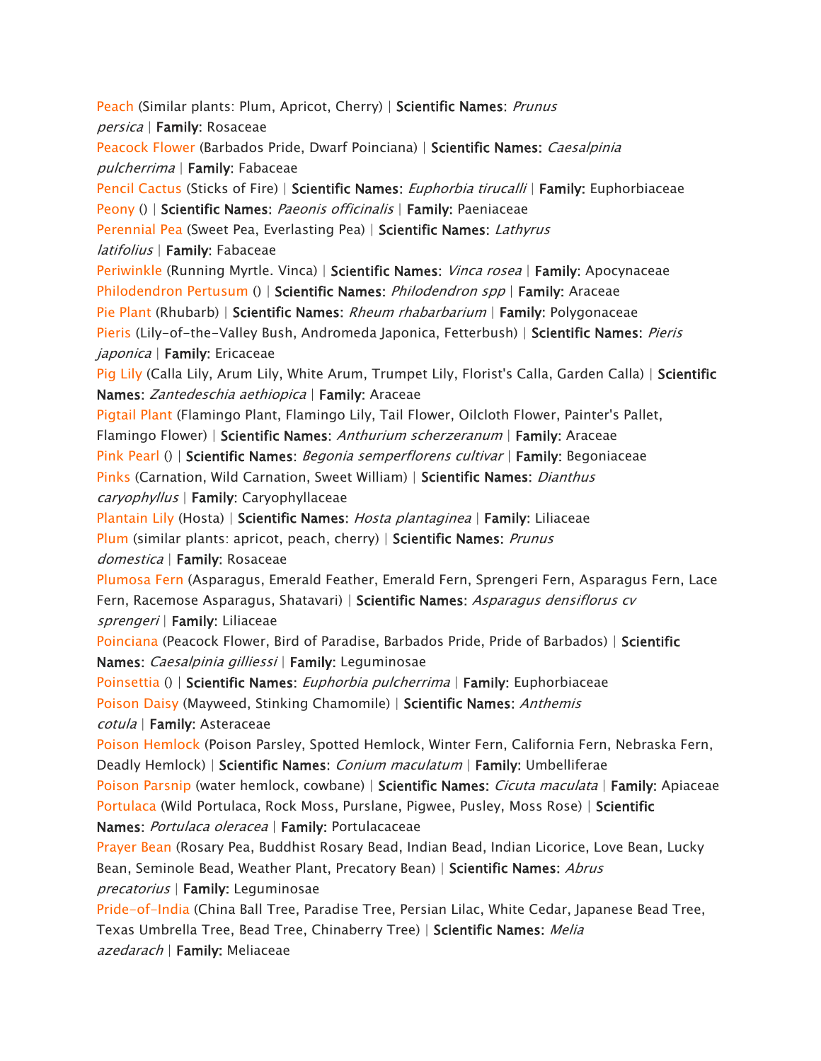Peach (Similar plants: Plum, Apricot, Cherry) | **Scientific Names**: *Prunus persica* | **Family**: Rosaceae

Peacock Flower (Barbados Pride, Dwarf Poinciana) | **Scientific Names**: *Caesalpinia pulcherrima* | **Family**: Fabaceae

Pencil Cactus (Sticks of Fire) | **Scientific Names**: *Euphorbia tirucalli* | **Family**: Euphorbiaceae

Peony () | **Scientific Names**: *Paeonis officinalis* | **Family**: Paeniaceae

Perennial Pea (Sweet Pea, Everlasting Pea) | **Scientific Names**: *Lathyrus latifolius* | **Family**: Fabaceae

Periwinkle (Running Myrtle. Vinca) | **Scientific Names**: *Vinca rosea* | **Family**: Apocynaceae

Philodendron Pertusum () | **Scientific Names**: *Philodendron spp* | **Family**: Araceae

Pie Plant (Rhubarb) | **Scientific Names**: *Rheum rhabarbarium* | **Family**: Polygonaceae

Pieris (Lily-of-the-Valley Bush, Andromeda Japonica, Fetterbush) | **Scientific Names**: *Pieris japonica* | **Family**: Ericaceae

Pig Lily (Calla Lily, Arum Lily, White Arum, Trumpet Lily, Florist's Calla, Garden Calla) | **Scientific Names**: *Zantedeschia aethiopica* | **Family**: Araceae

Pigtail Plant (Flamingo Plant, Flamingo Lily, Tail Flower, Oilcloth Flower, Painter's Pallet, Flamingo Flower) | **Scientific Names**: *Anthurium scherzeranum* | **Family**: Araceae

Pink Pearl () | **Scientific Names**: *Begonia semperflorens cultivar* | **Family**: Begoniaceae

Pinks (Carnation, Wild Carnation, Sweet William) | **Scientific Names**: *Dianthus caryophyllus* | **Family**: Caryophyllaceae

Plantain Lily (Hosta) | **Scientific Names**: *Hosta plantaginea* | **Family**: Liliaceae

Plum (similar plants: apricot, peach, cherry) | **Scientific Names**: *Prunus domestica* | **Family**: Rosaceae

Plumosa Fern (Asparagus, Emerald Feather, Emerald Fern, Sprengeri Fern, Asparagus Fern, Lace Fern, Racemose Asparagus, Shatavari) | **Scientific Names**: *Asparagus densiflorus cv sprengeri* | **Family**: Liliaceae

Poinciana (Peacock Flower, Bird of Paradise, Barbados Pride, Pride of Barbados) | **Scientific Names**: *Caesalpinia gilliessi* | **Family**: Leguminosae

Poinsettia () | **Scientific Names**: *Euphorbia pulcherrima* | **Family**: Euphorbiaceae

Poison Daisy (Mayweed, Stinking Chamomile) | **Scientific Names**: *Anthemis cotula* | **Family**: Asteraceae

Poison Hemlock (Poison Parsley, Spotted Hemlock, Winter Fern, California Fern, Nebraska Fern, Deadly Hemlock) | **Scientific Names**: *Conium maculatum* | **Family**: Umbelliferae

Poison Parsnip (water hemlock, cowbane) | **Scientific Names**: *Cicuta maculata* | **Family**: Apiaceae

Portulaca (Wild Portulaca, Rock Moss, Purslane, Pigwee, Pusley, Moss Rose) | **Scientific Names**: *Portulaca oleracea* | **Family**: Portulacaceae

Prayer Bean (Rosary Pea, Buddhist Rosary Bead, Indian Bead, Indian Licorice, Love Bean, Lucky Bean, Seminole Bead, Weather Plant, Precatory Bean) | **Scientific Names**: *Abrus precatorius* | **Family**: Leguminosae

Pride-of-India (China Ball Tree, Paradise Tree, Persian Lilac, White Cedar, Japanese Bead Tree, Texas Umbrella Tree, Bead Tree, Chinaberry Tree) | **Scientific Names**: *Melia azedarach* | **Family**: Meliaceae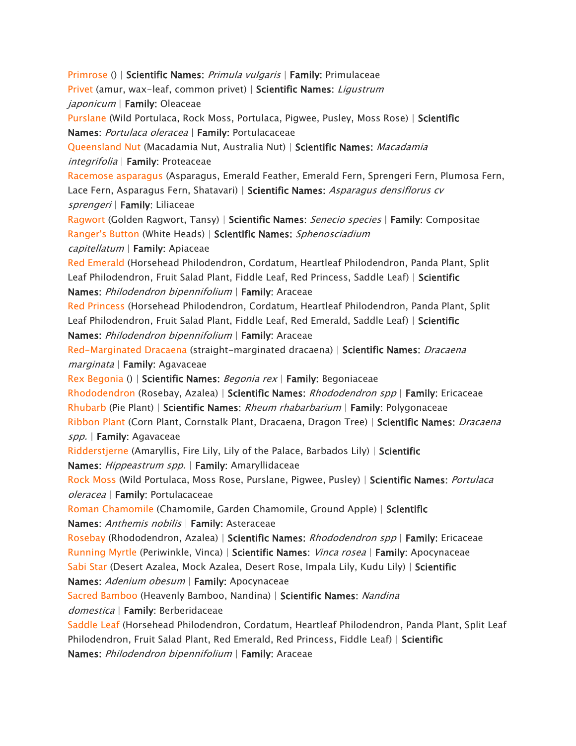Primrose () | **Scientific Names**: *Primula vulgaris* | **Family**: Primulaceae

Privet (amur, wax-leaf, common privet) | **Scientific Names**: *Ligustrum japonicum* | **Family**: Oleaceae

Purslane (Wild Portulaca, Rock Moss, Portulaca, Pigwee, Pusley, Moss Rose) | **Scientific Names**: *Portulaca oleracea* | **Family**: Portulacaceae

Queensland Nut (Macadamia Nut, Australia Nut) | **Scientific Names**: *Macadamia integrifolia* | **Family**: Proteaceae

Racemose asparagus (Asparagus, Emerald Feather, Emerald Fern, Sprengeri Fern, Plumosa Fern, Lace Fern, Asparagus Fern, Shatavari) | **Scientific Names**: *Asparagus densiflorus cv sprengeri* | **Family**: Liliaceae

Ragwort (Golden Ragwort, Tansy) | **Scientific Names**: *Senecio species* | **Family**: Compositae

Ranger's Button (White Heads) | **Scientific Names**: *Sphenosciadium capitellatum* | **Family**: Apiaceae

Red Emerald (Horsehead Philodendron, Cordatum, Heartleaf Philodendron, Panda Plant, Split Leaf Philodendron, Fruit Salad Plant, Fiddle Leaf, Red Princess, Saddle Leaf) | **Scientific Names**: *Philodendron bipennifolium* | **Family**: Araceae

Red Princess (Horsehead Philodendron, Cordatum, Heartleaf Philodendron, Panda Plant, Split Leaf Philodendron, Fruit Salad Plant, Fiddle Leaf, Red Emerald, Saddle Leaf) | **Scientific Names**: *Philodendron bipennifolium* | **Family**: Araceae

Red-Marginated Dracaena (straight-marginated dracaena) | **Scientific Names**: *Dracaena marginata* | **Family**: Agavaceae

Rex Begonia () | **Scientific Names**: *Begonia rex* | **Family**: Begoniaceae

Rhododendron (Rosebay, Azalea) | **Scientific Names**: *Rhododendron spp* | **Family**: Ericaceae

Rhubarb (Pie Plant) | **Scientific Names**: *Rheum rhabarbarium* | **Family**: Polygonaceae

Ribbon Plant (Corn Plant, Cornstalk Plant, Dracaena, Dragon Tree) | **Scientific Names**: *Dracaena spp.* | **Family**: Agavaceae

Ridderstjerne (Amaryllis, Fire Lily, Lily of the Palace, Barbados Lily) | **Scientific Names**: *Hippeastrum spp.* | **Family**: Amaryllidaceae

Rock Moss (Wild Portulaca, Moss Rose, Purslane, Pigwee, Pusley) | **Scientific Names**: *Portulaca oleracea* | **Family**: Portulacaceae

Roman Chamomile (Chamomile, Garden Chamomile, Ground Apple) | **Scientific Names**: *Anthemis nobilis* | **Family**: Asteraceae

Rosebay (Rhododendron, Azalea) | **Scientific Names**: *Rhododendron spp* | **Family**: Ericaceae

Running Myrtle (Periwinkle, Vinca) | **Scientific Names**: *Vinca rosea* | **Family**: Apocynaceae

Sabi Star (Desert Azalea, Mock Azalea, Desert Rose, Impala Lily, Kudu Lily) | **Scientific Names**: *Adenium obesum* | **Family**: Apocynaceae

Sacred Bamboo (Heavenly Bamboo, Nandina) | **Scientific Names**: *Nandina domestica* | **Family**: Berberidaceae

Saddle Leaf (Horsehead Philodendron, Cordatum, Heartleaf Philodendron, Panda Plant, Split Leaf Philodendron, Fruit Salad Plant, Red Emerald, Red Princess, Fiddle Leaf) | **Scientific Names**: *Philodendron bipennifolium* | **Family**: Araceae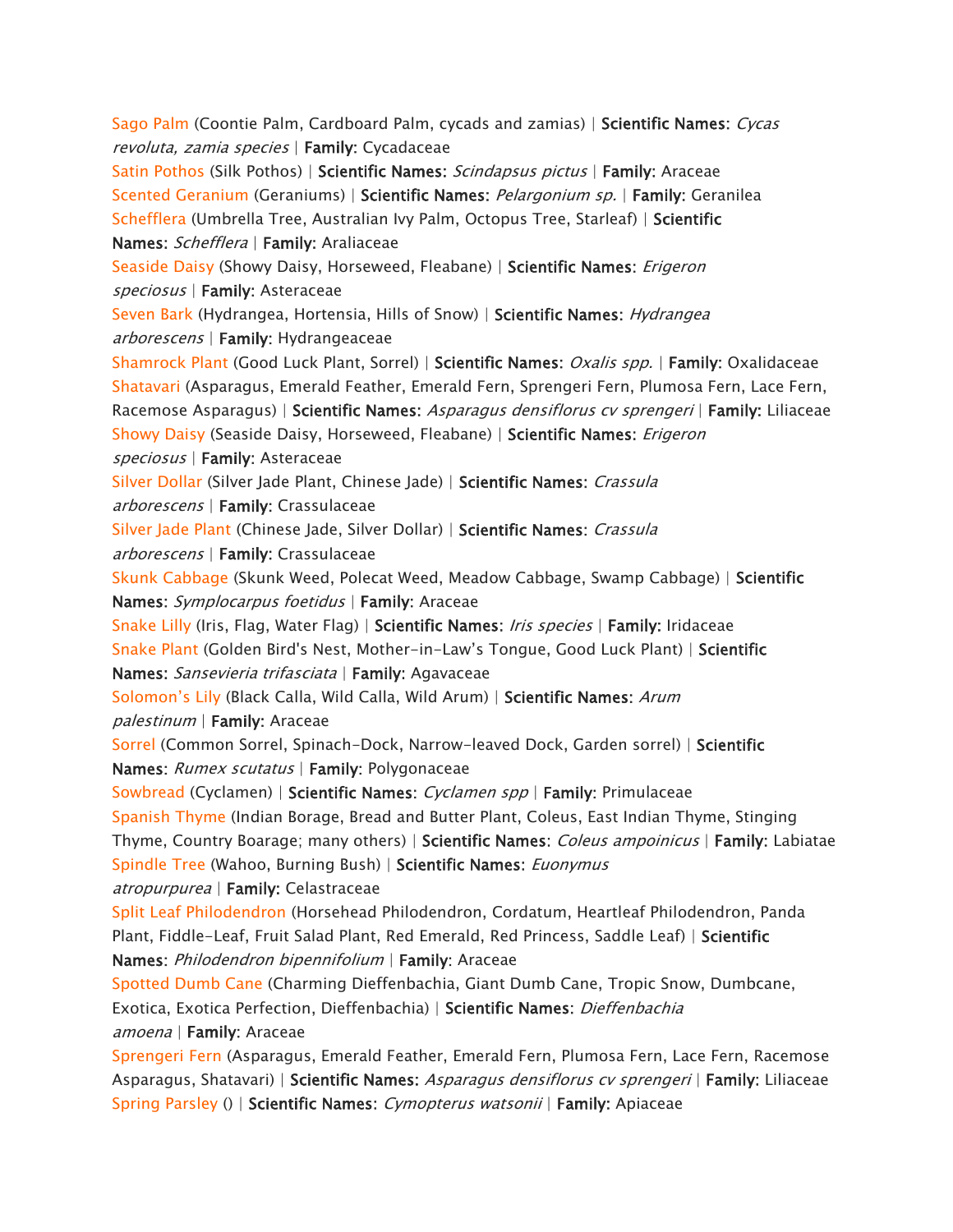Sago Palm (Coontie Palm, Cardboard Palm, cycads and zamias) | **Scientific Names**: *Cycas revoluta, zamia species* | **Family**: Cycadaceae
Satin Pothos (Silk Pothos) | **Scientific Names**: *Scindapsus pictus* | **Family**: Araceae
Scented Geranium (Geraniums) | **Scientific Names**: *Pelargonium sp.* | **Family**: Geranilea
Schefflera (Umbrella Tree, Australian Ivy Palm, Octopus Tree, Starleaf) | **Scientific Names**: *Schefflera* | **Family**: Araliaceae
Seaside Daisy (Showy Daisy, Horseweed, Fleabane) | **Scientific Names**: *Erigeron speciosus* | **Family**: Asteraceae
Seven Bark (Hydrangea, Hortensia, Hills of Snow) | **Scientific Names**: *Hydrangea arborescens* | **Family**: Hydrangeaceae
Shamrock Plant (Good Luck Plant, Sorrel) | **Scientific Names**: *Oxalis spp.* | **Family**: Oxalidaceae
Shatavari (Asparagus, Emerald Feather, Emerald Fern, Sprengeri Fern, Plumosa Fern, Lace Fern, Racemose Asparagus) | **Scientific Names**: *Asparagus densiflorus cv sprengeri* | **Family**: Liliaceae
Showy Daisy (Seaside Daisy, Horseweed, Fleabane) | **Scientific Names**: *Erigeron speciosus* | **Family**: Asteraceae
Silver Dollar (Silver Jade Plant, Chinese Jade) | **Scientific Names**: *Crassula arborescens* | **Family**: Crassulaceae
Silver Jade Plant (Chinese Jade, Silver Dollar) | **Scientific Names**: *Crassula arborescens* | **Family**: Crassulaceae
Skunk Cabbage (Skunk Weed, Polecat Weed, Meadow Cabbage, Swamp Cabbage) | **Scientific Names**: *Symplocarpus foetidus* | **Family**: Araceae
Snake Lilly (Iris, Flag, Water Flag) | **Scientific Names**: *Iris species* | **Family**: Iridaceae
Snake Plant (Golden Bird's Nest, Mother-in-Law's Tongue, Good Luck Plant) | **Scientific Names**: *Sansevieria trifasciata* | **Family**: Agavaceae
Solomon's Lily (Black Calla, Wild Calla, Wild Arum) | **Scientific Names**: *Arum palestinum* | **Family**: Araceae
Sorrel (Common Sorrel, Spinach-Dock, Narrow-leaved Dock, Garden sorrel) | **Scientific Names**: *Rumex scutatus* | **Family**: Polygonaceae
Sowbread (Cyclamen) | **Scientific Names**: *Cyclamen spp* | **Family**: Primulaceae
Spanish Thyme (Indian Borage, Bread and Butter Plant, Coleus, East Indian Thyme, Stinging Thyme, Country Boarage; many others) | **Scientific Names**: *Coleus ampoinicus* | **Family**: Labiatae
Spindle Tree (Wahoo, Burning Bush) | **Scientific Names**: *Euonymus atropurpurea* | **Family**: Celastraceae
Split Leaf Philodendron (Horsehead Philodendron, Cordatum, Heartleaf Philodendron, Panda Plant, Fiddle-Leaf, Fruit Salad Plant, Red Emerald, Red Princess, Saddle Leaf) | **Scientific Names**: *Philodendron bipennifolium* | **Family**: Araceae
Spotted Dumb Cane (Charming Dieffenbachia, Giant Dumb Cane, Tropic Snow, Dumbcane, Exotica, Exotica Perfection, Dieffenbachia) | **Scientific Names**: *Dieffenbachia amoena* | **Family**: Araceae
Sprengeri Fern (Asparagus, Emerald Feather, Emerald Fern, Plumosa Fern, Lace Fern, Racemose Asparagus, Shatavari) | **Scientific Names**: *Asparagus densiflorus cv sprengeri* | **Family**: Liliaceae
Spring Parsley () | **Scientific Names**: *Cymopterus watsonii* | **Family**: Apiaceae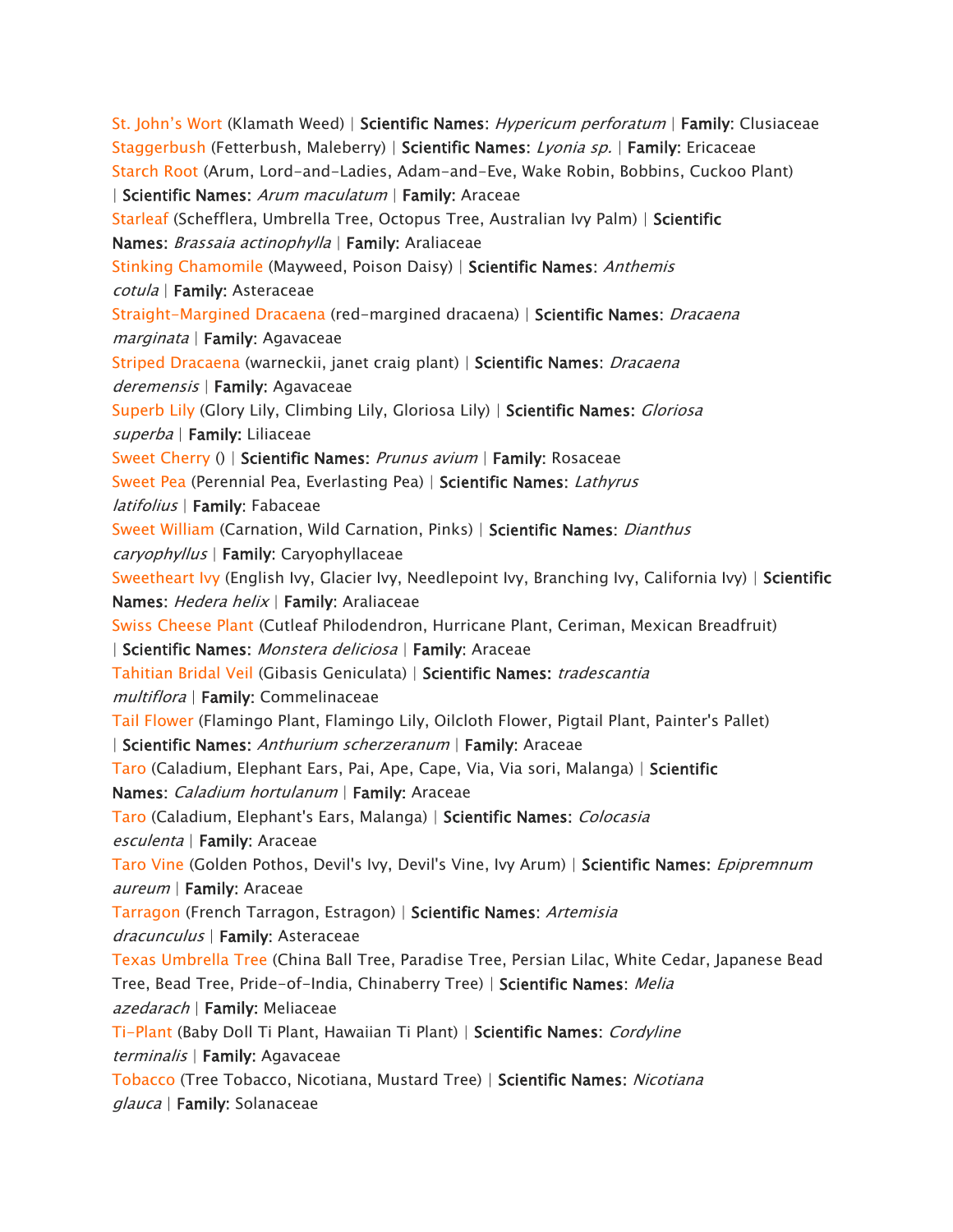St. John's Wort (Klamath Weed) | **Scientific Names**: *Hypericum perforatum* | **Family**: Clusiaceae
Staggerbush (Fetterbush, Maleberry) | **Scientific Names**: *Lyonia sp.* | **Family**: Ericaceae
Starch Root (Arum, Lord-and-Ladies, Adam-and-Eve, Wake Robin, Bobbins, Cuckoo Plant) | **Scientific Names**: *Arum maculatum* | **Family**: Araceae
Starleaf (Schefflera, Umbrella Tree, Octopus Tree, Australian Ivy Palm) | **Scientific Names**: *Brassaia actinophylla* | **Family**: Araliaceae
Stinking Chamomile (Mayweed, Poison Daisy) | **Scientific Names**: *Anthemis cotula* | **Family**: Asteraceae
Straight-Margined Dracaena (red-margined dracaena) | **Scientific Names**: *Dracaena marginata* | **Family**: Agavaceae
Striped Dracaena (warneckii, janet craig plant) | **Scientific Names**: *Dracaena deremensis* | **Family**: Agavaceae
Superb Lily (Glory Lily, Climbing Lily, Gloriosa Lily) | **Scientific Names**: *Gloriosa superba* | **Family**: Liliaceae
Sweet Cherry () | **Scientific Names**: *Prunus avium* | **Family**: Rosaceae
Sweet Pea (Perennial Pea, Everlasting Pea) | **Scientific Names**: *Lathyrus latifolius* | **Family**: Fabaceae
Sweet William (Carnation, Wild Carnation, Pinks) | **Scientific Names**: *Dianthus caryophyllus* | **Family**: Caryophyllaceae
Sweetheart Ivy (English Ivy, Glacier Ivy, Needlepoint Ivy, Branching Ivy, California Ivy) | **Scientific Names**: *Hedera helix* | **Family**: Araliaceae
Swiss Cheese Plant (Cutleaf Philodendron, Hurricane Plant, Ceriman, Mexican Breadfruit) | **Scientific Names**: *Monstera deliciosa* | **Family**: Araceae
Tahitian Bridal Veil (Gibasis Geniculata) | **Scientific Names**: *tradescantia multiflora* | **Family**: Commelinaceae
Tail Flower (Flamingo Plant, Flamingo Lily, Oilcloth Flower, Pigtail Plant, Painter's Pallet) | **Scientific Names**: *Anthurium scherzeranum* | **Family**: Araceae
Taro (Caladium, Elephant Ears, Pai, Ape, Cape, Via, Via sori, Malanga) | **Scientific Names**: *Caladium hortulanum* | **Family**: Araceae
Taro (Caladium, Elephant's Ears, Malanga) | **Scientific Names**: *Colocasia esculenta* | **Family**: Araceae
Taro Vine (Golden Pothos, Devil's Ivy, Devil's Vine, Ivy Arum) | **Scientific Names**: *Epipremnum aureum* | **Family**: Araceae
Tarragon (French Tarragon, Estragon) | **Scientific Names**: *Artemisia dracunculus* | **Family**: Asteraceae
Texas Umbrella Tree (China Ball Tree, Paradise Tree, Persian Lilac, White Cedar, Japanese Bead Tree, Bead Tree, Pride-of-India, Chinaberry Tree) | **Scientific Names**: *Melia azedarach* | **Family**: Meliaceae
Ti-Plant (Baby Doll Ti Plant, Hawaiian Ti Plant) | **Scientific Names**: *Cordyline terminalis* | **Family**: Agavaceae
Tobacco (Tree Tobacco, Nicotiana, Mustard Tree) | **Scientific Names**: *Nicotiana glauca* | **Family**: Solanaceae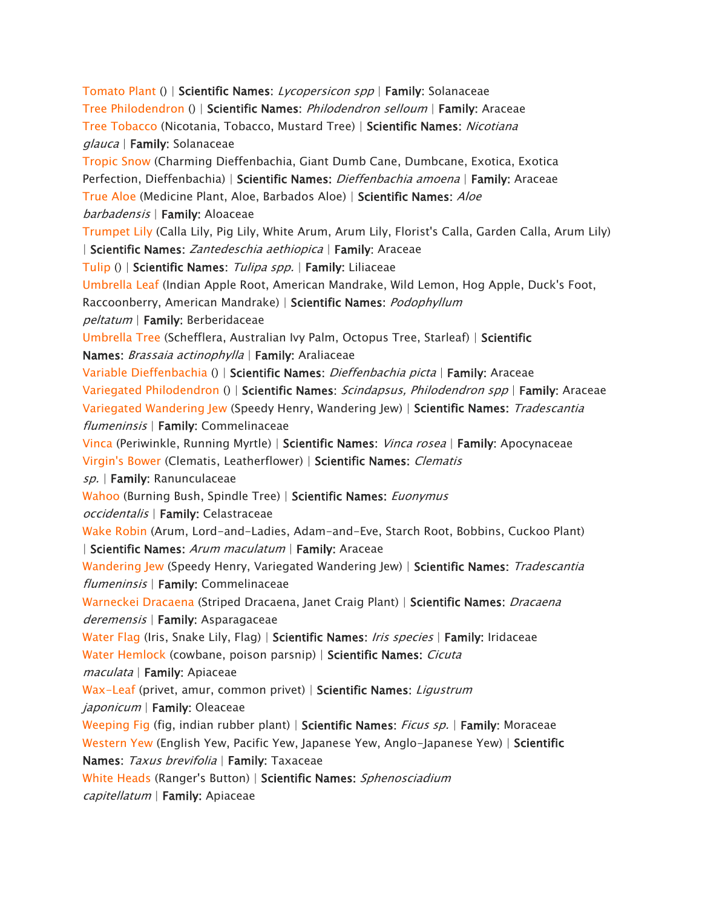Tomato Plant () | **Scientific Names**: *Lycopersicon spp* | **Family**: Solanaceae
Tree Philodendron () | **Scientific Names**: *Philodendron selloum* | **Family**: Araceae
Tree Tobacco (Nicotania, Tobacco, Mustard Tree) | **Scientific Names**: *Nicotiana glauca* | **Family**: Solanaceae
Tropic Snow (Charming Dieffenbachia, Giant Dumb Cane, Dumbcane, Exotica, Exotica Perfection, Dieffenbachia) | **Scientific Names**: *Dieffenbachia amoena* | **Family**: Araceae
True Aloe (Medicine Plant, Aloe, Barbados Aloe) | **Scientific Names**: *Aloe barbadensis* | **Family**: Aloaceae
Trumpet Lily (Calla Lily, Pig Lily, White Arum, Arum Lily, Florist's Calla, Garden Calla, Arum Lily) | **Scientific Names**: *Zantedeschia aethiopica* | **Family**: Araceae
Tulip () | **Scientific Names**: *Tulipa spp.* | **Family**: Liliaceae
Umbrella Leaf (Indian Apple Root, American Mandrake, Wild Lemon, Hog Apple, Duck's Foot, Raccoonberry, American Mandrake) | **Scientific Names**: *Podophyllum peltatum* | **Family**: Berberidaceae
Umbrella Tree (Schefflera, Australian Ivy Palm, Octopus Tree, Starleaf) | **Scientific Names**: *Brassaia actinophylla* | **Family**: Araliaceae
Variable Dieffenbachia () | **Scientific Names**: *Dieffenbachia picta* | **Family**: Araceae
Variegated Philodendron () | **Scientific Names**: *Scindapsus, Philodendron spp* | **Family**: Araceae
Variegated Wandering Jew (Speedy Henry, Wandering Jew) | **Scientific Names**: *Tradescantia flumeninsis* | **Family**: Commelinaceae
Vinca (Periwinkle, Running Myrtle) | **Scientific Names**: *Vinca rosea* | **Family**: Apocynaceae
Virgin's Bower (Clematis, Leatherflower) | **Scientific Names**: *Clematis sp.* | **Family**: Ranunculaceae
Wahoo (Burning Bush, Spindle Tree) | **Scientific Names**: *Euonymus occidentalis* | **Family**: Celastraceae
Wake Robin (Arum, Lord-and-Ladies, Adam-and-Eve, Starch Root, Bobbins, Cuckoo Plant) | **Scientific Names**: *Arum maculatum* | **Family**: Araceae
Wandering Jew (Speedy Henry, Variegated Wandering Jew) | **Scientific Names**: *Tradescantia flumeninsis* | **Family**: Commelinaceae
Warneckei Dracaena (Striped Dracaena, Janet Craig Plant) | **Scientific Names**: *Dracaena deremensis* | **Family**: Asparagaceae
Water Flag (Iris, Snake Lily, Flag) | **Scientific Names**: *Iris species* | **Family**: Iridaceae
Water Hemlock (cowbane, poison parsnip) | **Scientific Names**: *Cicuta maculata* | **Family**: Apiaceae
Wax-Leaf (privet, amur, common privet) | **Scientific Names**: *Ligustrum japonicum* | **Family**: Oleaceae
Weeping Fig (fig, indian rubber plant) | **Scientific Names**: *Ficus sp.* | **Family**: Moraceae
Western Yew (English Yew, Pacific Yew, Japanese Yew, Anglo-Japanese Yew) | **Scientific Names**: *Taxus brevifolia* | **Family**: Taxaceae
White Heads (Ranger's Button) | **Scientific Names**: *Sphenosciadium capitellatum* | **Family**: Apiaceae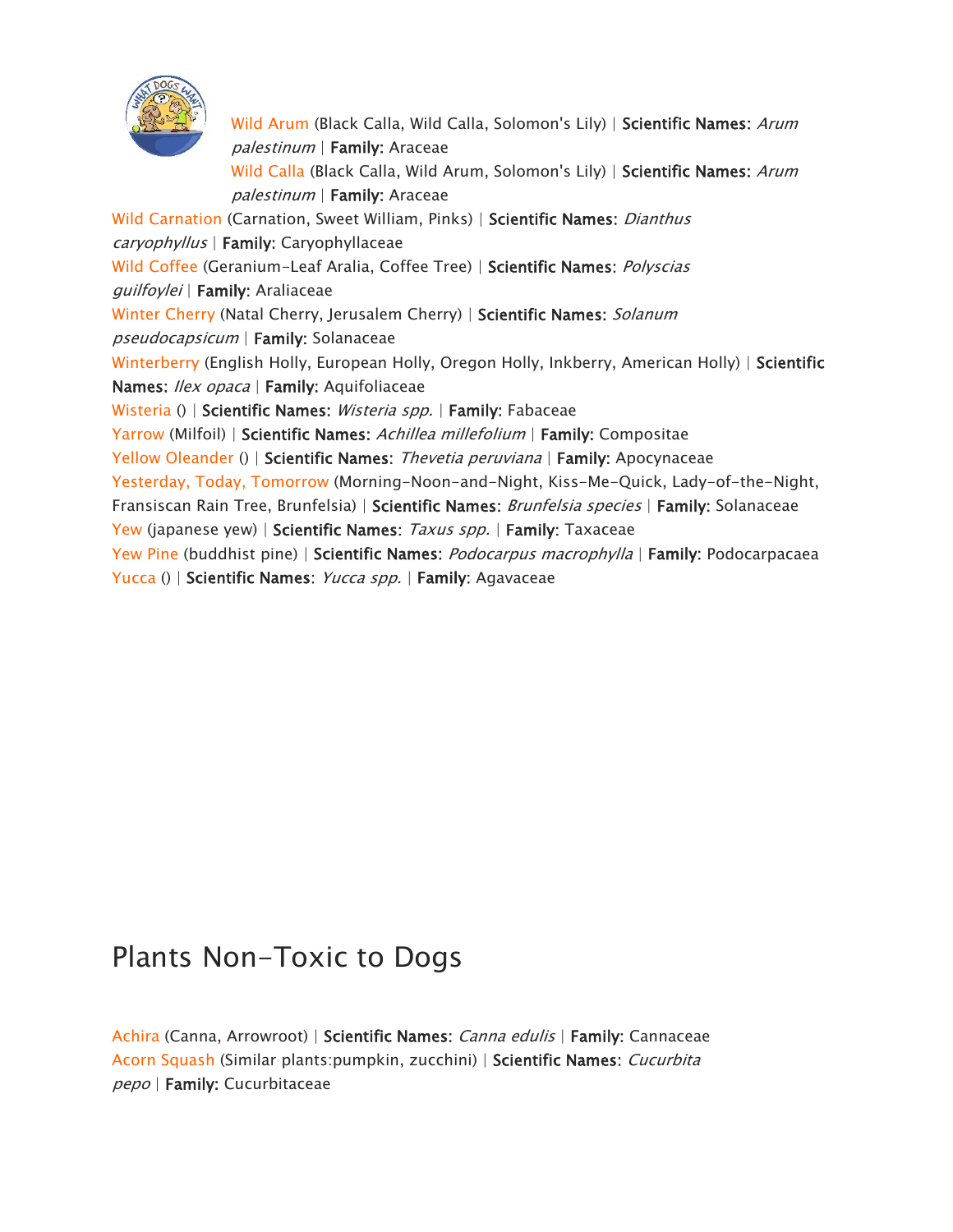Wild Arum (Black Calla, Wild Calla, Solomon's Lily) | **Scientific Names**: *Arum palestinum* | **Family**: Araceae
Wild Calla (Black Calla, Wild Arum, Solomon's Lily) | **Scientific Names**: *Arum palestinum* | **Family**: Araceae
Wild Carnation (Carnation, Sweet William, Pinks) | **Scientific Names**: *Dianthus caryophyllus* | **Family**: Caryophyllaceae
Wild Coffee (Geranium-Leaf Aralia, Coffee Tree) | **Scientific Names**: *Polyscias guilfoylei* | **Family**: Araliaceae
Winter Cherry (Natal Cherry, Jerusalem Cherry) | **Scientific Names**: *Solanum pseudocapsicum* | **Family**: Solanaceae
Winterberry (English Holly, European Holly, Oregon Holly, Inkberry, American Holly) | **Scientific Names**: *Ilex opaca* | **Family**: Aquifoliaceae
Wisteria () | **Scientific Names**: *Wisteria spp.* | **Family**: Fabaceae
Yarrow (Milfoil) | **Scientific Names**: *Achillea millefolium* | **Family**: Compositae
Yellow Oleander () | **Scientific Names**: *Thevetia peruviana* | **Family**: Apocynaceae
Yesterday, Today, Tomorrow (Morning-Noon-and-Night, Kiss-Me-Quick, Lady-of-the-Night, Fransiscan Rain Tree, Brunfelsia) | **Scientific Names**: *Brunfelsia species* | **Family**: Solanaceae
Yew (japanese yew) | **Scientific Names**: *Taxus spp.* | **Family**: Taxaceae
Yew Pine (buddhist pine) | **Scientific Names**: *Podocarpus macrophylla* | **Family**: Podocarpacaea
Yucca () | **Scientific Names**: *Yucca spp.* | **Family**: Agavaceae

# Plants Non-Toxic to Dogs

Achira (Canna, Arrowroot) | **Scientific Names**: *Canna edulis* | **Family**: Cannaceae
Acorn Squash (Similar plants:pumpkin, zucchini) | **Scientific Names**: *Cucurbita pepo* | **Family**: Cucurbitaceae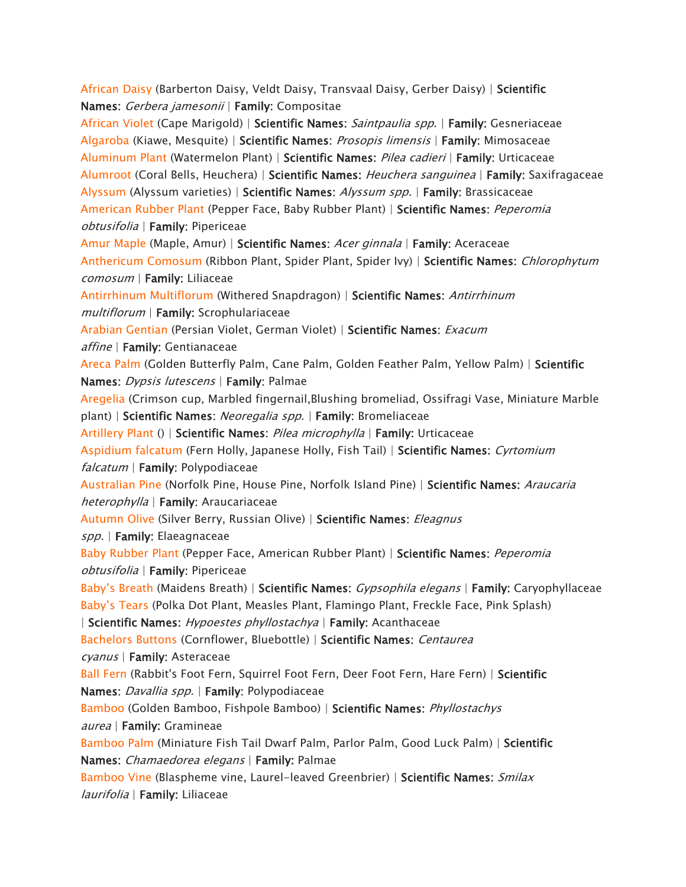African Daisy (Barberton Daisy, Veldt Daisy, Transvaal Daisy, Gerber Daisy) | **Scientific Names**: *Gerbera jamesonii* | **Family**: Compositae

African Violet (Cape Marigold) | **Scientific Names**: *Saintpaulia spp.* | **Family**: Gesneriaceae

Algaroba (Kiawe, Mesquite) | **Scientific Names**: *Prosopis limensis* | **Family**: Mimosaceae

Aluminum Plant (Watermelon Plant) | **Scientific Names**: *Pilea cadieri* | **Family**: Urticaceae

Alumroot (Coral Bells, Heuchera) | **Scientific Names**: *Heuchera sanguinea* | **Family**: Saxifragaceae

Alyssum (Alyssum varieties) | **Scientific Names**: *Alyssum spp.* | **Family**: Brassicaceae

American Rubber Plant (Pepper Face, Baby Rubber Plant) | **Scientific Names**: *Peperomia obtusifolia* | **Family**: Pipericeae

Amur Maple (Maple, Amur) | **Scientific Names**: *Acer ginnala* | **Family**: Aceraceae

Anthericum Comosum (Ribbon Plant, Spider Plant, Spider Ivy) | **Scientific Names**: *Chlorophytum comosum* | **Family**: Liliaceae

Antirrhinum Multiflorum (Withered Snapdragon) | **Scientific Names**: *Antirrhinum multiflorum* | **Family**: Scrophulariaceae

Arabian Gentian (Persian Violet, German Violet) | **Scientific Names**: *Exacum affine* | **Family**: Gentianaceae

Areca Palm (Golden Butterfly Palm, Cane Palm, Golden Feather Palm, Yellow Palm) | **Scientific Names**: *Dypsis lutescens* | **Family**: Palmae

Aregelia (Crimson cup, Marbled fingernail,Blushing bromeliad, Ossifragi Vase, Miniature Marble plant) | **Scientific Names**: *Neoregalia spp.* | **Family**: Bromeliaceae

Artillery Plant () | **Scientific Names**: *Pilea microphylla* | **Family**: Urticaceae

Aspidium falcatum (Fern Holly, Japanese Holly, Fish Tail) | **Scientific Names**: *Cyrtomium falcatum* | **Family**: Polypodiaceae

Australian Pine (Norfolk Pine, House Pine, Norfolk Island Pine) | **Scientific Names**: *Araucaria heterophylla* | **Family**: Araucariaceae

Autumn Olive (Silver Berry, Russian Olive) | **Scientific Names**: *Eleagnus spp.* | **Family**: Elaeagnaceae

Baby Rubber Plant (Pepper Face, American Rubber Plant) | **Scientific Names**: *Peperomia obtusifolia* | **Family**: Pipericeae

Baby's Breath (Maidens Breath) | **Scientific Names**: *Gypsophila elegans* | **Family**: Caryophyllaceae

Baby's Tears (Polka Dot Plant, Measles Plant, Flamingo Plant, Freckle Face, Pink Splash) | **Scientific Names**: *Hypoestes phyllostachya* | **Family**: Acanthaceae

Bachelors Buttons (Cornflower, Bluebottle) | **Scientific Names**: *Centaurea cyanus* | **Family**: Asteraceae

Ball Fern (Rabbit's Foot Fern, Squirrel Foot Fern, Deer Foot Fern, Hare Fern) | **Scientific Names**: *Davallia spp.* | **Family**: Polypodiaceae

Bamboo (Golden Bamboo, Fishpole Bamboo) | **Scientific Names**: *Phyllostachys aurea* | **Family**: Gramineae

Bamboo Palm (Miniature Fish Tail Dwarf Palm, Parlor Palm, Good Luck Palm) | **Scientific Names**: *Chamaedorea elegans* | **Family**: Palmae

Bamboo Vine (Blaspheme vine, Laurel-leaved Greenbrier) | **Scientific Names**: *Smilax laurifolia* | **Family**: Liliaceae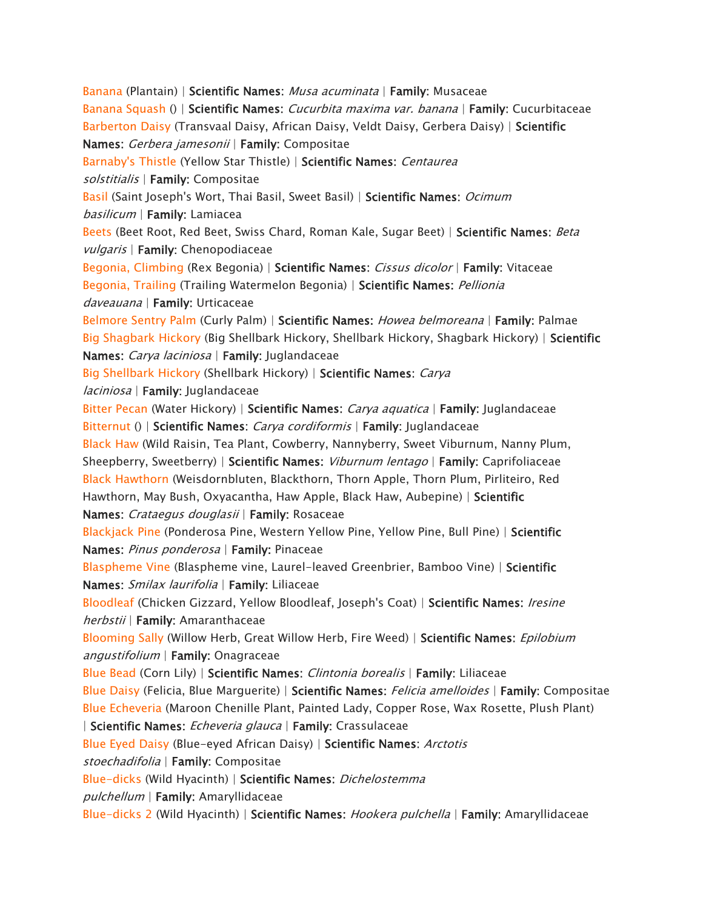Banana (Plantain) | **Scientific Names**: *Musa acuminata* | **Family**: Musaceae
Banana Squash () | **Scientific Names**: *Cucurbita maxima var. banana* | **Family**: Cucurbitaceae
Barberton Daisy (Transvaal Daisy, African Daisy, Veldt Daisy, Gerbera Daisy) | **Scientific Names**: *Gerbera jamesonii* | **Family**: Compositae
Barnaby's Thistle (Yellow Star Thistle) | **Scientific Names**: *Centaurea solstitialis* | **Family**: Compositae
Basil (Saint Joseph's Wort, Thai Basil, Sweet Basil) | **Scientific Names**: *Ocimum basilicum* | **Family**: Lamiacea
Beets (Beet Root, Red Beet, Swiss Chard, Roman Kale, Sugar Beet) | **Scientific Names**: *Beta vulgaris* | **Family**: Chenopodiaceae
Begonia, Climbing (Rex Begonia) | **Scientific Names**: *Cissus dicolor* | **Family**: Vitaceae
Begonia, Trailing (Trailing Watermelon Begonia) | **Scientific Names**: *Pellionia daveauana* | **Family**: Urticaceae
Belmore Sentry Palm (Curly Palm) | **Scientific Names**: *Howea belmoreana* | **Family**: Palmae
Big Shagbark Hickory (Big Shellbark Hickory, Shellbark Hickory, Shagbark Hickory) | **Scientific Names**: *Carya laciniosa* | **Family**: Juglandaceae
Big Shellbark Hickory (Shellbark Hickory) | **Scientific Names**: *Carya laciniosa* | **Family**: Juglandaceae
Bitter Pecan (Water Hickory) | **Scientific Names**: *Carya aquatica* | **Family**: Juglandaceae
Bitternut () | **Scientific Names**: *Carya cordiformis* | **Family**: Juglandaceae
Black Haw (Wild Raisin, Tea Plant, Cowberry, Nannyberry, Sweet Viburnum, Nanny Plum, Sheepberry, Sweetberry) | **Scientific Names**: *Viburnum lentago* | **Family**: Caprifoliaceae
Black Hawthorn (Weisdornbluten, Blackthorn, Thorn Apple, Thorn Plum, Pirliteiro, Red Hawthorn, May Bush, Oxyacantha, Haw Apple, Black Haw, Aubepine) | **Scientific Names**: *Crataegus douglasii* | **Family**: Rosaceae
Blackjack Pine (Ponderosa Pine, Western Yellow Pine, Yellow Pine, Bull Pine) | **Scientific Names**: *Pinus ponderosa* | **Family**: Pinaceae
Blaspheme Vine (Blaspheme vine, Laurel-leaved Greenbrier, Bamboo Vine) | **Scientific Names**: *Smilax laurifolia* | **Family**: Liliaceae
Bloodleaf (Chicken Gizzard, Yellow Bloodleaf, Joseph's Coat) | **Scientific Names**: *Iresine herbstii* | **Family**: Amaranthaceae
Blooming Sally (Willow Herb, Great Willow Herb, Fire Weed) | **Scientific Names**: *Epilobium angustifolium* | **Family**: Onagraceae
Blue Bead (Corn Lily) | **Scientific Names**: *Clintonia borealis* | **Family**: Liliaceae
Blue Daisy (Felicia, Blue Marguerite) | **Scientific Names**: *Felicia amelloides* | **Family**: Compositae
Blue Echeveria (Maroon Chenille Plant, Painted Lady, Copper Rose, Wax Rosette, Plush Plant) | **Scientific Names**: *Echeveria glauca* | **Family**: Crassulaceae
Blue Eyed Daisy (Blue-eyed African Daisy) | **Scientific Names**: *Arctotis stoechadifolia* | **Family**: Compositae
Blue-dicks (Wild Hyacinth) | **Scientific Names**: *Dichelostemma pulchellum* | **Family**: Amaryllidaceae
Blue-dicks 2 (Wild Hyacinth) | **Scientific Names**: *Hookera pulchella* | **Family**: Amaryllidaceae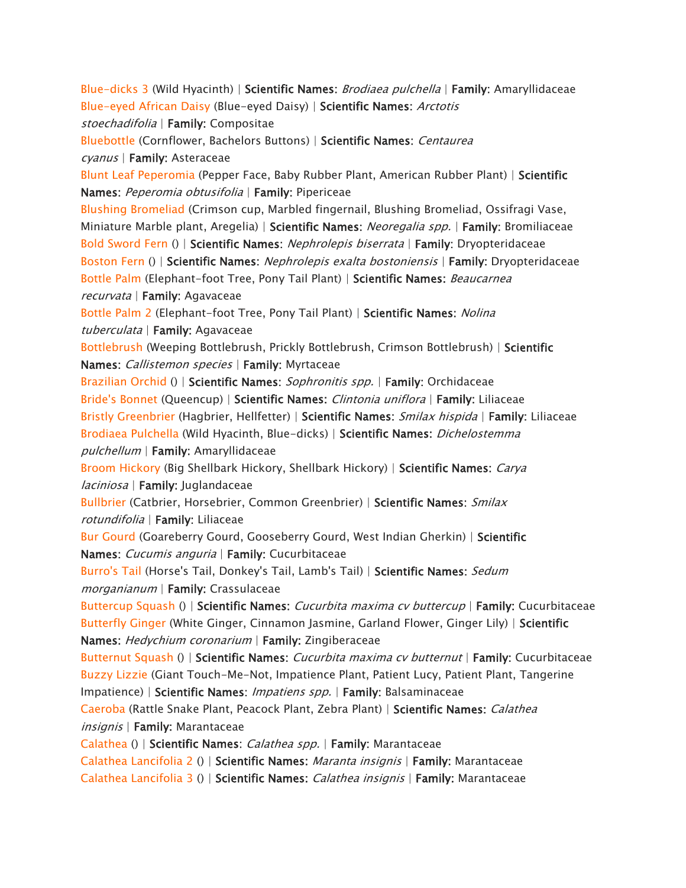Blue-dicks 3 (Wild Hyacinth) | **Scientific Names**: *Brodiaea pulchella* | **Family**: Amaryllidaceae
Blue-eyed African Daisy (Blue-eyed Daisy) | **Scientific Names**: *Arctotis stoechadifolia* | **Family**: Compositae
Bluebottle (Cornflower, Bachelors Buttons) | **Scientific Names**: *Centaurea cyanus* | **Family**: Asteraceae
Blunt Leaf Peperomia (Pepper Face, Baby Rubber Plant, American Rubber Plant) | **Scientific Names**: *Peperomia obtusifolia* | **Family**: Pipericeae
Blushing Bromeliad (Crimson cup, Marbled fingernail, Blushing Bromeliad, Ossifragi Vase, Miniature Marble plant, Aregelia) | **Scientific Names**: *Neoregalia spp.* | **Family**: Bromiliaceae
Bold Sword Fern () | **Scientific Names**: *Nephrolepis biserrata* | **Family**: Dryopteridaceae
Boston Fern () | **Scientific Names**: *Nephrolepis exalta bostoniensis* | **Family**: Dryopteridaceae
Bottle Palm (Elephant-foot Tree, Pony Tail Plant) | **Scientific Names**: *Beaucarnea recurvata* | **Family**: Agavaceae
Bottle Palm 2 (Elephant-foot Tree, Pony Tail Plant) | **Scientific Names**: *Nolina tuberculata* | **Family**: Agavaceae
Bottlebrush (Weeping Bottlebrush, Prickly Bottlebrush, Crimson Bottlebrush) | **Scientific Names**: *Callistemon species* | **Family**: Myrtaceae
Brazilian Orchid () | **Scientific Names**: *Sophronitis spp.* | **Family**: Orchidaceae
Bride's Bonnet (Queencup) | **Scientific Names**: *Clintonia uniflora* | **Family**: Liliaceae
Bristly Greenbrier (Hagbrier, Hellfetter) | **Scientific Names**: *Smilax hispida* | **Family**: Liliaceae
Brodiaea Pulchella (Wild Hyacinth, Blue-dicks) | **Scientific Names**: *Dichelostemma pulchellum* | **Family**: Amaryllidaceae
Broom Hickory (Big Shellbark Hickory, Shellbark Hickory) | **Scientific Names**: *Carya laciniosa* | **Family**: Juglandaceae
Bullbrier (Catbrier, Horsebrier, Common Greenbrier) | **Scientific Names**: *Smilax rotundifolia* | **Family**: Liliaceae
Bur Gourd (Goareberry Gourd, Gooseberry Gourd, West Indian Gherkin) | **Scientific Names**: *Cucumis anguria* | **Family**: Cucurbitaceae
Burro's Tail (Horse's Tail, Donkey's Tail, Lamb's Tail) | **Scientific Names**: *Sedum morganianum* | **Family**: Crassulaceae
Buttercup Squash () | **Scientific Names**: *Cucurbita maxima cv buttercup* | **Family**: Cucurbitaceae
Butterfly Ginger (White Ginger, Cinnamon Jasmine, Garland Flower, Ginger Lily) | **Scientific Names**: *Hedychium coronarium* | **Family**: Zingiberaceae
Butternut Squash () | **Scientific Names**: *Cucurbita maxima cv butternut* | **Family**: Cucurbitaceae
Buzzy Lizzie (Giant Touch-Me-Not, Impatience Plant, Patient Lucy, Patient Plant, Tangerine Impatience) | **Scientific Names**: *Impatiens spp.* | **Family**: Balsaminaceae
Caeroba (Rattle Snake Plant, Peacock Plant, Zebra Plant) | **Scientific Names**: *Calathea insignis* | **Family**: Marantaceae
Calathea () | **Scientific Names**: *Calathea spp.* | **Family**: Marantaceae
Calathea Lancifolia 2 () | **Scientific Names**: *Maranta insignis* | **Family**: Marantaceae
Calathea Lancifolia 3 () | **Scientific Names**: *Calathea insignis* | **Family**: Marantaceae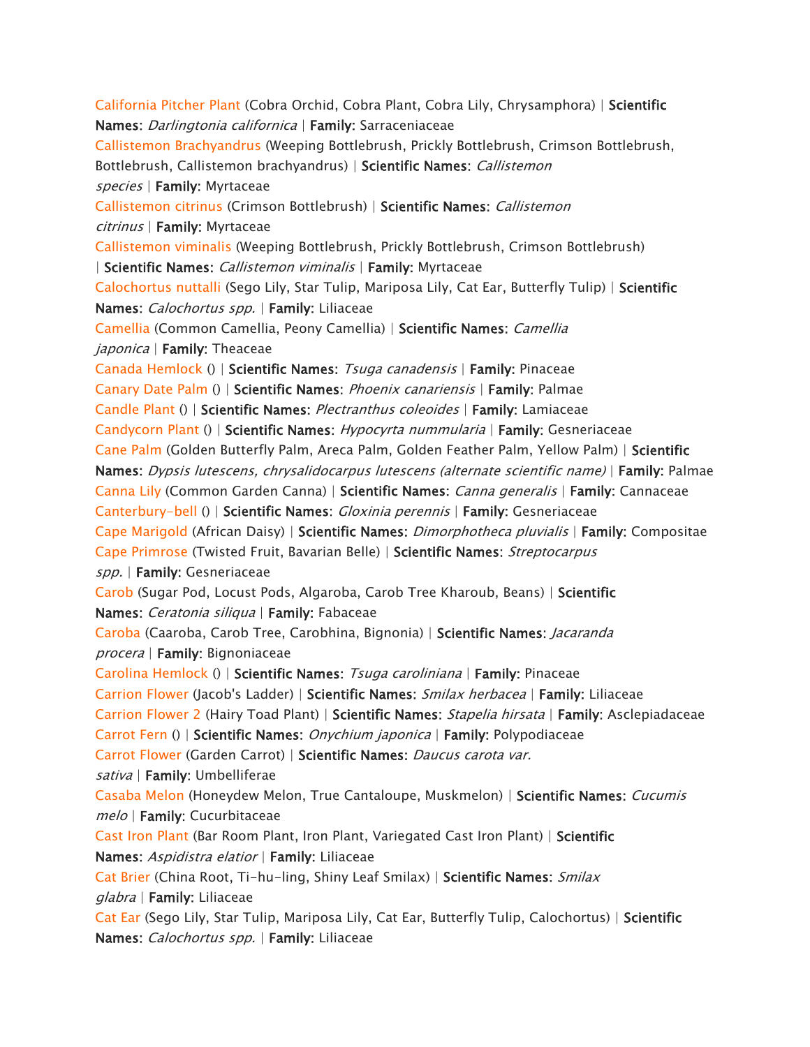California Pitcher Plant (Cobra Orchid, Cobra Plant, Cobra Lily, Chrysamphora) | **Scientific Names**: *Darlingtonia californica* | **Family:** Sarraceniaceae

Callistemon Brachyandrus (Weeping Bottlebrush, Prickly Bottlebrush, Crimson Bottlebrush, Bottlebrush, Callistemon brachyandrus) | **Scientific Names**: *Callistemon species* | **Family:** Myrtaceae

Callistemon citrinus (Crimson Bottlebrush) | **Scientific Names**: *Callistemon citrinus* | **Family:** Myrtaceae

Callistemon viminalis (Weeping Bottlebrush, Prickly Bottlebrush, Crimson Bottlebrush) | **Scientific Names**: *Callistemon viminalis* | **Family:** Myrtaceae

Calochortus nuttali (Sego Lily, Star Tulip, Mariposa Lily, Cat Ear, Butterfly Tulip) | **Scientific Names**: *Calochortus spp.* | **Family:** Liliaceae

Camellia (Common Camellia, Peony Camellia) | **Scientific Names**: *Camellia japonica* | **Family:** Theaceae

Canada Hemlock () | **Scientific Names**: *Tsuga canadensis* | **Family:** Pinaceae

Canary Date Palm () | **Scientific Names**: *Phoenix canariensis* | **Family**: Palmae

Candle Plant () | **Scientific Names**: *Plectranthus coleoides* | **Family**: Lamiaceae

Candycorn Plant () | **Scientific Names**: *Hypocyrta nummularia* | **Family**: Gesneriaceae

Cane Palm (Golden Butterfly Palm, Areca Palm, Golden Feather Palm, Yellow Palm) | **Scientific Names**: *Dypsis lutescens, chrysalidocarpus lutescens (alternate scientific name)* | **Family**: Palmae

Canna Lily (Common Garden Canna) | **Scientific Names**: *Canna generalis* | **Family**: Cannaceae

Canterbury-bell () | **Scientific Names**: *Gloxinia perennis* | **Family**: Gesneriaceae

Cape Marigold (African Daisy) | **Scientific Names**: *Dimorphotheca pluvialis* | **Family**: Compositae

Cape Primrose (Twisted Fruit, Bavarian Belle) | **Scientific Names**: *Streptocarpus spp.* | **Family:** Gesneriaceae

Carob (Sugar Pod, Locust Pods, Algaroba, Carob Tree Kharoub, Beans) | **Scientific Names**: *Ceratonia siliqua* | **Family:** Fabaceae

Caroba (Caaroba, Carob Tree, Carobhina, Bignonia) | **Scientific Names**: *Jacaranda procera* | **Family:** Bignoniaceae

Carolina Hemlock () | **Scientific Names**: *Tsuga caroliniana* | **Family:** Pinaceae

Carrion Flower (Jacob's Ladder) | **Scientific Names:** *Smilax herbacea* | **Family:** Liliaceae

Carrion Flower 2 (Hairy Toad Plant) | **Scientific Names**: *Stapelia hirsata* | **Family**: Asclepiadaceae

Carrot Fern () | **Scientific Names**: *Onychium japonica* | **Family:** Polypodiaceae

Carrot Flower (Garden Carrot) | **Scientific Names**: *Daucus carota var. sativa* | **Family**: Umbelliferae

Casaba Melon (Honeydew Melon, True Cantaloupe, Muskmelon) | **Scientific Names:** *Cucumis melo* | **Family**: Cucurbitaceae

Cast Iron Plant (Bar Room Plant, Iron Plant, Variegated Cast Iron Plant) | **Scientific Names**: *Aspidistra elatior* | **Family:** Liliaceae

Cat Brier (China Root, Ti-hu-ling, Shiny Leaf Smilax) | **Scientific Names**: *Smilax glabra* | **Family:** Liliaceae

Cat Ear (Sego Lily, Star Tulip, Mariposa Lily, Cat Ear, Butterfly Tulip, Calochortus) | **Scientific Names**: *Calochortus spp.* | **Family:** Liliaceae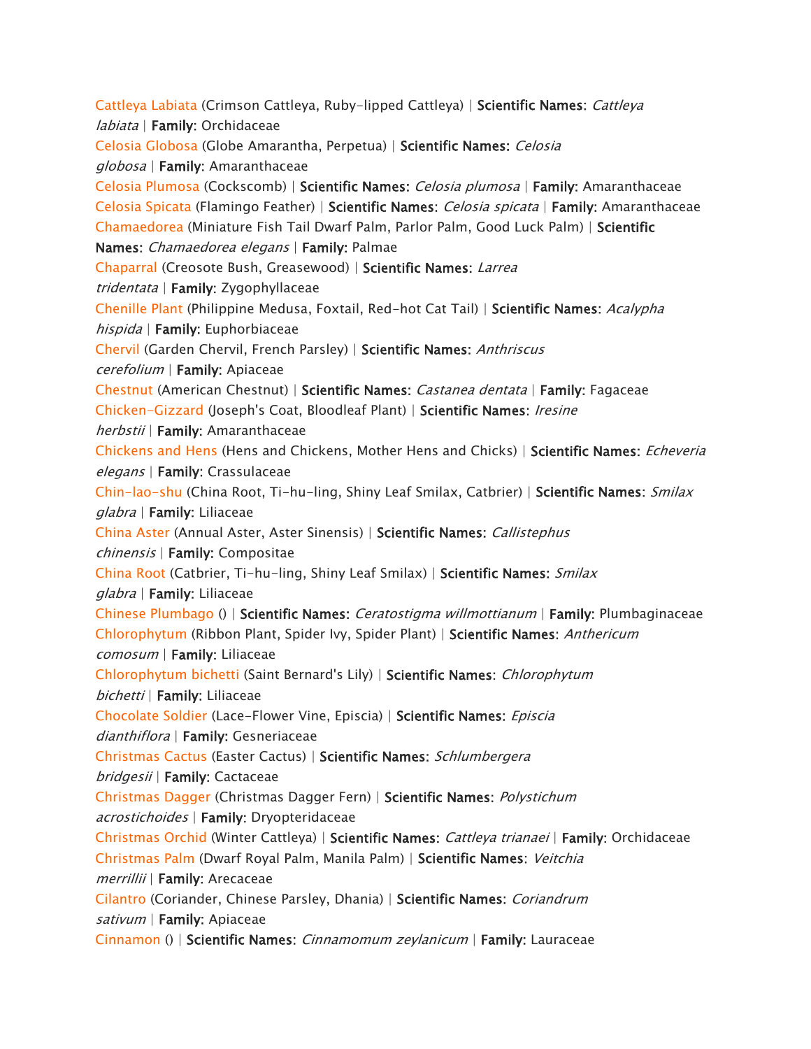Cattleya Labiata (Crimson Cattleya, Ruby-lipped Cattleya) | **Scientific Names**: *Cattleya labiata* | **Family**: Orchidaceae

Celosia Globosa (Globe Amarantha, Perpetua) | **Scientific Names**: *Celosia globosa* | **Family**: Amaranthaceae

Celosia Plumosa (Cockscomb) | **Scientific Names**: *Celosia plumosa* | **Family**: Amaranthaceae

Celosia Spicata (Flamingo Feather) | **Scientific Names**: *Celosia spicata* | **Family**: Amaranthaceae

Chamaedorea (Miniature Fish Tail Dwarf Palm, Parlor Palm, Good Luck Palm) | **Scientific Names**: *Chamaedorea elegans* | **Family**: Palmae

Chaparral (Creosote Bush, Greasewood) | **Scientific Names**: *Larrea tridentata* | **Family**: Zygophyllaceae

Chenille Plant (Philippine Medusa, Foxtail, Red-hot Cat Tail) | **Scientific Names**: *Acalypha hispida* | **Family**: Euphorbiaceae

Chervil (Garden Chervil, French Parsley) | **Scientific Names**: *Anthriscus cerefolium* | **Family**: Apiaceae

Chestnut (American Chestnut) | **Scientific Names**: *Castanea dentata* | **Family**: Fagaceae

Chicken-Gizzard (Joseph's Coat, Bloodleaf Plant) | **Scientific Names**: *Iresine herbstii* | **Family**: Amaranthaceae

Chickens and Hens (Hens and Chickens, Mother Hens and Chicks) | **Scientific Names**: *Echeveria elegans* | **Family**: Crassulaceae

Chin-lao-shu (China Root, Ti-hu-ling, Shiny Leaf Smilax, Catbrier) | **Scientific Names**: *Smilax glabra* | **Family**: Liliaceae

China Aster (Annual Aster, Aster Sinensis) | **Scientific Names**: *Callistephus chinensis* | **Family**: Compositae

China Root (Catbrier, Ti-hu-ling, Shiny Leaf Smilax) | **Scientific Names**: *Smilax glabra* | **Family**: Liliaceae

Chinese Plumbago () | **Scientific Names**: *Ceratostigma willmottianum* | **Family**: Plumbaginaceae

Chlorophytum (Ribbon Plant, Spider Ivy, Spider Plant) | **Scientific Names**: *Anthericum comosum* | **Family**: Liliaceae

Chlorophytum bichetti (Saint Bernard's Lily) | **Scientific Names**: *Chlorophytum bichetti* | **Family**: Liliaceae

Chocolate Soldier (Lace-Flower Vine, Episcia) | **Scientific Names**: *Episcia dianthiflora* | **Family**: Gesneriaceae

Christmas Cactus (Easter Cactus) | **Scientific Names**: *Schlumbergera bridgesii* | **Family**: Cactaceae

Christmas Dagger (Christmas Dagger Fern) | **Scientific Names**: *Polystichum acrostichoides* | **Family**: Dryopteridaceae

Christmas Orchid (Winter Cattleya) | **Scientific Names**: *Cattleya trianaei* | **Family**: Orchidaceae

Christmas Palm (Dwarf Royal Palm, Manila Palm) | **Scientific Names**: *Veitchia merrillii* | **Family**: Arecaceae

Cilantro (Coriander, Chinese Parsley, Dhania) | **Scientific Names**: *Coriandrum sativum* | **Family**: Apiaceae

Cinnamon () | **Scientific Names**: *Cinnamomum zeylanicum* | **Family**: Lauraceae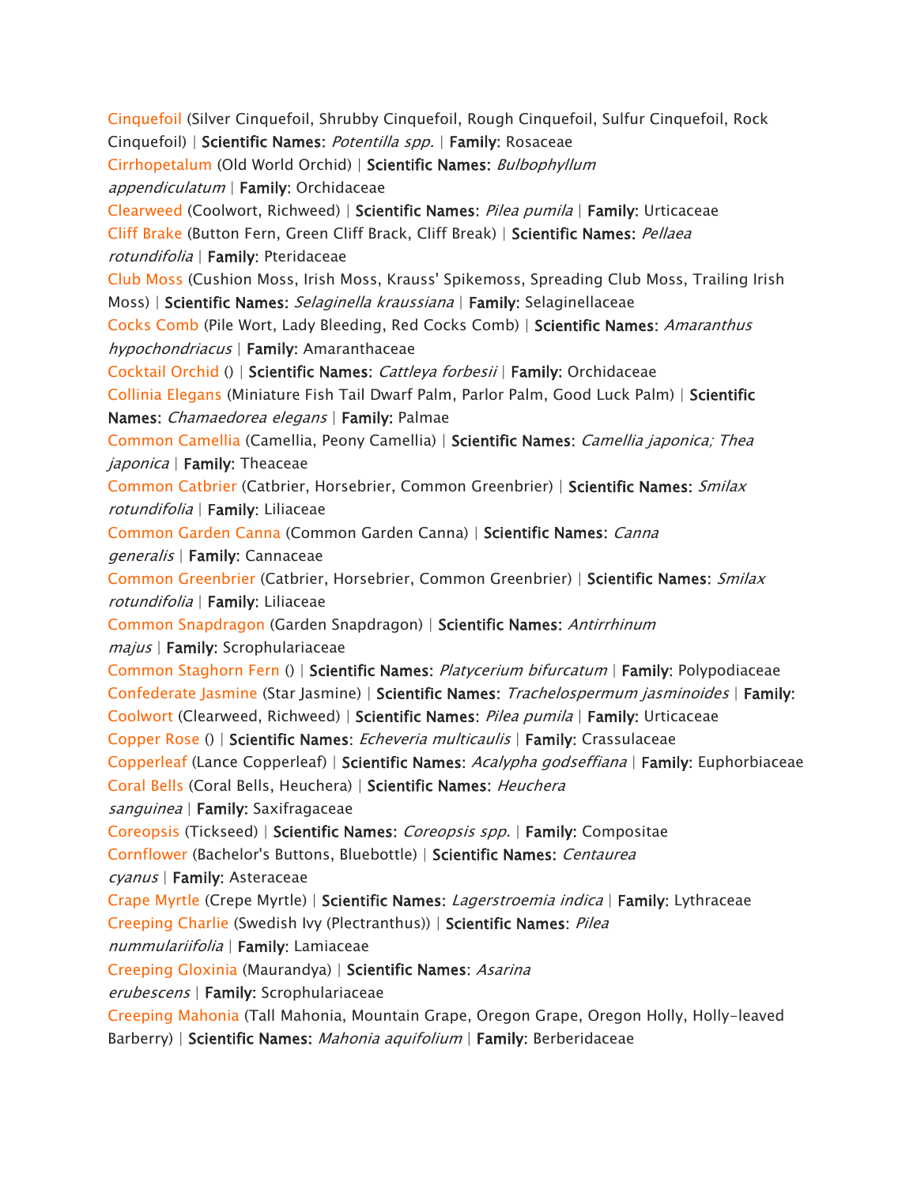Cinquefoil (Silver Cinquefoil, Shrubby Cinquefoil, Rough Cinquefoil, Sulfur Cinquefoil, Rock Cinquefoil) | **Scientific Names**: *Potentilla spp.* | **Family**: Rosaceae

Cirrhopetalum (Old World Orchid) | **Scientific Names**: *Bulbophyllum appendiculatum* | **Family**: Orchidaceae

Clearweed (Coolwort, Richweed) | **Scientific Names**: *Pilea pumila* | **Family**: Urticaceae

Cliff Brake (Button Fern, Green Cliff Brack, Cliff Break) | **Scientific Names**: *Pellaea rotundifolia* | **Family**: Pteridaceae

Club Moss (Cushion Moss, Irish Moss, Krauss' Spikemoss, Spreading Club Moss, Trailing Irish Moss) | **Scientific Names**: *Selaginella kraussiana* | **Family**: Selaginellaceae

Cocks Comb (Pile Wort, Lady Bleeding, Red Cocks Comb) | **Scientific Names**: *Amaranthus hypochondriacus* | **Family**: Amaranthaceae

Cocktail Orchid () | **Scientific Names**: *Cattleya forbesii* | **Family**: Orchidaceae

Collinia Elegans (Miniature Fish Tail Dwarf Palm, Parlor Palm, Good Luck Palm) | **Scientific Names**: *Chamaedorea elegans* | **Family**: Palmae

Common Camellia (Camellia, Peony Camellia) | **Scientific Names**: *Camellia japonica; Thea japonica* | **Family**: Theaceae

Common Catbrier (Catbrier, Horsebrier, Common Greenbrier) | **Scientific Names**: *Smilax rotundifolia* | **Family**: Liliaceae

Common Garden Canna (Common Garden Canna) | **Scientific Names**: *Canna generalis* | **Family**: Cannaceae

Common Greenbrier (Catbrier, Horsebrier, Common Greenbrier) | **Scientific Names**: *Smilax rotundifolia* | **Family**: Liliaceae

Common Snapdragon (Garden Snapdragon) | **Scientific Names**: *Antirrhinum majus* | **Family**: Scrophulariaceae

Common Staghorn Fern () | **Scientific Names**: *Platycerium bifurcatum* | **Family**: Polypodiaceae

Confederate Jasmine (Star Jasmine) | **Scientific Names**: *Trachelospermum jasminoides* | **Family**:

Coolwort (Clearweed, Richweed) | **Scientific Names**: *Pilea pumila* | **Family**: Urticaceae

Copper Rose () | **Scientific Names**: *Echeveria multicaulis* | **Family**: Crassulaceae

Copperleaf (Lance Copperleaf) | **Scientific Names**: *Acalypha godseffiana* | **Family**: Euphorbiaceae

Coral Bells (Coral Bells, Heuchera) | **Scientific Names**: *Heuchera sanguinea* | **Family**: Saxifragaceae

Coreopsis (Tickseed) | **Scientific Names**: *Coreopsis spp.* | **Family**: Compositae

Cornflower (Bachelor's Buttons, Bluebottle) | **Scientific Names**: *Centaurea cyanus* | **Family**: Asteraceae

Crape Myrtle (Crepe Myrtle) | **Scientific Names**: *Lagerstroemia indica* | **Family**: Lythraceae

Creeping Charlie (Swedish Ivy (Plectranthus)) | **Scientific Names**: *Pilea nummulariifolia* | **Family**: Lamiaceae

Creeping Gloxinia (Maurandya) | **Scientific Names**: *Asarina erubescens* | **Family**: Scrophulariaceae

Creeping Mahonia (Tall Mahonia, Mountain Grape, Oregon Grape, Oregon Holly, Holly-leaved Barberry) | **Scientific Names**: *Mahonia aquifolium* | **Family**: Berberidaceae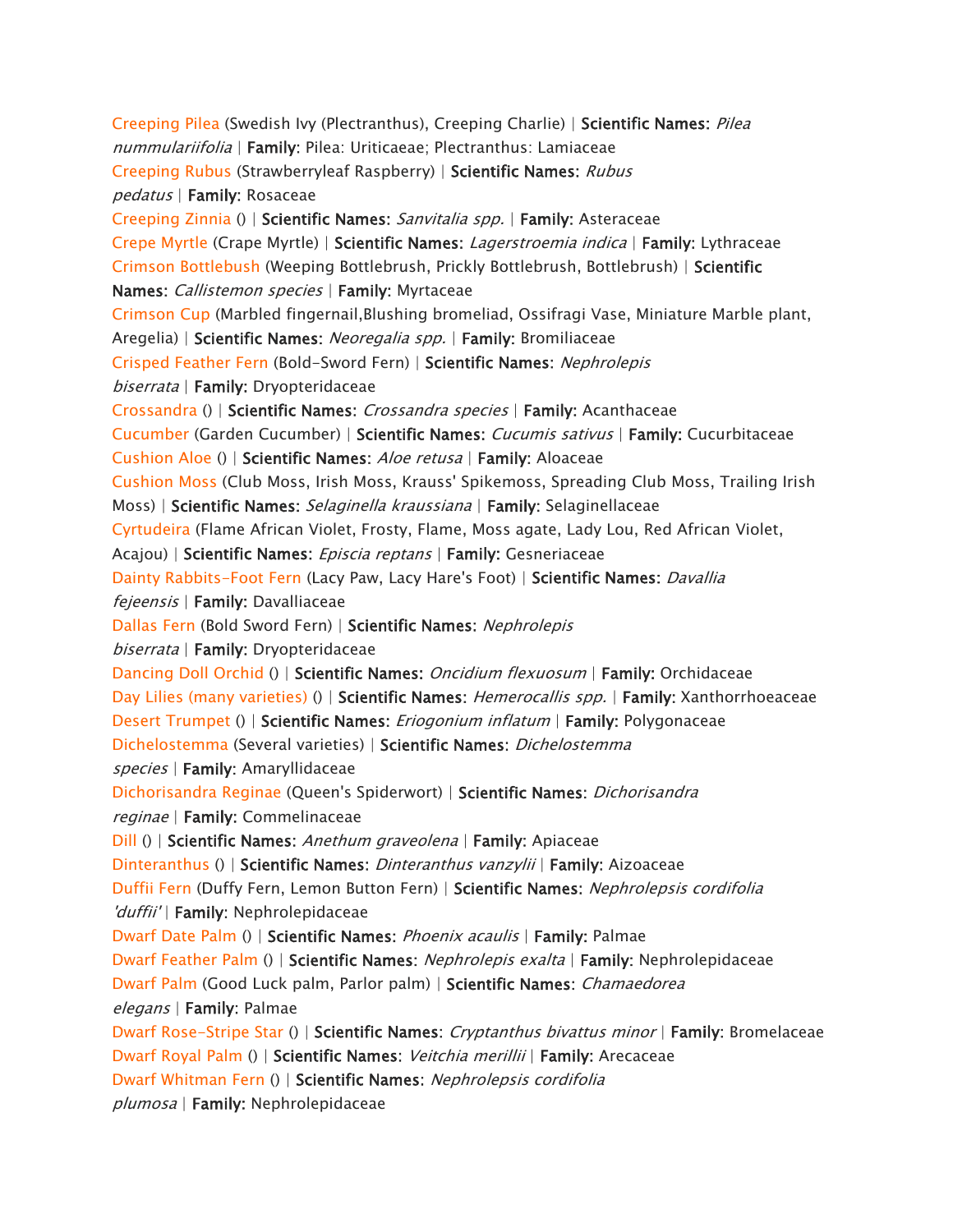Creeping Pilea (Swedish Ivy (Plectranthus), Creeping Charlie) | **Scientific Names**: *Pilea nummulariifolia* | **Family**: Pilea: Uriticaeae; Plectranthus: Lamiaceae

Creeping Rubus (Strawberryleaf Raspberry) | **Scientific Names**: *Rubus pedatus* | **Family**: Rosaceae

Creeping Zinnia () | **Scientific Names**: *Sanvitalia spp.* | **Family**: Asteraceae

Crepe Myrtle (Crape Myrtle) | **Scientific Names**: *Lagerstroemia indica* | **Family**: Lythraceae

Crimson Bottlebush (Weeping Bottlebrush, Prickly Bottlebrush, Bottlebrush) | **Scientific Names**: *Callistemon species* | **Family**: Myrtaceae

Crimson Cup (Marbled fingernail,Blushing bromeliad, Ossifragi Vase, Miniature Marble plant, Aregelia) | **Scientific Names**: *Neoregalia spp.* | **Family**: Bromiliaceae

Crisped Feather Fern (Bold-Sword Fern) | **Scientific Names**: *Nephrolepis biserrata* | **Family**: Dryopteridaceae

Crossandra () | **Scientific Names**: *Crossandra species* | **Family**: Acanthaceae

Cucumber (Garden Cucumber) | **Scientific Names**: *Cucumis sativus* | **Family**: Cucurbitaceae

Cushion Aloe () | **Scientific Names**: *Aloe retusa* | **Family**: Aloaceae

Cushion Moss (Club Moss, Irish Moss, Krauss' Spikemoss, Spreading Club Moss, Trailing Irish Moss) | **Scientific Names**: *Selaginella kraussiana* | **Family**: Selaginellaceae

Cyrtudeira (Flame African Violet, Frosty, Flame, Moss agate, Lady Lou, Red African Violet, Acajou) | **Scientific Names**: *Episcia reptans* | **Family**: Gesneriaceae

Dainty Rabbits-Foot Fern (Lacy Paw, Lacy Hare's Foot) | **Scientific Names**: *Davallia fejeensis* | **Family**: Davalliaceae

Dallas Fern (Bold Sword Fern) | **Scientific Names**: *Nephrolepis biserrata* | **Family**: Dryopteridaceae

Dancing Doll Orchid () | **Scientific Names**: *Oncidium flexuosum* | **Family**: Orchidaceae

Day Lilies (many varieties) () | **Scientific Names**: *Hemerocallis spp.* | **Family**: Xanthorrhoeaceae

Desert Trumpet () | **Scientific Names**: *Eriogonium inflatum* | **Family**: Polygonaceae

Dichelostemma (Several varieties) | **Scientific Names**: *Dichelostemma species* | **Family**: Amaryllidaceae

Dichorisandra Reginae (Queen's Spiderwort) | **Scientific Names**: *Dichorisandra reginae* | **Family**: Commelinaceae

Dill () | **Scientific Names**: *Anethum graveolena* | **Family**: Apiaceae

Dinteranthus () | **Scientific Names**: *Dinteranthus vanzylii* | **Family**: Aizoaceae

Duffii Fern (Duffy Fern, Lemon Button Fern) | **Scientific Names**: *Nephrolepsis cordifolia 'duffii'* | **Family**: Nephrolepidaceae

Dwarf Date Palm () | **Scientific Names**: *Phoenix acaulis* | **Family**: Palmae

Dwarf Feather Palm () | **Scientific Names**: *Nephrolepis exalta* | **Family**: Nephrolepidaceae

Dwarf Palm (Good Luck palm, Parlor palm) | **Scientific Names**: *Chamaedorea elegans* | **Family**: Palmae

Dwarf Rose-Stripe Star () | **Scientific Names**: *Cryptanthus bivattus minor* | **Family**: Bromelaceae

Dwarf Royal Palm () | **Scientific Names**: *Veitchia merillii* | **Family**: Arecaceae

Dwarf Whitman Fern () | **Scientific Names**: *Nephrolepsis cordifolia plumosa* | **Family**: Nephrolepidaceae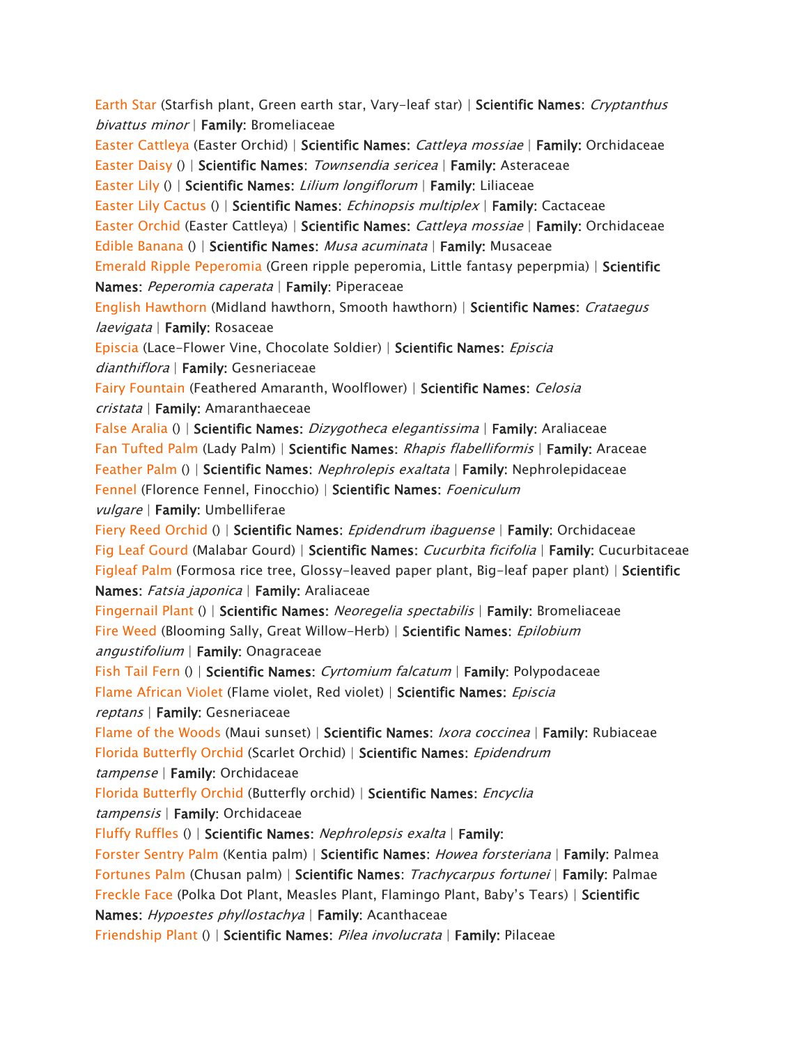Earth Star (Starfish plant, Green earth star, Vary-leaf star) | **Scientific Names**: *Cryptanthus bivattus minor* | **Family**: Bromeliaceae

Easter Cattleya (Easter Orchid) | **Scientific Names**: *Cattleya mossiae* | **Family**: Orchidaceae

Easter Daisy () | **Scientific Names**: *Townsendia sericea* | **Family**: Asteraceae

Easter Lily () | **Scientific Names**: *Lilium longiflorum* | **Family**: Liliaceae

Easter Lily Cactus () | **Scientific Names**: *Echinopsis multiplex* | **Family**: Cactaceae

Easter Orchid (Easter Cattleya) | **Scientific Names**: *Cattleya mossiae* | **Family**: Orchidaceae

Edible Banana () | **Scientific Names**: *Musa acuminata* | **Family**: Musaceae

Emerald Ripple Peperomia (Green ripple peperomia, Little fantasy peperpmia) | **Scientific Names**: *Peperomia caperata* | **Family**: Piperaceae

English Hawthorn (Midland hawthorn, Smooth hawthorn) | **Scientific Names**: *Crataegus laevigata* | **Family**: Rosaceae

Episcia (Lace-Flower Vine, Chocolate Soldier) | **Scientific Names**: *Episcia dianthiflora* | **Family**: Gesneriaceae

Fairy Fountain (Feathered Amaranth, Woolflower) | **Scientific Names**: *Celosia cristata* | **Family**: Amaranthaeceae

False Aralia () | **Scientific Names**: *Dizygotheca elegantissima* | **Family**: Araliaceae

Fan Tufted Palm (Lady Palm) | **Scientific Names**: *Rhapis flabelliformis* | **Family**: Araceae

Feather Palm () | **Scientific Names**: *Nephrolepis exaltata* | **Family**: Nephrolepidaceae

Fennel (Florence Fennel, Finocchio) | **Scientific Names**: *Foeniculum vulgare* | **Family**: Umbelliferae

Fiery Reed Orchid () | **Scientific Names**: *Epidendrum ibaguense* | **Family**: Orchidaceae

Fig Leaf Gourd (Malabar Gourd) | **Scientific Names**: *Cucurbita ficifolia* | **Family**: Cucurbitaceae

Figleaf Palm (Formosa rice tree, Glossy-leaved paper plant, Big-leaf paper plant) | **Scientific Names**: *Fatsia japonica* | **Family**: Araliaceae

Fingernail Plant () | **Scientific Names**: *Neoregelia spectabilis* | **Family**: Bromeliaceae

Fire Weed (Blooming Sally, Great Willow-Herb) | **Scientific Names**: *Epilobium angustifolium* | **Family**: Onagraceae

Fish Tail Fern () | **Scientific Names**: *Cyrtomium falcatum* | **Family**: Polypodaceae

Flame African Violet (Flame violet, Red violet) | **Scientific Names**: *Episcia reptans* | **Family**: Gesneriaceae

Flame of the Woods (Maui sunset) | **Scientific Names**: *Ixora coccinea* | **Family**: Rubiaceae

Florida Butterfly Orchid (Scarlet Orchid) | **Scientific Names**: *Epidendrum tampense* | **Family**: Orchidaceae

Florida Butterfly Orchid (Butterfly orchid) | **Scientific Names**: *Encyclia tampensis* | **Family**: Orchidaceae

Fluffy Ruffles () | **Scientific Names**: *Nephrolepsis exalta* | **Family**:

Forster Sentry Palm (Kentia palm) | **Scientific Names**: *Howea forsteriana* | **Family**: Palmea

Fortunes Palm (Chusan palm) | **Scientific Names**: *Trachycarpus fortunei* | **Family**: Palmae

Freckle Face (Polka Dot Plant, Measles Plant, Flamingo Plant, Baby's Tears) | **Scientific Names**: *Hypoestes phyllostachya* | **Family**: Acanthaceae

Friendship Plant () | **Scientific Names**: *Pilea involucrata* | **Family**: Pilaceae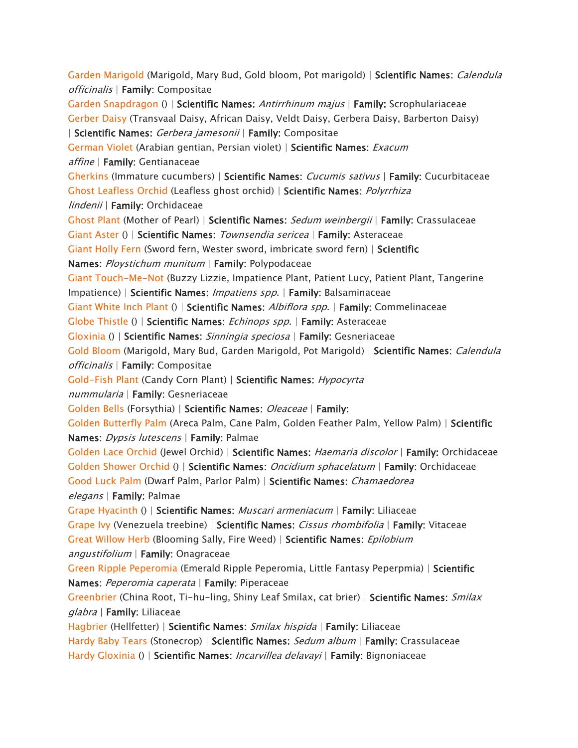Garden Marigold (Marigold, Mary Bud, Gold bloom, Pot marigold) | **Scientific Names**: *Calendula officinalis* | **Family**: Compositae

Garden Snapdragon () | **Scientific Names**: *Antirrhinum majus* | **Family:** Scrophulariaceae

Gerber Daisy (Transvaal Daisy, African Daisy, Veldt Daisy, Gerbera Daisy, Barberton Daisy) | **Scientific Names:** *Gerbera jamesonii* | **Family**: Compositae

German Violet (Arabian gentian, Persian violet) | **Scientific Names**: *Exacum affine* | **Family**: Gentianaceae

Gherkins (Immature cucumbers) | **Scientific Names**: *Cucumis sativus* | **Family:** Cucurbitaceae

Ghost Leafless Orchid (Leafless ghost orchid) | **Scientific Names**: *Polyrrhiza lindenii* | **Family**: Orchidaceae

Ghost Plant (Mother of Pearl) | **Scientific Names**: *Sedum weinbergii* | **Family:** Crassulaceae

Giant Aster () | **Scientific Names**: *Townsendia sericea* | **Family:** Asteraceae

Giant Holly Fern (Sword fern, Wester sword, imbricate sword fern) | **Scientific Names**: *Ploystichum munitum* | **Family:** Polypodaceae

Giant Touch-Me-Not (Buzzy Lizzie, Impatience Plant, Patient Lucy, Patient Plant, Tangerine Impatience) | **Scientific Names**: *Impatiens spp.* | **Family**: Balsaminaceae

Giant White Inch Plant () | **Scientific Names**: *Albiflora spp.* | **Family**: Commelinaceae

Globe Thistle () | **Scientific Names**: *Echinops spp.* | **Family**: Asteraceae

Gloxinia () | **Scientific Names**: *Sinningia speciosa* | **Family**: Gesneriaceae

Gold Bloom (Marigold, Mary Bud, Garden Marigold, Pot Marigold) | **Scientific Names**: *Calendula officinalis* | **Family**: Compositae

Gold-Fish Plant (Candy Corn Plant) | **Scientific Names**: *Hypocyrta nummularia* | **Family**: Gesneriaceae

Golden Bells (Forsythia) | **Scientific Names**: *Oleaceae* | **Family:**

Golden Butterfly Palm (Areca Palm, Cane Palm, Golden Feather Palm, Yellow Palm) | **Scientific Names**: *Dypsis lutescens* | **Family**: Palmae

Golden Lace Orchid (Jewel Orchid) | **Scientific Names**: *Haemaria discolor* | **Family:** Orchidaceae

Golden Shower Orchid () | **Scientific Names**: *Oncidium sphacelatum* | **Family**: Orchidaceae

Good Luck Palm (Dwarf Palm, Parlor Palm) | **Scientific Names**: *Chamaedorea elegans* | **Family**: Palmae

Grape Hyacinth () | **Scientific Names**: *Muscari armeniacum* | **Family**: Liliaceae

Grape Ivy (Venezuela treebine) | **Scientific Names**: *Cissus rhombifolia* | **Family**: Vitaceae

Great Willow Herb (Blooming Sally, Fire Weed) | **Scientific Names**: *Epilobium angustifolium* | **Family**: Onagraceae

Green Ripple Peperomia (Emerald Ripple Peperomia, Little Fantasy Peperpmia) | **Scientific Names**: *Peperomia caperata* | **Family**: Piperaceae

Greenbrier (China Root, Ti-hu-ling, Shiny Leaf Smilax, cat brier) | **Scientific Names**: *Smilax glabra* | **Family**: Liliaceae

Hagbrier (Hellfetter) | **Scientific Names**: *Smilax hispida* | **Family:** Liliaceae

Hardy Baby Tears (Stonecrop) | **Scientific Names**: *Sedum album* | **Family:** Crassulaceae

Hardy Gloxinia () | **Scientific Names**: *Incarvillea delavayi* | **Family**: Bignoniaceae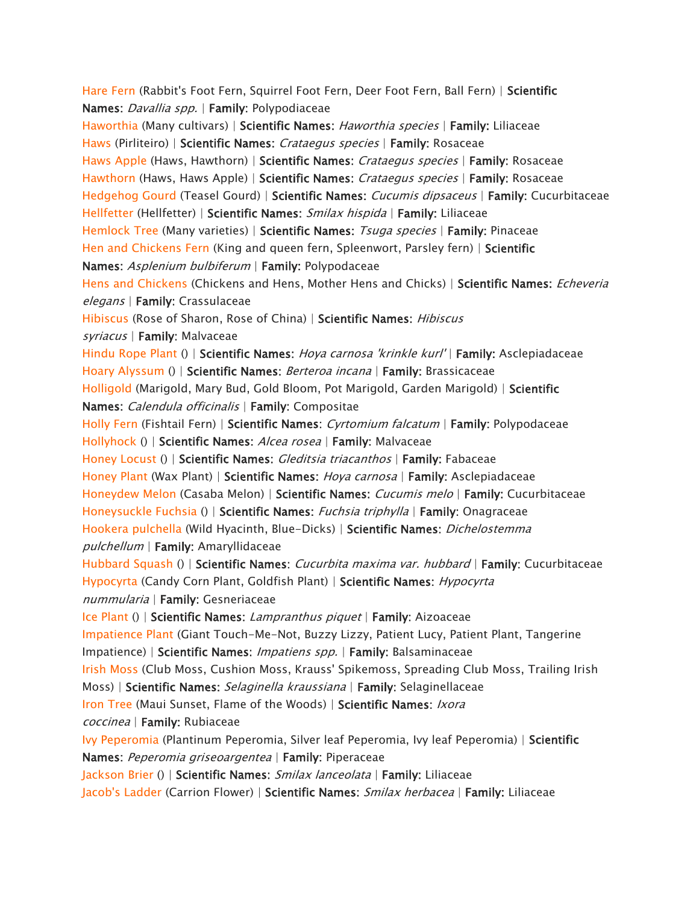Hare Fern (Rabbit's Foot Fern, Squirrel Foot Fern, Deer Foot Fern, Ball Fern) | **Scientific Names**: *Davallia spp.* | **Family**: Polypodiaceae

Haworthia (Many cultivars) | **Scientific Names**: *Haworthia species* | **Family**: Liliaceae

Haws (Pirliteiro) | **Scientific Names**: *Crataegus species* | **Family**: Rosaceae

Haws Apple (Haws, Hawthorn) | **Scientific Names**: *Crataegus species* | **Family**: Rosaceae

Hawthorn (Haws, Haws Apple) | **Scientific Names**: *Crataegus species* | **Family**: Rosaceae

Hedgehog Gourd (Teasel Gourd) | **Scientific Names**: *Cucumis dipsaceus* | **Family**: Cucurbitaceae

Hellfetter (Hellfetter) | **Scientific Names**: *Smilax hispida* | **Family**: Liliaceae

Hemlock Tree (Many varieties) | **Scientific Names**: *Tsuga species* | **Family**: Pinaceae

Hen and Chickens Fern (King and queen fern, Spleenwort, Parsley fern) | **Scientific Names**: *Asplenium bulbiferum* | **Family**: Polypodaceae

Hens and Chickens (Chickens and Hens, Mother Hens and Chicks) | **Scientific Names**: *Echeveria elegans* | **Family**: Crassulaceae

Hibiscus (Rose of Sharon, Rose of China) | **Scientific Names**: *Hibiscus syriacus* | **Family**: Malvaceae

Hindu Rope Plant () | **Scientific Names**: *Hoya carnosa 'krinkle kurl'* | **Family**: Asclepiadaceae

Hoary Alyssum () | **Scientific Names**: *Berteroa incana* | **Family**: Brassicaceae

Holligold (Marigold, Mary Bud, Gold Bloom, Pot Marigold, Garden Marigold) | **Scientific Names**: *Calendula officinalis* | **Family**: Compositae

Holly Fern (Fishtail Fern) | **Scientific Names**: *Cyrtomium falcatum* | **Family**: Polypodaceae

Hollyhock () | **Scientific Names**: *Alcea rosea* | **Family**: Malvaceae

Honey Locust () | **Scientific Names**: *Gleditsia triacanthos* | **Family**: Fabaceae

Honey Plant (Wax Plant) | **Scientific Names**: *Hoya carnosa* | **Family**: Asclepiadaceae

Honeydew Melon (Casaba Melon) | **Scientific Names**: *Cucumis melo* | **Family**: Cucurbitaceae

Honeysuckle Fuchsia () | **Scientific Names**: *Fuchsia triphylla* | **Family**: Onagraceae

Hookera pulchella (Wild Hyacinth, Blue-Dicks) | **Scientific Names**: *Dichelostemma pulchellum* | **Family**: Amaryllidaceae

Hubbard Squash () | **Scientific Names**: *Cucurbita maxima var. hubbard* | **Family**: Cucurbitaceae

Hypocyrta (Candy Corn Plant, Goldfish Plant) | **Scientific Names**: *Hypocyrta nummularia* | **Family**: Gesneriaceae

Ice Plant () | **Scientific Names**: *Lampranthus piquet* | **Family**: Aizoaceae

Impatience Plant (Giant Touch-Me-Not, Buzzy Lizzy, Patient Lucy, Patient Plant, Tangerine Impatience) | **Scientific Names**: *Impatiens spp.* | **Family**: Balsaminaceae

Irish Moss (Club Moss, Cushion Moss, Krauss' Spikemoss, Spreading Club Moss, Trailing Irish Moss) | **Scientific Names**: *Selaginella kraussiana* | **Family**: Selaginellaceae

Iron Tree (Maui Sunset, Flame of the Woods) | **Scientific Names**: *Ixora coccinea* | **Family**: Rubiaceae

Ivy Peperomia (Plantinum Peperomia, Silver leaf Peperomia, Ivy leaf Peperomia) | **Scientific Names**: *Peperomia griseoargentea* | **Family**: Piperaceae

Jackson Brier () | **Scientific Names**: *Smilax lanceolata* | **Family**: Liliaceae

Jacob's Ladder (Carrion Flower) | **Scientific Names**: *Smilax herbacea* | **Family**: Liliaceae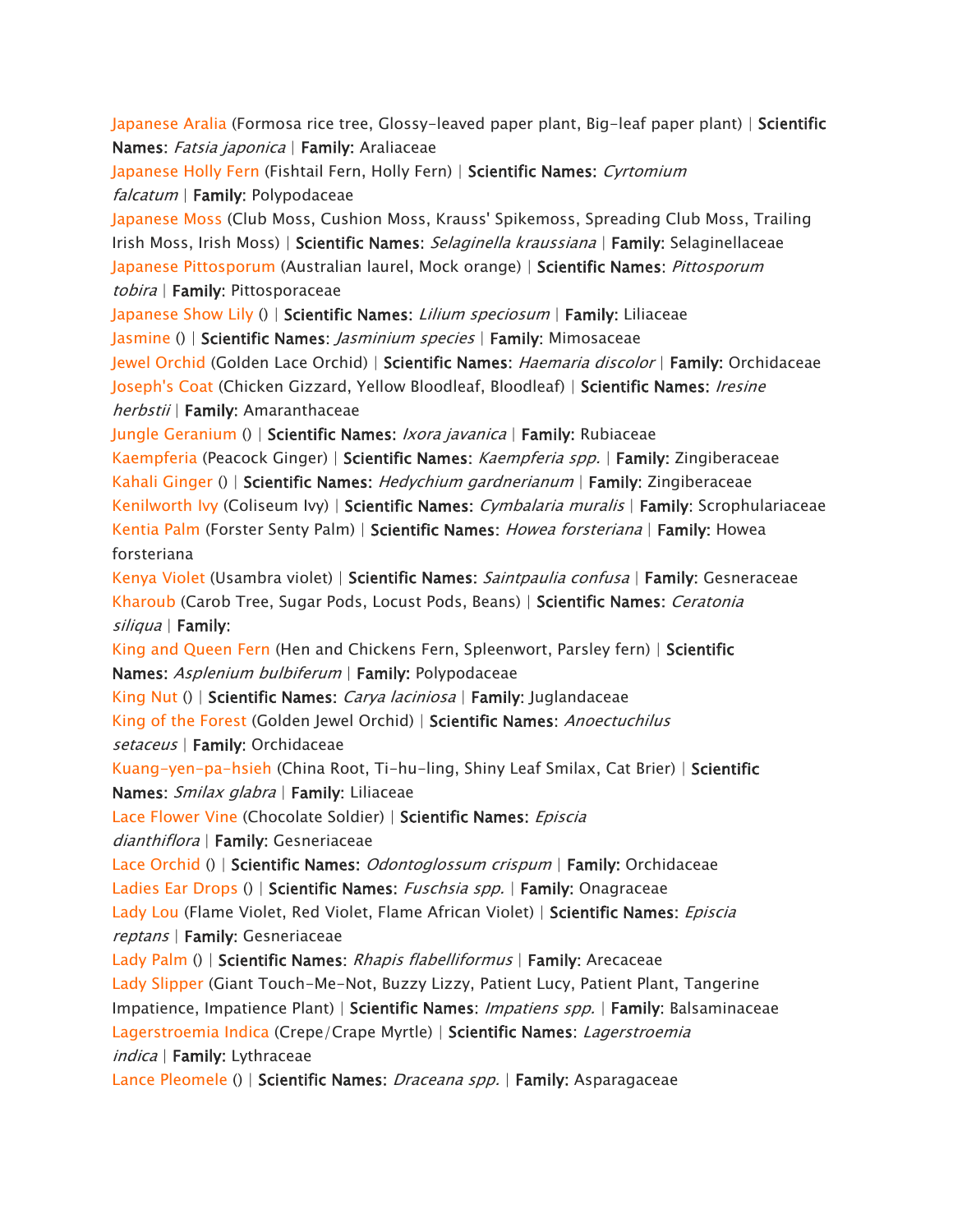Japanese Aralia (Formosa rice tree, Glossy-leaved paper plant, Big-leaf paper plant) | **Scientific Names**: *Fatsia japonica* | **Family**: Araliaceae
Japanese Holly Fern (Fishtail Fern, Holly Fern) | **Scientific Names**: *Cyrtomium falcatum* | **Family**: Polypodaceae
Japanese Moss (Club Moss, Cushion Moss, Krauss' Spikemoss, Spreading Club Moss, Trailing Irish Moss, Irish Moss) | **Scientific Names**: *Selaginella kraussiana* | **Family**: Selaginellaceae
Japanese Pittosporum (Australian laurel, Mock orange) | **Scientific Names**: *Pittosporum tobira* | **Family**: Pittosporaceae
Japanese Show Lily () | **Scientific Names**: *Lilium speciosum* | **Family**: Liliaceae
Jasmine () | **Scientific Names**: *Jasminium species* | **Family**: Mimosaceae
Jewel Orchid (Golden Lace Orchid) | **Scientific Names**: *Haemaria discolor* | **Family**: Orchidaceae
Joseph's Coat (Chicken Gizzard, Yellow Bloodleaf, Bloodleaf) | **Scientific Names**: *Iresine herbstii* | **Family**: Amaranthaceae
Jungle Geranium () | **Scientific Names**: *Ixora javanica* | **Family**: Rubiaceae
Kaempferia (Peacock Ginger) | **Scientific Names**: *Kaempferia spp.* | **Family**: Zingiberaceae
Kahali Ginger () | **Scientific Names**: *Hedychium gardnerianum* | **Family**: Zingiberaceae
Kenilworth Ivy (Coliseum Ivy) | **Scientific Names**: *Cymbalaria muralis* | **Family**: Scrophulariaceae
Kentia Palm (Forster Senty Palm) | **Scientific Names**: *Howea forsteriana* | **Family**: Howea forsteriana
Kenya Violet (Usambra violet) | **Scientific Names**: *Saintpaulia confusa* | **Family**: Gesneraceae
Kharoub (Carob Tree, Sugar Pods, Locust Pods, Beans) | **Scientific Names**: *Ceratonia siliqua* | **Family**:
King and Queen Fern (Hen and Chickens Fern, Spleenwort, Parsley fern) | **Scientific Names**: *Asplenium bulbiferum* | **Family**: Polypodaceae
King Nut () | **Scientific Names**: *Carya laciniosa* | **Family**: Juglandaceae
King of the Forest (Golden Jewel Orchid) | **Scientific Names**: *Anoectuchilus setaceus* | **Family**: Orchidaceae
Kuang-yen-pa-hsieh (China Root, Ti-hu-ling, Shiny Leaf Smilax, Cat Brier) | **Scientific Names**: *Smilax glabra* | **Family**: Liliaceae
Lace Flower Vine (Chocolate Soldier) | **Scientific Names**: *Episcia dianthiflora* | **Family**: Gesneriaceae
Lace Orchid () | **Scientific Names**: *Odontoglossum crispum* | **Family**: Orchidaceae
Ladies Ear Drops () | **Scientific Names**: *Fuschsia spp.* | **Family**: Onagraceae
Lady Lou (Flame Violet, Red Violet, Flame African Violet) | **Scientific Names**: *Episcia reptans* | **Family**: Gesneriaceae
Lady Palm () | **Scientific Names**: *Rhapis flabelliformus* | **Family**: Arecaceae
Lady Slipper (Giant Touch-Me-Not, Buzzy Lizzy, Patient Lucy, Patient Plant, Tangerine Impatience, Impatience Plant) | **Scientific Names**: *Impatiens spp.* | **Family**: Balsaminaceae
Lagerstroemia Indica (Crepe/Crape Myrtle) | **Scientific Names**: *Lagerstroemia indica* | **Family**: Lythraceae
Lance Pleomele () | **Scientific Names**: *Draceana spp.* | **Family**: Asparagaceae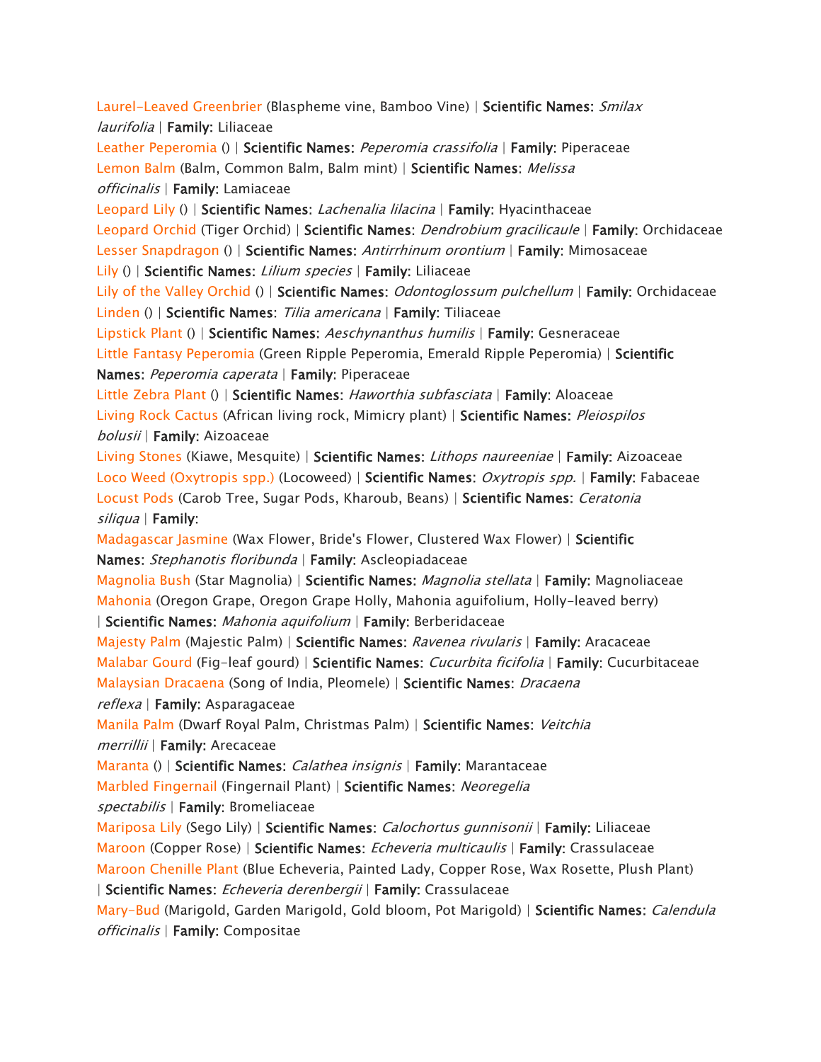Laurel-Leaved Greenbrier (Blaspheme vine, Bamboo Vine) | **Scientific Names**: *Smilax laurifolia* | **Family**: Liliaceae
Leather Peperomia () | **Scientific Names**: *Peperomia crassifolia* | **Family**: Piperaceae
Lemon Balm (Balm, Common Balm, Balm mint) | **Scientific Names**: *Melissa officinalis* | **Family**: Lamiaceae
Leopard Lily () | **Scientific Names**: *Lachenalia lilacina* | **Family**: Hyacinthaceae
Leopard Orchid (Tiger Orchid) | **Scientific Names**: *Dendrobium gracilicaule* | **Family**: Orchidaceae
Lesser Snapdragon () | **Scientific Names**: *Antirrhinum orontium* | **Family**: Mimosaceae
Lily () | **Scientific Names**: *Lilium species* | **Family**: Liliaceae
Lily of the Valley Orchid () | **Scientific Names**: *Odontoglossum pulchellum* | **Family**: Orchidaceae
Linden () | **Scientific Names**: *Tilia americana* | **Family**: Tiliaceae
Lipstick Plant () | **Scientific Names**: *Aeschynanthus humilis* | **Family**: Gesneraceae
Little Fantasy Peperomia (Green Ripple Peperomia, Emerald Ripple Peperomia) | **Scientific Names**: *Peperomia caperata* | **Family**: Piperaceae
Little Zebra Plant () | **Scientific Names**: *Haworthia subfasciata* | **Family**: Aloaceae
Living Rock Cactus (African living rock, Mimicry plant) | **Scientific Names**: *Pleiospilos bolusii* | **Family**: Aizoaceae
Living Stones (Kiawe, Mesquite) | **Scientific Names**: *Lithops naureeniae* | **Family**: Aizoaceae
Loco Weed (Oxytropis spp.) (Locoweed) | **Scientific Names**: *Oxytropis spp.* | **Family**: Fabaceae
Locust Pods (Carob Tree, Sugar Pods, Kharoub, Beans) | **Scientific Names**: *Ceratonia siliqua* | **Family**:
Madagascar Jasmine (Wax Flower, Bride's Flower, Clustered Wax Flower) | **Scientific Names**: *Stephanotis floribunda* | **Family**: Ascleopiadaceae
Magnolia Bush (Star Magnolia) | **Scientific Names**: *Magnolia stellata* | **Family**: Magnoliaceae
Mahonia (Oregon Grape, Oregon Grape Holly, Mahonia aguifolium, Holly-leaved berry) | **Scientific Names**: *Mahonia aquifolium* | **Family**: Berberidaceae
Majesty Palm (Majestic Palm) | **Scientific Names**: *Ravenea rivularis* | **Family**: Aracaceae
Malabar Gourd (Fig-leaf gourd) | **Scientific Names**: *Cucurbita ficifolia* | **Family**: Cucurbitaceae
Malaysian Dracaena (Song of India, Pleomele) | **Scientific Names**: *Dracaena reflexa* | **Family**: Asparagaceae
Manila Palm (Dwarf Royal Palm, Christmas Palm) | **Scientific Names**: *Veitchia merrillii* | **Family**: Arecaceae
Maranta () | **Scientific Names**: *Calathea insignis* | **Family**: Marantaceae
Marbled Fingernail (Fingernail Plant) | **Scientific Names**: *Neoregelia spectabilis* | **Family**: Bromeliaceae
Mariposa Lily (Sego Lily) | **Scientific Names**: *Calochortus gunnisonii* | **Family**: Liliaceae
Maroon (Copper Rose) | **Scientific Names**: *Echeveria multicaulis* | **Family**: Crassulaceae
Maroon Chenille Plant (Blue Echeveria, Painted Lady, Copper Rose, Wax Rosette, Plush Plant) | **Scientific Names**: *Echeveria derenbergii* | **Family**: Crassulaceae
Mary-Bud (Marigold, Garden Marigold, Gold bloom, Pot Marigold) | **Scientific Names**: *Calendula officinalis* | **Family**: Compositae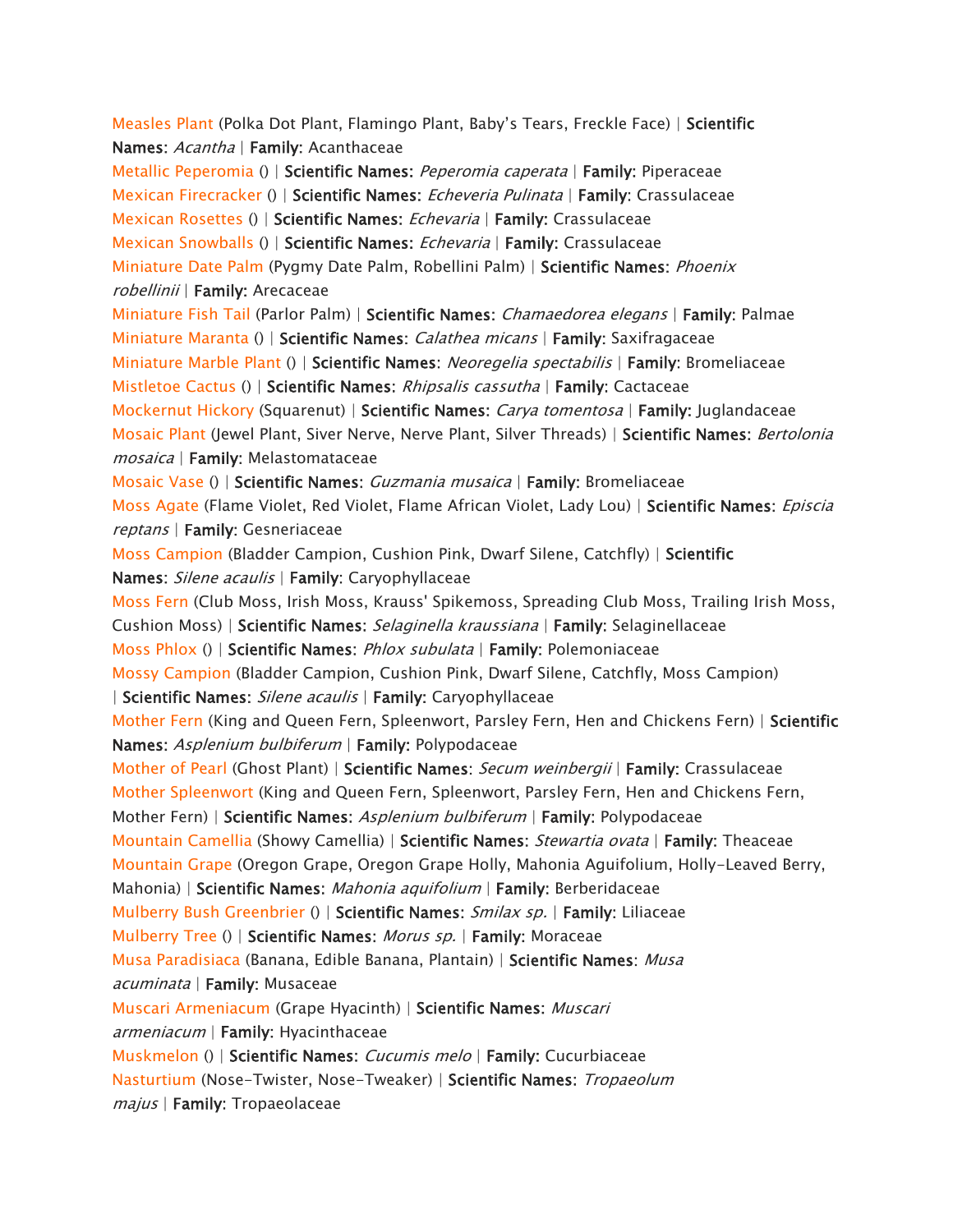Measles Plant (Polka Dot Plant, Flamingo Plant, Baby's Tears, Freckle Face) | **Scientific Names**: *Acantha* | **Family**: Acanthaceae

Metallic Peperomia () | **Scientific Names**: *Peperomia caperata* | **Family**: Piperaceae

Mexican Firecracker () | **Scientific Names**: *Echeveria Pulinata* | **Family**: Crassulaceae

Mexican Rosettes () | **Scientific Names**: *Echevaria* | **Family**: Crassulaceae

Mexican Snowballs () | **Scientific Names**: *Echevaria* | **Family**: Crassulaceae

Miniature Date Palm (Pygmy Date Palm, Robellini Palm) | **Scientific Names**: *Phoenix robellinii* | **Family**: Arecaceae

Miniature Fish Tail (Parlor Palm) | **Scientific Names**: *Chamaedorea elegans* | **Family**: Palmae

Miniature Maranta () | **Scientific Names**: *Calathea micans* | **Family**: Saxifragaceae

Miniature Marble Plant () | **Scientific Names**: *Neoregelia spectabilis* | **Family**: Bromeliaceae

Mistletoe Cactus () | **Scientific Names**: *Rhipsalis cassutha* | **Family**: Cactaceae

Mockernut Hickory (Squarenut) | **Scientific Names**: *Carya tomentosa* | **Family**: Juglandaceae

Mosaic Plant (Jewel Plant, Siver Nerve, Nerve Plant, Silver Threads) | **Scientific Names**: *Bertolonia mosaica* | **Family**: Melastomataceae

Mosaic Vase () | **Scientific Names**: *Guzmania musaica* | **Family**: Bromeliaceae

Moss Agate (Flame Violet, Red Violet, Flame African Violet, Lady Lou) | **Scientific Names**: *Episcia reptans* | **Family**: Gesneriaceae

Moss Campion (Bladder Campion, Cushion Pink, Dwarf Silene, Catchfly) | **Scientific Names**: *Silene acaulis* | **Family**: Caryophyllaceae

Moss Fern (Club Moss, Irish Moss, Krauss' Spikemoss, Spreading Club Moss, Trailing Irish Moss, Cushion Moss) | **Scientific Names**: *Selaginella kraussiana* | **Family**: Selaginellaceae

Moss Phlox () | **Scientific Names**: *Phlox subulata* | **Family**: Polemoniaceae

Mossy Campion (Bladder Campion, Cushion Pink, Dwarf Silene, Catchfly, Moss Campion) | **Scientific Names**: *Silene acaulis* | **Family**: Caryophyllaceae

Mother Fern (King and Queen Fern, Spleenwort, Parsley Fern, Hen and Chickens Fern) | **Scientific Names**: *Asplenium bulbiferum* | **Family**: Polypodaceae

Mother of Pearl (Ghost Plant) | **Scientific Names**: *Secum weinbergii* | **Family**: Crassulaceae

Mother Spleenwort (King and Queen Fern, Spleenwort, Parsley Fern, Hen and Chickens Fern, Mother Fern) | **Scientific Names**: *Asplenium bulbiferum* | **Family**: Polypodaceae

Mountain Camellia (Showy Camellia) | **Scientific Names**: *Stewartia ovata* | **Family**: Theaceae

Mountain Grape (Oregon Grape, Oregon Grape Holly, Mahonia Aguifolium, Holly-Leaved Berry, Mahonia) | **Scientific Names**: *Mahonia aquifolium* | **Family**: Berberidaceae

Mulberry Bush Greenbrier () | **Scientific Names**: *Smilax sp.* | **Family**: Liliaceae

Mulberry Tree () | **Scientific Names**: *Morus sp.* | **Family**: Moraceae

Musa Paradisiaca (Banana, Edible Banana, Plantain) | **Scientific Names**: *Musa acuminata* | **Family**: Musaceae

Muscari Armeniacum (Grape Hyacinth) | **Scientific Names**: *Muscari armeniacum* | **Family**: Hyacinthaceae

Muskmelon () | **Scientific Names**: *Cucumis melo* | **Family**: Cucurbiaceae

Nasturtium (Nose-Twister, Nose-Tweaker) | **Scientific Names**: *Tropaeolum majus* | **Family**: Tropaeolaceae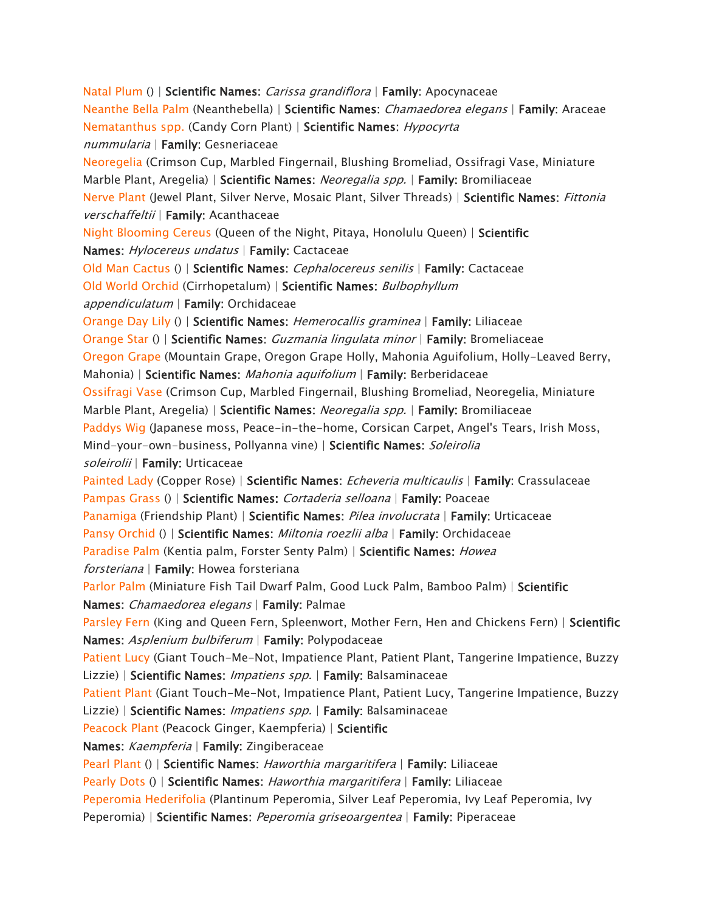Natal Plum () | **Scientific Names**: *Carissa grandiflora* | **Family**: Apocynaceae
Neanthe Bella Palm (Neanthebella) | **Scientific Names**: *Chamaedorea elegans* | **Family**: Araceae
Nematanthus spp. (Candy Corn Plant) | **Scientific Names**: *Hypocyrta nummularia* | **Family**: Gesneriaceae
Neoregelia (Crimson Cup, Marbled Fingernail, Blushing Bromeliad, Ossifragi Vase, Miniature Marble Plant, Aregelia) | **Scientific Names**: *Neoregalia spp.* | **Family**: Bromiliaceae
Nerve Plant (Jewel Plant, Silver Nerve, Mosaic Plant, Silver Threads) | **Scientific Names**: *Fittonia verschaffeltii* | **Family**: Acanthaceae
Night Blooming Cereus (Queen of the Night, Pitaya, Honolulu Queen) | **Scientific Names**: *Hylocereus undatus* | **Family**: Cactaceae
Old Man Cactus () | **Scientific Names**: *Cephalocereus senilis* | **Family**: Cactaceae
Old World Orchid (Cirrhopetalum) | **Scientific Names**: *Bulbophyllum appendiculatum* | **Family**: Orchidaceae
Orange Day Lily () | **Scientific Names**: *Hemerocallis graminea* | **Family**: Liliaceae
Orange Star () | **Scientific Names**: *Guzmania lingulata minor* | **Family**: Bromeliaceae
Oregon Grape (Mountain Grape, Oregon Grape Holly, Mahonia Aguifolium, Holly-Leaved Berry, Mahonia) | **Scientific Names**: *Mahonia aquifolium* | **Family**: Berberidaceae
Ossifragi Vase (Crimson Cup, Marbled Fingernail, Blushing Bromeliad, Neoregelia, Miniature Marble Plant, Aregelia) | **Scientific Names**: *Neoregalia spp.* | **Family**: Bromiliaceae
Paddys Wig (Japanese moss, Peace-in-the-home, Corsican Carpet, Angel's Tears, Irish Moss, Mind-your-own-business, Pollyanna vine) | **Scientific Names**: *Soleirolia soleirolii* | **Family**: Urticaceae
Painted Lady (Copper Rose) | **Scientific Names**: *Echeveria multicaulis* | **Family**: Crassulaceae
Pampas Grass () | **Scientific Names**: *Cortaderia selloana* | **Family**: Poaceae
Panamiga (Friendship Plant) | **Scientific Names**: *Pilea involucrata* | **Family**: Urticaceae
Pansy Orchid () | **Scientific Names**: *Miltonia roezlii alba* | **Family**: Orchidaceae
Paradise Palm (Kentia palm, Forster Senty Palm) | **Scientific Names**: *Howea forsteriana* | **Family**: Howea forsteriana
Parlor Palm (Miniature Fish Tail Dwarf Palm, Good Luck Palm, Bamboo Palm) | **Scientific Names**: *Chamaedorea elegans* | **Family**: Palmae
Parsley Fern (King and Queen Fern, Spleenwort, Mother Fern, Hen and Chickens Fern) | **Scientific Names**: *Asplenium bulbiferum* | **Family**: Polypodaceae
Patient Lucy (Giant Touch-Me-Not, Impatience Plant, Patient Plant, Tangerine Impatience, Buzzy Lizzie) | **Scientific Names**: *Impatiens spp.* | **Family**: Balsaminaceae
Patient Plant (Giant Touch-Me-Not, Impatience Plant, Patient Lucy, Tangerine Impatience, Buzzy Lizzie) | **Scientific Names**: *Impatiens spp.* | **Family**: Balsaminaceae
Peacock Plant (Peacock Ginger, Kaempferia) | **Scientific Names**: *Kaempferia* | **Family**: Zingiberaceae
Pearl Plant () | **Scientific Names**: *Haworthia margaritifera* | **Family**: Liliaceae
Pearly Dots () | **Scientific Names**: *Haworthia margaritifera* | **Family**: Liliaceae
Peperomia Hederifolia (Plantinum Peperomia, Silver Leaf Peperomia, Ivy Leaf Peperomia, Ivy Peperomia) | **Scientific Names**: *Peperomia griseoargentea* | **Family**: Piperaceae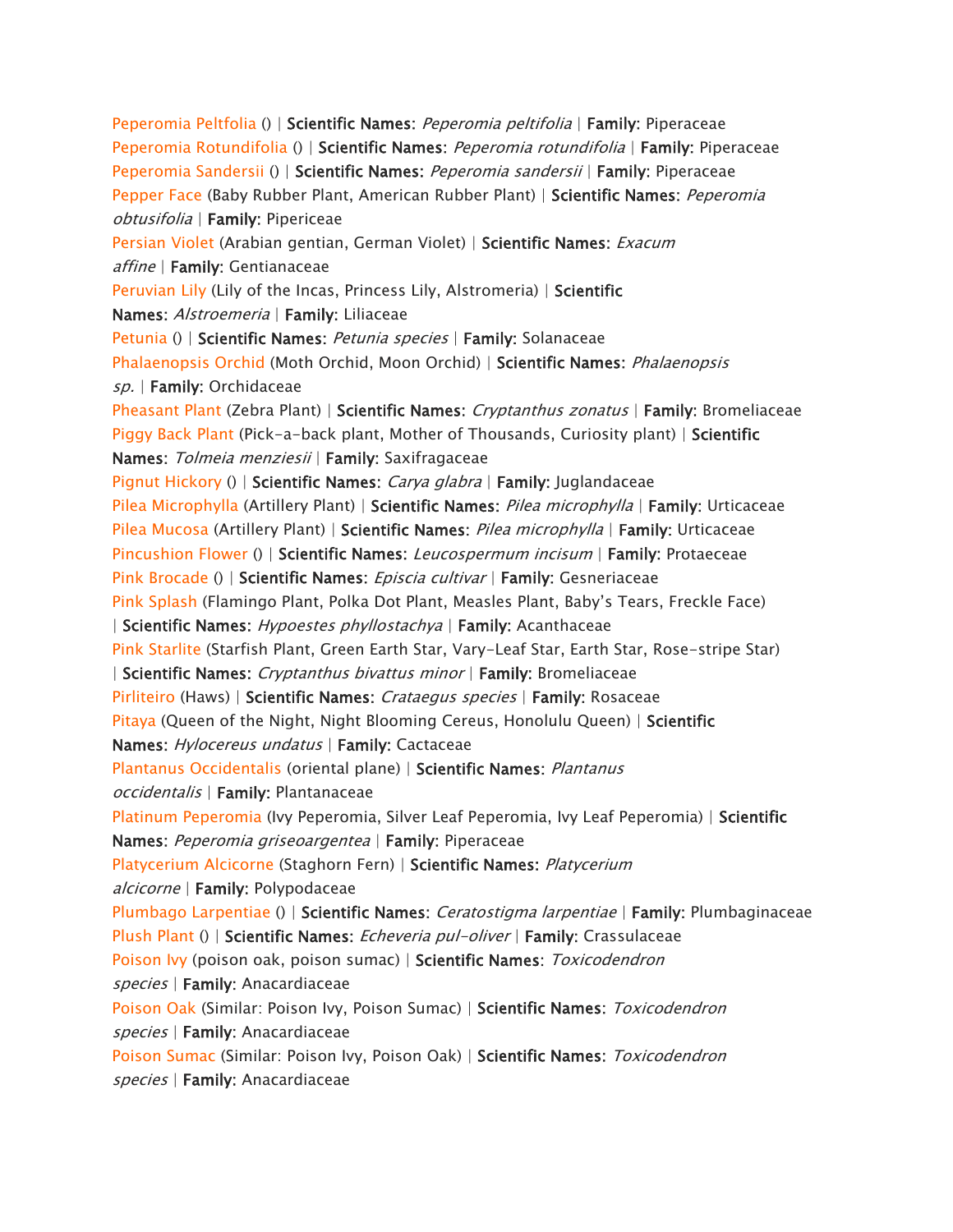Peperomia Peltfolia () | **Scientific Names**: *Peperomia peltifolia* | **Family**: Piperaceae
Peperomia Rotundifolia () | **Scientific Names**: *Peperomia rotundifolia* | **Family**: Piperaceae
Peperomia Sandersii () | **Scientific Names**: *Peperomia sandersii* | **Family**: Piperaceae
Pepper Face (Baby Rubber Plant, American Rubber Plant) | **Scientific Names**: *Peperomia obtusifolia* | **Family**: Pipericeae
Persian Violet (Arabian gentian, German Violet) | **Scientific Names**: *Exacum affine* | **Family**: Gentianaceae
Peruvian Lily (Lily of the Incas, Princess Lily, Alstromeria) | **Scientific Names**: *Alstroemeria* | **Family**: Liliaceae
Petunia () | **Scientific Names**: *Petunia species* | **Family**: Solanaceae
Phalaenopsis Orchid (Moth Orchid, Moon Orchid) | **Scientific Names**: *Phalaenopsis sp.* | **Family**: Orchidaceae
Pheasant Plant (Zebra Plant) | **Scientific Names**: *Cryptanthus zonatus* | **Family**: Bromeliaceae
Piggy Back Plant (Pick-a-back plant, Mother of Thousands, Curiosity plant) | **Scientific Names**: *Tolmeia menziesii* | **Family**: Saxifragaceae
Pignut Hickory () | **Scientific Names**: *Carya glabra* | **Family**: Juglandaceae
Pilea Microphylla (Artillery Plant) | **Scientific Names**: *Pilea microphylla* | **Family**: Urticaceae
Pilea Mucosa (Artillery Plant) | **Scientific Names**: *Pilea microphylla* | **Family**: Urticaceae
Pincushion Flower () | **Scientific Names**: *Leucospermum incisum* | **Family**: Protaeceae
Pink Brocade () | **Scientific Names**: *Episcia cultivar* | **Family**: Gesneriaceae
Pink Splash (Flamingo Plant, Polka Dot Plant, Measles Plant, Baby's Tears, Freckle Face) | **Scientific Names**: *Hypoestes phyllostachya* | **Family**: Acanthaceae
Pink Starlite (Starfish Plant, Green Earth Star, Vary-Leaf Star, Earth Star, Rose-stripe Star) | **Scientific Names**: *Cryptanthus bivattus minor* | **Family**: Bromeliaceae
Pirliteiro (Haws) | **Scientific Names**: *Crataegus species* | **Family**: Rosaceae
Pitaya (Queen of the Night, Night Blooming Cereus, Honolulu Queen) | **Scientific Names**: *Hylocereus undatus* | **Family**: Cactaceae
Plantanus Occidentalis (oriental plane) | **Scientific Names**: *Plantanus occidentalis* | **Family**: Plantanaceae
Platinum Peperomia (Ivy Peperomia, Silver Leaf Peperomia, Ivy Leaf Peperomia) | **Scientific Names**: *Peperomia griseoargentea* | **Family**: Piperaceae
Platycerium Alcicorne (Staghorn Fern) | **Scientific Names**: *Platycerium alcicorne* | **Family**: Polypodaceae
Plumbago Larpentiae () | **Scientific Names**: *Ceratostigma larpentiae* | **Family**: Plumbaginaceae
Plush Plant () | **Scientific Names**: *Echeveria pul-oliver* | **Family**: Crassulaceae
Poison Ivy (poison oak, poison sumac) | **Scientific Names**: *Toxicodendron species* | **Family**: Anacardiaceae
Poison Oak (Similar: Poison Ivy, Poison Sumac) | **Scientific Names**: *Toxicodendron species* | **Family**: Anacardiaceae
Poison Sumac (Similar: Poison Ivy, Poison Oak) | **Scientific Names**: *Toxicodendron species* | **Family**: Anacardiaceae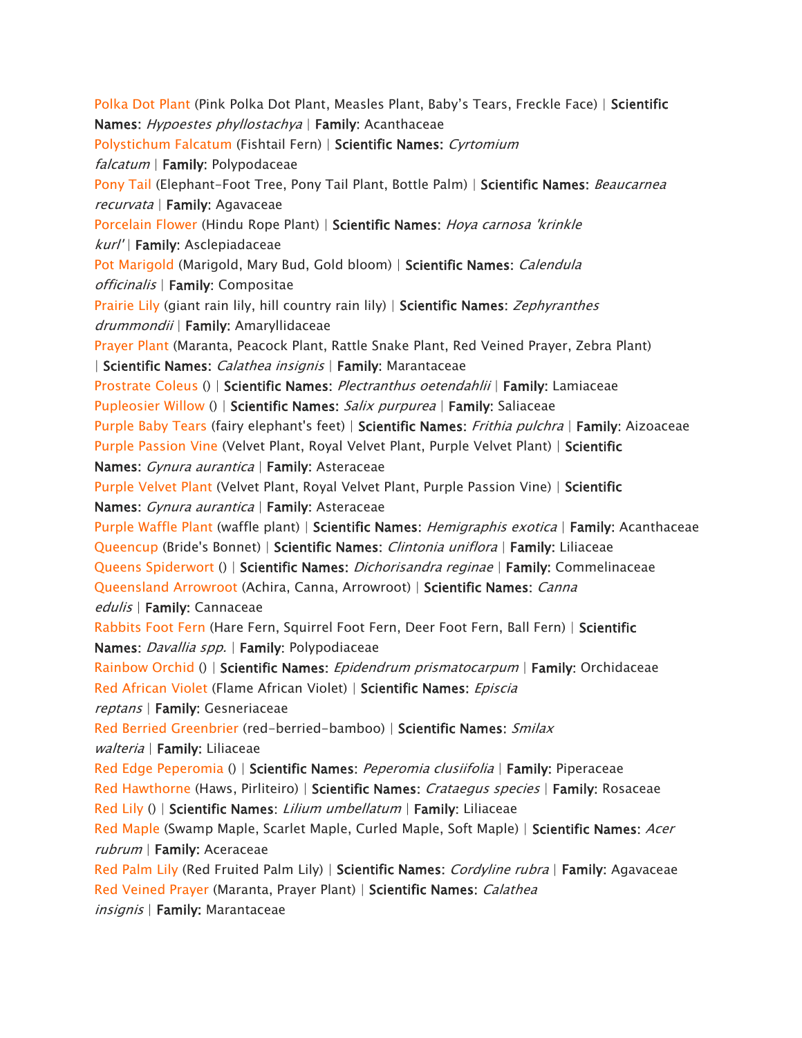Polka Dot Plant (Pink Polka Dot Plant, Measles Plant, Baby's Tears, Freckle Face) | **Scientific Names**: *Hypoestes phyllostachya* | **Family**: Acanthaceae
Polystichum Falcatum (Fishtail Fern) | **Scientific Names:** *Cyrtomium falcatum* | **Family**: Polypodaceae
Pony Tail (Elephant-Foot Tree, Pony Tail Plant, Bottle Palm) | **Scientific Names**: *Beaucarnea recurvata* | **Family**: Agavaceae
Porcelain Flower (Hindu Rope Plant) | **Scientific Names**: *Hoya carnosa 'krinkle kurl'* | **Family**: Asclepiadaceae
Pot Marigold (Marigold, Mary Bud, Gold bloom) | **Scientific Names**: *Calendula officinalis* | **Family**: Compositae
Prairie Lily (giant rain lily, hill country rain lily) | **Scientific Names**: *Zephyranthes drummondii* | **Family**: Amaryllidaceae
Prayer Plant (Maranta, Peacock Plant, Rattle Snake Plant, Red Veined Prayer, Zebra Plant) | **Scientific Names**: *Calathea insignis* | **Family**: Marantaceae
Prostrate Coleus () | **Scientific Names**: *Plectranthus oetendahlii* | **Family**: Lamiaceae
Pupleosier Willow () | **Scientific Names**: *Salix purpurea* | **Family**: Saliaceae
Purple Baby Tears (fairy elephant's feet) | **Scientific Names**: *Frithia pulchra* | **Family**: Aizoaceae
Purple Passion Vine (Velvet Plant, Royal Velvet Plant, Purple Velvet Plant) | **Scientific Names**: *Gynura aurantica* | **Family**: Asteraceae
Purple Velvet Plant (Velvet Plant, Royal Velvet Plant, Purple Passion Vine) | **Scientific Names**: *Gynura aurantica* | **Family**: Asteraceae
Purple Waffle Plant (waffle plant) | **Scientific Names**: *Hemigraphis exotica* | **Family**: Acanthaceae
Queencup (Bride's Bonnet) | **Scientific Names**: *Clintonia uniflora* | **Family**: Liliaceae
Queens Spiderwort () | **Scientific Names**: *Dichorisandra reginae* | **Family**: Commelinaceae
Queensland Arrowroot (Achira, Canna, Arrowroot) | **Scientific Names**: *Canna edulis* | **Family**: Cannaceae
Rabbits Foot Fern (Hare Fern, Squirrel Foot Fern, Deer Foot Fern, Ball Fern) | **Scientific Names**: *Davallia spp.* | **Family**: Polypodiaceae
Rainbow Orchid () | **Scientific Names**: *Epidendrum prismatocarpum* | **Family**: Orchidaceae
Red African Violet (Flame African Violet) | **Scientific Names**: *Episcia reptans* | **Family**: Gesneriaceae
Red Berried Greenbrier (red-berried-bamboo) | **Scientific Names**: *Smilax walteria* | **Family**: Liliaceae
Red Edge Peperomia () | **Scientific Names**: *Peperomia clusiifolia* | **Family**: Piperaceae
Red Hawthorne (Haws, Pirliteiro) | **Scientific Names**: *Crataegus species* | **Family**: Rosaceae
Red Lily () | **Scientific Names**: *Lilium umbellatum* | **Family**: Liliaceae
Red Maple (Swamp Maple, Scarlet Maple, Curled Maple, Soft Maple) | **Scientific Names**: *Acer rubrum* | **Family**: Aceraceae
Red Palm Lily (Red Fruited Palm Lily) | **Scientific Names**: *Cordyline rubra* | **Family**: Agavaceae
Red Veined Prayer (Maranta, Prayer Plant) | **Scientific Names**: *Calathea insignis* | **Family**: Marantaceae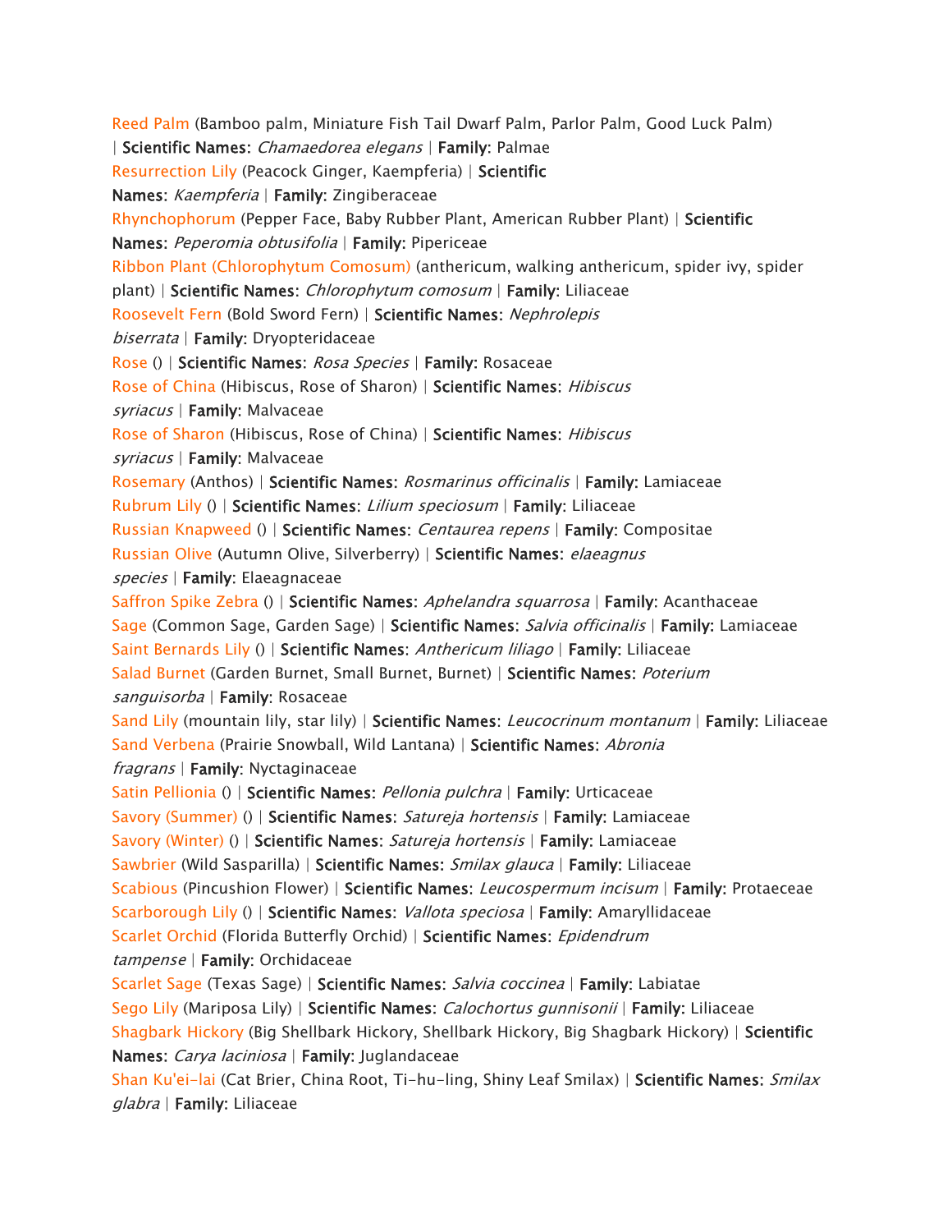Reed Palm (Bamboo palm, Miniature Fish Tail Dwarf Palm, Parlor Palm, Good Luck Palm) | **Scientific Names**: *Chamaedorea elegans* | **Family**: Palmae

Resurrection Lily (Peacock Ginger, Kaempferia) | **Scientific Names**: *Kaempferia* | **Family**: Zingiberaceae

Rhynchophorum (Pepper Face, Baby Rubber Plant, American Rubber Plant) | **Scientific Names**: *Peperomia obtusifolia* | **Family**: Pipericeae

Ribbon Plant (Chlorophytum Comosum) (anthericum, walking anthericum, spider ivy, spider plant) | **Scientific Names**: *Chlorophytum comosum* | **Family**: Liliaceae

Roosevelt Fern (Bold Sword Fern) | **Scientific Names**: *Nephrolepis biserrata* | **Family**: Dryopteridaceae

Rose () | **Scientific Names**: *Rosa Species* | **Family**: Rosaceae

Rose of China (Hibiscus, Rose of Sharon) | **Scientific Names**: *Hibiscus syriacus* | **Family**: Malvaceae

Rose of Sharon (Hibiscus, Rose of China) | **Scientific Names**: *Hibiscus syriacus* | **Family**: Malvaceae

Rosemary (Anthos) | **Scientific Names**: *Rosmarinus officinalis* | **Family**: Lamiaceae

Rubrum Lily () | **Scientific Names**: *Lilium speciosum* | **Family**: Liliaceae

Russian Knapweed () | **Scientific Names**: *Centaurea repens* | **Family**: Compositae

Russian Olive (Autumn Olive, Silverberry) | **Scientific Names**: *elaeagnus species* | **Family**: Elaeagnaceae

Saffron Spike Zebra () | **Scientific Names**: *Aphelandra squarrosa* | **Family**: Acanthaceae

Sage (Common Sage, Garden Sage) | **Scientific Names**: *Salvia officinalis* | **Family**: Lamiaceae

Saint Bernards Lily () | **Scientific Names**: *Anthericum liliago* | **Family**: Liliaceae

Salad Burnet (Garden Burnet, Small Burnet, Burnet) | **Scientific Names**: *Poterium sanguisorba* | **Family**: Rosaceae

Sand Lily (mountain lily, star lily) | **Scientific Names**: *Leucocrinum montanum* | **Family**: Liliaceae

Sand Verbena (Prairie Snowball, Wild Lantana) | **Scientific Names**: *Abronia fragrans* | **Family**: Nyctaginaceae

Satin Pellionia () | **Scientific Names**: *Pellonia pulchra* | **Family**: Urticaceae

Savory (Summer) () | **Scientific Names**: *Satureja hortensis* | **Family**: Lamiaceae

Savory (Winter) () | **Scientific Names**: *Satureja hortensis* | **Family**: Lamiaceae

Sawbrier (Wild Sasparilla) | **Scientific Names**: *Smilax glauca* | **Family**: Liliaceae

Scabious (Pincushion Flower) | **Scientific Names**: *Leucospermum incisum* | **Family**: Protaeceae

Scarborough Lily () | **Scientific Names**: *Vallota speciosa* | **Family**: Amaryllidaceae

Scarlet Orchid (Florida Butterfly Orchid) | **Scientific Names**: *Epidendrum tampense* | **Family**: Orchidaceae

Scarlet Sage (Texas Sage) | **Scientific Names**: *Salvia coccinea* | **Family**: Labiatae

Sego Lily (Mariposa Lily) | **Scientific Names**: *Calochortus gunnisonii* | **Family**: Liliaceae

Shagbark Hickory (Big Shellbark Hickory, Shellbark Hickory, Big Shagbark Hickory) | **Scientific Names**: *Carya laciniosa* | **Family**: Juglandaceae

Shan Ku'ei-lai (Cat Brier, China Root, Ti-hu-ling, Shiny Leaf Smilax) | **Scientific Names**: *Smilax glabra* | **Family**: Liliaceae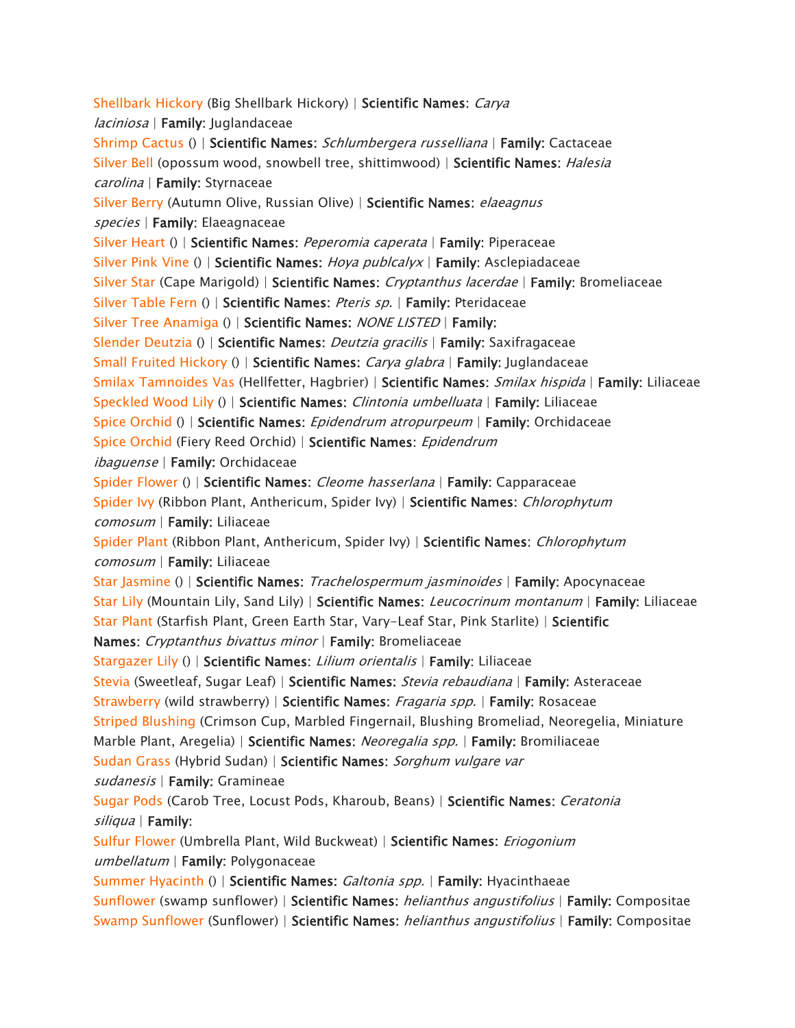Shellbark Hickory (Big Shellbark Hickory) | **Scientific Names**: *Carya laciniosa* | **Family**: Juglandaceae
Shrimp Cactus () | **Scientific Names**: *Schlumbergera russelliana* | **Family**: Cactaceae
Silver Bell (opossum wood, snowbell tree, shittimwood) | **Scientific Names**: *Halesia carolina* | **Family**: Styrnaceae
Silver Berry (Autumn Olive, Russian Olive) | **Scientific Names**: *elaeagnus species* | **Family**: Elaeagnaceae
Silver Heart () | **Scientific Names**: *Peperomia caperata* | **Family**: Piperaceae
Silver Pink Vine () | **Scientific Names**: *Hoya publcalyx* | **Family**: Asclepiadaceae
Silver Star (Cape Marigold) | **Scientific Names**: *Cryptanthus lacerdae* | **Family**: Bromeliaceae
Silver Table Fern () | **Scientific Names**: *Pteris sp.* | **Family**: Pteridaceae
Silver Tree Anamiga () | **Scientific Names**: *NONE LISTED* | **Family**:
Slender Deutzia () | **Scientific Names**: *Deutzia gracilis* | **Family**: Saxifragaceae
Small Fruited Hickory () | **Scientific Names**: *Carya glabra* | **Family**: Juglandaceae
Smilax Tamnoides Vas (Hellfetter, Hagbrier) | **Scientific Names**: *Smilax hispida* | **Family**: Liliaceae
Speckled Wood Lily () | **Scientific Names**: *Clintonia umbelluata* | **Family**: Liliaceae
Spice Orchid () | **Scientific Names**: *Epidendrum atropurpeum* | **Family**: Orchidaceae
Spice Orchid (Fiery Reed Orchid) | **Scientific Names**: *Epidendrum ibaguense* | **Family**: Orchidaceae
Spider Flower () | **Scientific Names**: *Cleome hasserlana* | **Family**: Capparaceae
Spider Ivy (Ribbon Plant, Anthericum, Spider Ivy) | **Scientific Names**: *Chlorophytum comosum* | **Family**: Liliaceae
Spider Plant (Ribbon Plant, Anthericum, Spider Ivy) | **Scientific Names**: *Chlorophytum comosum* | **Family**: Liliaceae
Star Jasmine () | **Scientific Names**: *Trachelospermum jasminoides* | **Family**: Apocynaceae
Star Lily (Mountain Lily, Sand Lily) | **Scientific Names**: *Leucocrinum montanum* | **Family**: Liliaceae
Star Plant (Starfish Plant, Green Earth Star, Vary-Leaf Star, Pink Starlite) | **Scientific Names**: *Cryptanthus bivattus minor* | **Family**: Bromeliaceae
Stargazer Lily () | **Scientific Names**: *Lilium orientalis* | **Family**: Liliaceae
Stevia (Sweetleaf, Sugar Leaf) | **Scientific Names**: *Stevia rebaudiana* | **Family**: Asteraceae
Strawberry (wild strawberry) | **Scientific Names**: *Fragaria spp.* | **Family**: Rosaceae
Striped Blushing (Crimson Cup, Marbled Fingernail, Blushing Bromeliad, Neoregelia, Miniature Marble Plant, Aregelia) | **Scientific Names**: *Neoregalia spp.* | **Family**: Bromiliaceae
Sudan Grass (Hybrid Sudan) | **Scientific Names**: *Sorghum vulgare var sudanesis* | **Family**: Gramineae
Sugar Pods (Carob Tree, Locust Pods, Kharoub, Beans) | **Scientific Names**: *Ceratonia siliqua* | **Family**:
Sulfur Flower (Umbrella Plant, Wild Buckweat) | **Scientific Names**: *Eriogonium umbellatum* | **Family**: Polygonaceae
Summer Hyacinth () | **Scientific Names**: *Galtonia spp.* | **Family**: Hyacinthaeae
Sunflower (swamp sunflower) | **Scientific Names**: *helianthus angustifolius* | **Family**: Compositae
Swamp Sunflower (Sunflower) | **Scientific Names**: *helianthus angustifolius* | **Family**: Compositae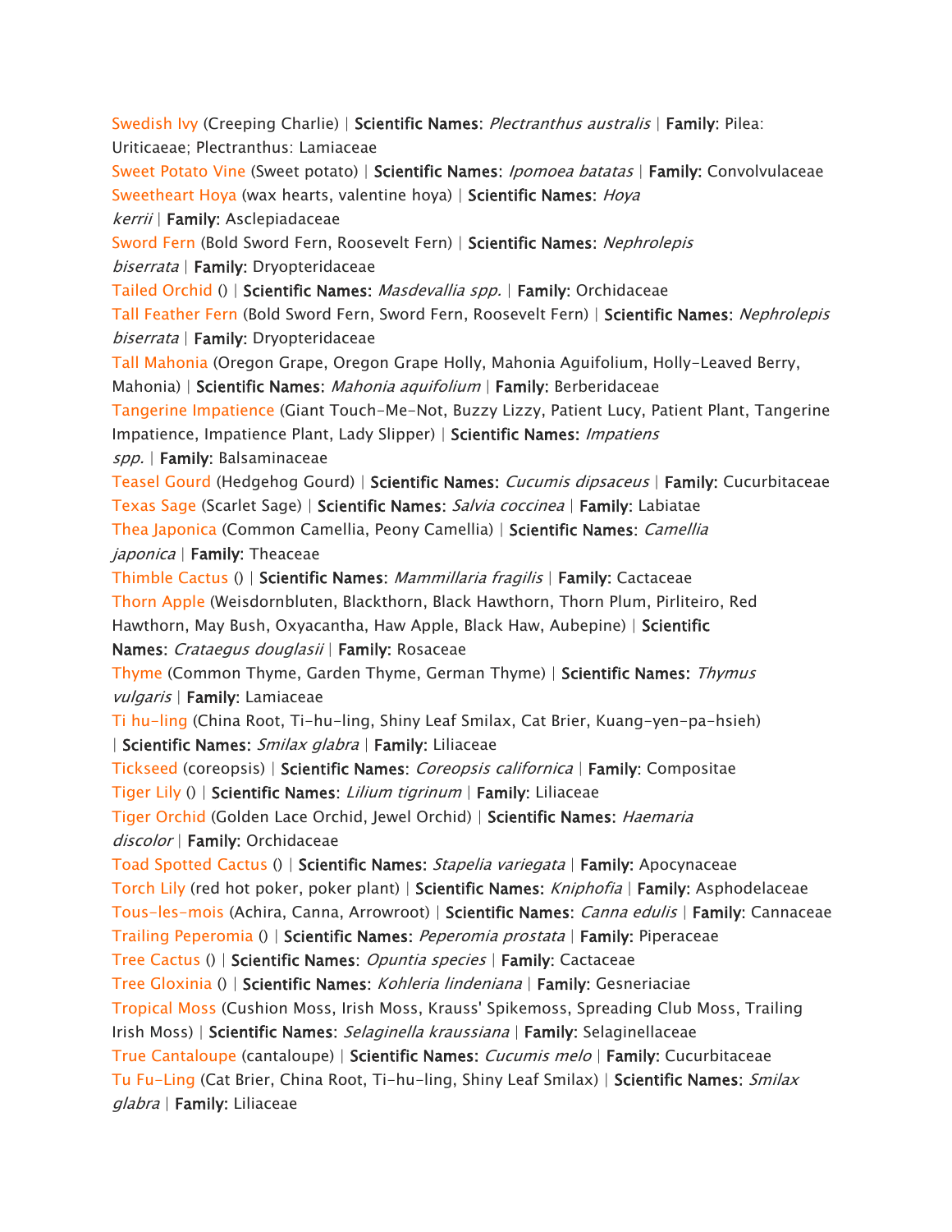Swedish Ivy (Creeping Charlie) | **Scientific Names**: *Plectranthus australis* | **Family**: Pilea: Uriticaeae; Plectranthus: Lamiaceae
Sweet Potato Vine (Sweet potato) | **Scientific Names**: *Ipomoea batatas* | **Family**: Convolvulaceae
Sweetheart Hoya (wax hearts, valentine hoya) | **Scientific Names**: *Hoya kerrii* | **Family**: Asclepiadaceae
Sword Fern (Bold Sword Fern, Roosevelt Fern) | **Scientific Names**: *Nephrolepis biserrata* | **Family**: Dryopteridaceae
Tailed Orchid () | **Scientific Names**: *Masdevallia spp.* | **Family**: Orchidaceae
Tall Feather Fern (Bold Sword Fern, Sword Fern, Roosevelt Fern) | **Scientific Names**: *Nephrolepis biserrata* | **Family**: Dryopteridaceae
Tall Mahonia (Oregon Grape, Oregon Grape Holly, Mahonia Aguifolium, Holly-Leaved Berry, Mahonia) | **Scientific Names**: *Mahonia aquifolium* | **Family**: Berberidaceae
Tangerine Impatience (Giant Touch-Me-Not, Buzzy Lizzy, Patient Lucy, Patient Plant, Tangerine Impatience, Impatience Plant, Lady Slipper) | **Scientific Names**: *Impatiens spp.* | **Family**: Balsaminaceae
Teasel Gourd (Hedgehog Gourd) | **Scientific Names**: *Cucumis dipsaceus* | **Family**: Cucurbitaceae
Texas Sage (Scarlet Sage) | **Scientific Names**: *Salvia coccinea* | **Family**: Labiatae
Thea Japonica (Common Camellia, Peony Camellia) | **Scientific Names**: *Camellia japonica* | **Family**: Theaceae
Thimble Cactus () | **Scientific Names**: *Mammillaria fragilis* | **Family**: Cactaceae
Thorn Apple (Weisdornbluten, Blackthorn, Black Hawthorn, Thorn Plum, Pirliteiro, Red Hawthorn, May Bush, Oxyacantha, Haw Apple, Black Haw, Aubepine) | **Scientific Names**: *Crataegus douglasii* | **Family**: Rosaceae
Thyme (Common Thyme, Garden Thyme, German Thyme) | **Scientific Names**: *Thymus vulgaris* | **Family**: Lamiaceae
Ti hu-ling (China Root, Ti-hu-ling, Shiny Leaf Smilax, Cat Brier, Kuang-yen-pa-hsieh) | **Scientific Names**: *Smilax glabra* | **Family**: Liliaceae
Tickseed (coreopsis) | **Scientific Names**: *Coreopsis californica* | **Family**: Compositae
Tiger Lily () | **Scientific Names**: *Lilium tigrinum* | **Family**: Liliaceae
Tiger Orchid (Golden Lace Orchid, Jewel Orchid) | **Scientific Names**: *Haemaria discolor* | **Family**: Orchidaceae
Toad Spotted Cactus () | **Scientific Names**: *Stapelia variegata* | **Family**: Apocynaceae
Torch Lily (red hot poker, poker plant) | **Scientific Names**: *Kniphofia* | **Family**: Asphodelaceae
Tous-les-mois (Achira, Canna, Arrowroot) | **Scientific Names**: *Canna edulis* | **Family**: Cannaceae
Trailing Peperomia () | **Scientific Names**: *Peperomia prostata* | **Family**: Piperaceae
Tree Cactus () | **Scientific Names**: *Opuntia species* | **Family**: Cactaceae
Tree Gloxinia () | **Scientific Names**: *Kohleria lindeniana* | **Family**: Gesneriaciae
Tropical Moss (Cushion Moss, Irish Moss, Krauss' Spikemoss, Spreading Club Moss, Trailing Irish Moss) | **Scientific Names**: *Selaginella kraussiana* | **Family**: Selaginellaceae
True Cantaloupe (cantaloupe) | **Scientific Names**: *Cucumis melo* | **Family**: Cucurbitaceae
Tu Fu-Ling (Cat Brier, China Root, Ti-hu-ling, Shiny Leaf Smilax) | **Scientific Names**: *Smilax glabra* | **Family**: Liliaceae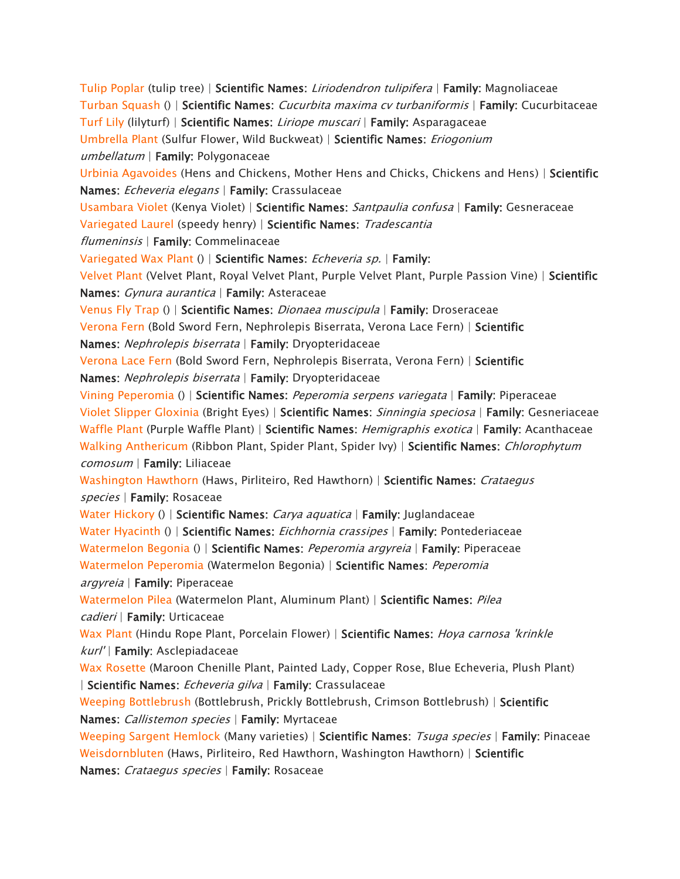Tulip Poplar (tulip tree) | **Scientific Names**: *Liriodendron tulipifera* | **Family**: Magnoliaceae
Turban Squash () | **Scientific Names**: *Cucurbita maxima cv turbaniformis* | **Family**: Cucurbitaceae
Turf Lily (lilyturf) | **Scientific Names**: *Liriope muscari* | **Family**: Asparagaceae
Umbrella Plant (Sulfur Flower, Wild Buckweat) | **Scientific Names**: *Eriogonium umbellatum* | **Family**: Polygonaceae
Urbinia Agavoides (Hens and Chickens, Mother Hens and Chicks, Chickens and Hens) | **Scientific Names**: *Echeveria elegans* | **Family**: Crassulaceae
Usambara Violet (Kenya Violet) | **Scientific Names**: *Santpaulia confusa* | **Family**: Gesneraceae
Variegated Laurel (speedy henry) | **Scientific Names**: *Tradescantia flumeninsis* | **Family**: Commelinaceae
Variegated Wax Plant () | **Scientific Names**: *Echeveria sp.* | **Family**:
Velvet Plant (Velvet Plant, Royal Velvet Plant, Purple Velvet Plant, Purple Passion Vine) | **Scientific Names**: *Gynura aurantica* | **Family**: Asteraceae
Venus Fly Trap () | **Scientific Names**: *Dionaea muscipula* | **Family**: Droseraceae
Verona Fern (Bold Sword Fern, Nephrolepis Biserrata, Verona Lace Fern) | **Scientific Names**: *Nephrolepis biserrata* | **Family**: Dryopteridaceae
Verona Lace Fern (Bold Sword Fern, Nephrolepis Biserrata, Verona Fern) | **Scientific Names**: *Nephrolepis biserrata* | **Family**: Dryopteridaceae
Vining Peperomia () | **Scientific Names**: *Peperomia serpens variegata* | **Family**: Piperaceae
Violet Slipper Gloxinia (Bright Eyes) | **Scientific Names**: *Sinningia speciosa* | **Family**: Gesneriaceae
Waffle Plant (Purple Waffle Plant) | **Scientific Names**: *Hemigraphis exotica* | **Family**: Acanthaceae
Walking Anthericum (Ribbon Plant, Spider Plant, Spider Ivy) | **Scientific Names**: *Chlorophytum comosum* | **Family**: Liliaceae
Washington Hawthorn (Haws, Pirliteiro, Red Hawthorn) | **Scientific Names**: *Crataegus species* | **Family**: Rosaceae
Water Hickory () | **Scientific Names**: *Carya aquatica* | **Family**: Juglandaceae
Water Hyacinth () | **Scientific Names**: *Eichhornia crassipes* | **Family**: Pontederiaceae
Watermelon Begonia () | **Scientific Names**: *Peperomia argyreia* | **Family**: Piperaceae
Watermelon Peperomia (Watermelon Begonia) | **Scientific Names**: *Peperomia argyreia* | **Family**: Piperaceae
Watermelon Pilea (Watermelon Plant, Aluminum Plant) | **Scientific Names**: *Pilea cadieri* | **Family**: Urticaceae
Wax Plant (Hindu Rope Plant, Porcelain Flower) | **Scientific Names**: *Hoya carnosa 'krinkle kurl'* | **Family**: Asclepiadaceae
Wax Rosette (Maroon Chenille Plant, Painted Lady, Copper Rose, Blue Echeveria, Plush Plant) | **Scientific Names**: *Echeveria gilva* | **Family**: Crassulaceae
Weeping Bottlebrush (Bottlebrush, Prickly Bottlebrush, Crimson Bottlebrush) | **Scientific Names**: *Callistemon species* | **Family**: Myrtaceae
Weeping Sargent Hemlock (Many varieties) | **Scientific Names**: *Tsuga species* | **Family**: Pinaceae
Weisdornbluten (Haws, Pirliteiro, Red Hawthorn, Washington Hawthorn) | **Scientific Names**: *Crataegus species* | **Family**: Rosaceae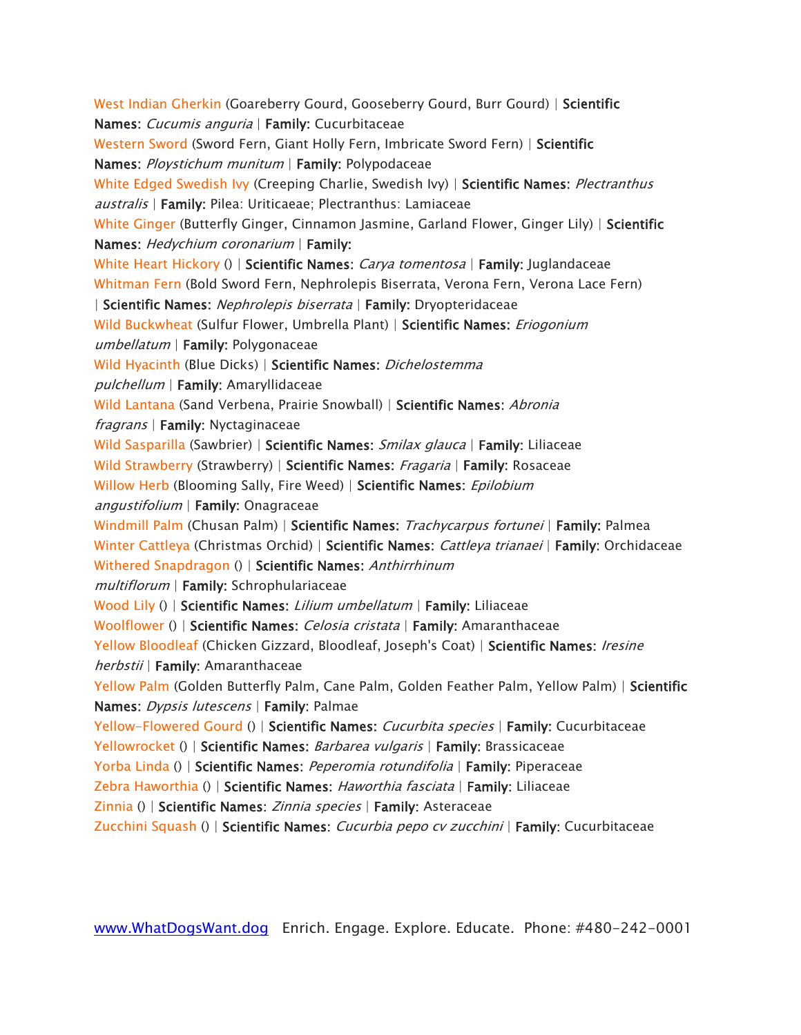West Indian Gherkin (Goareberry Gourd, Gooseberry Gourd, Burr Gourd) | **Scientific Names**: *Cucumis anguria* | **Family:** Cucurbitaceae

Western Sword (Sword Fern, Giant Holly Fern, Imbricate Sword Fern) | **Scientific Names**: *Ploystichum munitum* | **Family:** Polypodaceae

White Edged Swedish Ivy (Creeping Charlie, Swedish Ivy) | **Scientific Names**: *Plectranthus australis* | **Family:** Pilea: Uriticaeae; Plectranthus: Lamiaceae

White Ginger (Butterfly Ginger, Cinnamon Jasmine, Garland Flower, Ginger Lily) | **Scientific Names**: *Hedychium coronarium* | **Family:**

White Heart Hickory () | **Scientific Names**: *Carya tomentosa* | **Family:** Juglandaceae

Whitman Fern (Bold Sword Fern, Nephrolepis Biserrata, Verona Fern, Verona Lace Fern) | **Scientific Names**: *Nephrolepis biserrata* | **Family:** Dryopteridaceae

Wild Buckwheat (Sulfur Flower, Umbrella Plant) | **Scientific Names**: *Eriogonium umbellatum* | **Family:** Polygonaceae

Wild Hyacinth (Blue Dicks) | **Scientific Names**: *Dichelostemma pulchellum* | **Family**: Amaryllidaceae

Wild Lantana (Sand Verbena, Prairie Snowball) | **Scientific Names**: *Abronia fragrans* | **Family**: Nyctaginaceae

Wild Sasparilla (Sawbrier) | **Scientific Names**: *Smilax glauca* | **Family:** Liliaceae

Wild Strawberry (Strawberry) | **Scientific Names**: *Fragaria* | **Family:** Rosaceae

Willow Herb (Blooming Sally, Fire Weed) | **Scientific Names**: *Epilobium angustifolium* | **Family**: Onagraceae

Windmill Palm (Chusan Palm) | **Scientific Names**: *Trachycarpus fortunei* | **Family:** Palmea

Winter Cattleya (Christmas Orchid) | **Scientific Names**: *Cattleya trianaei* | **Family**: Orchidaceae

Withered Snapdragon () | **Scientific Names**: *Anthirrhinum multiflorum* | **Family:** Schrophulariaceae

Wood Lily () | **Scientific Names**: *Lilium umbellatum* | **Family:** Liliaceae

Woolflower () | **Scientific Names**: *Celosia cristata* | **Family:** Amaranthaceae

Yellow Bloodleaf (Chicken Gizzard, Bloodleaf, Joseph's Coat) | **Scientific Names**: *Iresine herbstii* | **Family**: Amaranthaceae

Yellow Palm (Golden Butterfly Palm, Cane Palm, Golden Feather Palm, Yellow Palm) | **Scientific Names**: *Dypsis lutescens* | **Family**: Palmae

Yellow-Flowered Gourd () | **Scientific Names**: *Cucurbita species* | **Family:** Cucurbitaceae

Yellowrocket () | **Scientific Names**: *Barbarea vulgaris* | **Family**: Brassicaceae

Yorba Linda () | **Scientific Names**: *Peperomia rotundifolia* | **Family**: Piperaceae

Zebra Haworthia () | **Scientific Names**: *Haworthia fasciata* | **Family**: Liliaceae

Zinnia () | **Scientific Names**: *Zinnia species* | **Family**: Asteraceae

Zucchini Squash () | **Scientific Names**: *Cucurbia pepo cv zucchini* | **Family**: Cucurbitaceae

www.WhatDogsWant.dog Enrich. Engage. Explore. Educate. Phone: #480-242-0001